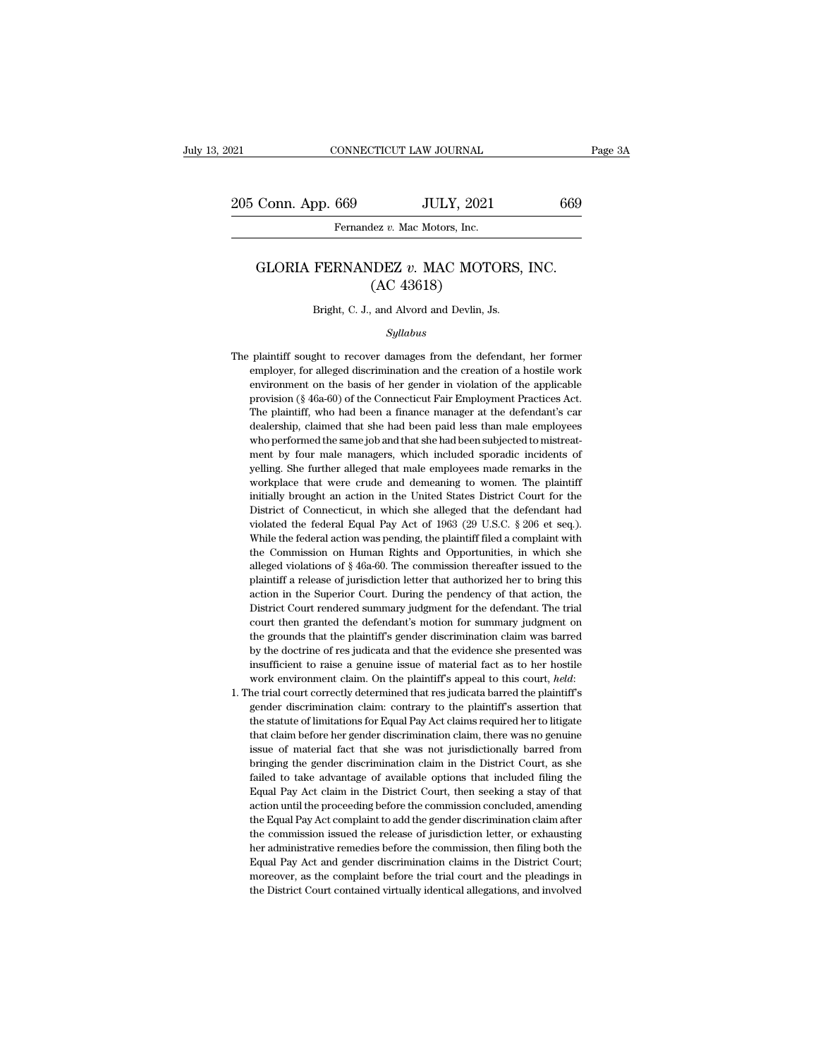# GLORIA FERNANDEZ *v.* MAC MOTORS, INC.
## (AC 43618)

Bright, C. J., and Alvord and Devlin, Js.

*Syllabus*

The plaintiff sought to recover damages from the defendant, her former employer, for alleged discrimination and the creation of a hostile work environment on the basis of her gender in violation of the applicable provision (§ 46a-60) of the Connecticut Fair Employment Practices Act. The plaintiff, who had been a finance manager at the defendant's car dealership, claimed that she had been paid less than male employees who performed the same job and that she had been subjected to mistreatment by four male managers, which included sporadic incidents of yelling. She further alleged that male employees made remarks in the workplace that were crude and demeaning to women. The plaintiff initially brought an action in the United States District Court for the District of Connecticut, in which she alleged that the defendant had violated the federal Equal Pay Act of 1963 (29 U.S.C. § 206 et seq.). While the federal action was pending, the plaintiff filed a complaint with the Commission on Human Rights and Opportunities, in which she alleged violations of § 46a-60. The commission thereafter issued to the plaintiff a release of jurisdiction letter that authorized her to bring this action in the Superior Court. During the pendency of that action, the District Court rendered summary judgment for the defendant. The trial court then granted the defendant's motion for summary judgment on the grounds that the plaintiff's gender discrimination claim was barred by the doctrine of res judicata and that the evidence she presented was insufficient to raise a genuine issue of material fact as to her hostile work environment claim. On the plaintiff's appeal to this court, *held*:

1. The trial court correctly determined that res judicata barred the plaintiff's gender discrimination claim: contrary to the plaintiff's assertion that the statute of limitations for Equal Pay Act claims required her to litigate that claim before her gender discrimination claim, there was no genuine issue of material fact that she was not jurisdictionally barred from bringing the gender discrimination claim in the District Court, as she failed to take advantage of available options that included filing the Equal Pay Act claim in the District Court, then seeking a stay of that action until the proceeding before the commission concluded, amending the Equal Pay Act complaint to add the gender discrimination claim after the commission issued the release of jurisdiction letter, or exhausting her administrative remedies before the commission, then filing both the Equal Pay Act and gender discrimination claims in the District Court; moreover, as the complaint before the trial court and the pleadings in the District Court contained virtually identical allegations, and involved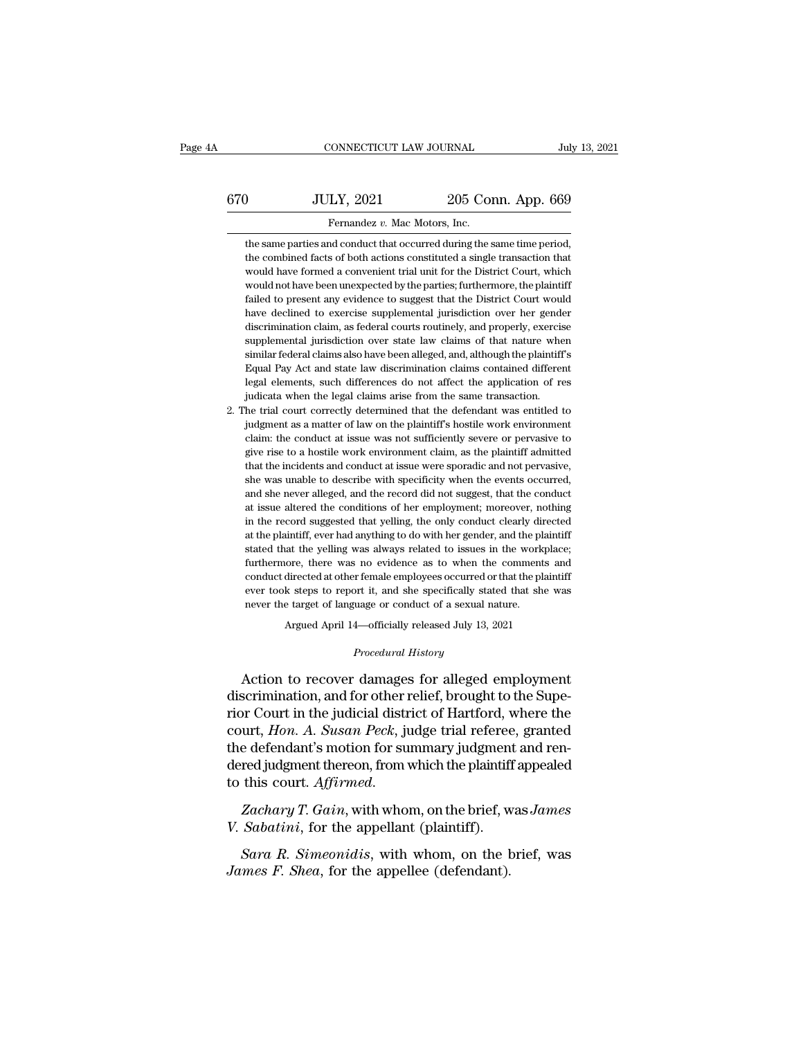the same parties and conduct that occurred during the same time period, the combined facts of both actions constituted a single transaction that would have formed a convenient trial unit for the District Court, which would not have been unexpected by the parties; furthermore, the plaintiff failed to present any evidence to suggest that the District Court would have declined to exercise supplemental jurisdiction over her gender discrimination claim, as federal courts routinely, and properly, exercise supplemental jurisdiction over state law claims of that nature when similar federal claims also have been alleged, and, although the plaintiff's Equal Pay Act and state law discrimination claims contained different legal elements, such differences do not affect the application of res judicata when the legal claims arise from the same transaction.

2. The trial court correctly determined that the defendant was entitled to judgment as a matter of law on the plaintiff's hostile work environment claim: the conduct at issue was not sufficiently severe or pervasive to give rise to a hostile work environment claim, as the plaintiff admitted that the incidents and conduct at issue were sporadic and not pervasive, she was unable to describe with specificity when the events occurred, and she never alleged, and the record did not suggest, that the conduct at issue altered the conditions of her employment; moreover, nothing in the record suggested that yelling, the only conduct clearly directed at the plaintiff, ever had anything to do with her gender, and the plaintiff stated that the yelling was always related to issues in the workplace; furthermore, there was no evidence as to when the comments and conduct directed at other female employees occurred or that the plaintiff ever took steps to report it, and she specifically stated that she was never the target of language or conduct of a sexual nature.

Argued April 14—officially released July 13, 2021

*Procedural History*

Action to recover damages for alleged employment discrimination, and for other relief, brought to the Superior Court in the judicial district of Hartford, where the court, *Hon. A. Susan Peck*, judge trial referee, granted the defendant's motion for summary judgment and rendered judgment thereon, from which the plaintiff appealed to this court. *Affirmed*.

*Zachary T. Gain*, with whom, on the brief, was *James V. Sabatini*, for the appellant (plaintiff).

*Sara R. Simeonidis*, with whom, on the brief, was *James F. Shea*, for the appellee (defendant).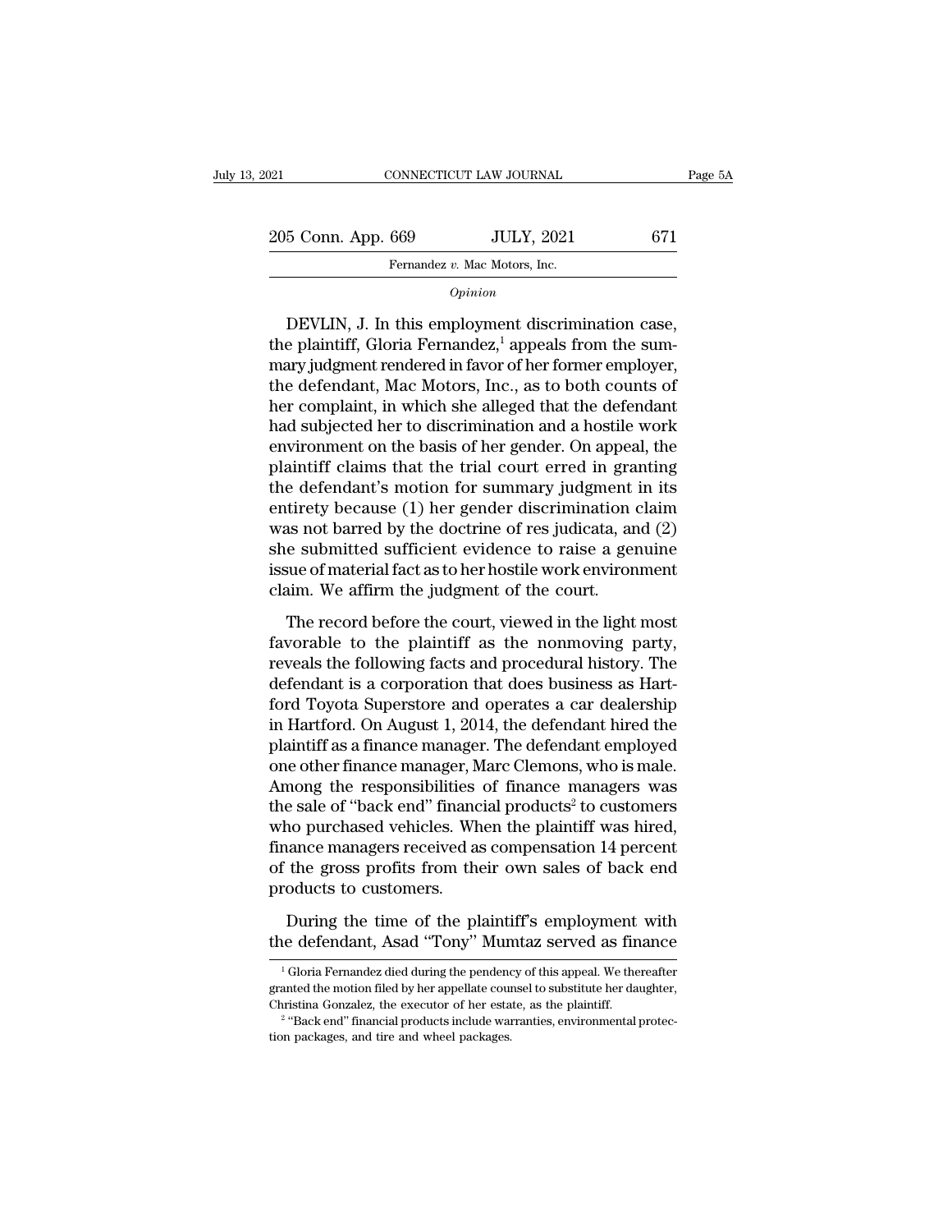*Opinion*

DEVLIN, J. In this employment discrimination case, the plaintiff, Gloria Fernandez,[1] appeals from the summary judgment rendered in favor of her former employer, the defendant, Mac Motors, Inc., as to both counts of her complaint, in which she alleged that the defendant had subjected her to discrimination and a hostile work environment on the basis of her gender. On appeal, the plaintiff claims that the trial court erred in granting the defendant's motion for summary judgment in its entirety because (1) her gender discrimination claim was not barred by the doctrine of res judicata, and (2) she submitted sufficient evidence to raise a genuine issue of material fact as to her hostile work environment claim. We affirm the judgment of the court.

The record before the court, viewed in the light most favorable to the plaintiff as the nonmoving party, reveals the following facts and procedural history. The defendant is a corporation that does business as Hartford Toyota Superstore and operates a car dealership in Hartford. On August 1, 2014, the defendant hired the plaintiff as a finance manager. The defendant employed one other finance manager, Marc Clemons, who is male. Among the responsibilities of finance managers was the sale of "back end" financial products[2] to customers who purchased vehicles. When the plaintiff was hired, finance managers received as compensation 14 percent of the gross profits from their own sales of back end products to customers.

During the time of the plaintiff's employment with the defendant, Asad "Tony" Mumtaz served as finance

[1] Gloria Fernandez died during the pendency of this appeal. We thereafter granted the motion filed by her appellate counsel to substitute her daughter, Christina Gonzalez, the executor of her estate, as the plaintiff.

[2] "Back end" financial products include warranties, environmental protection packages, and tire and wheel packages.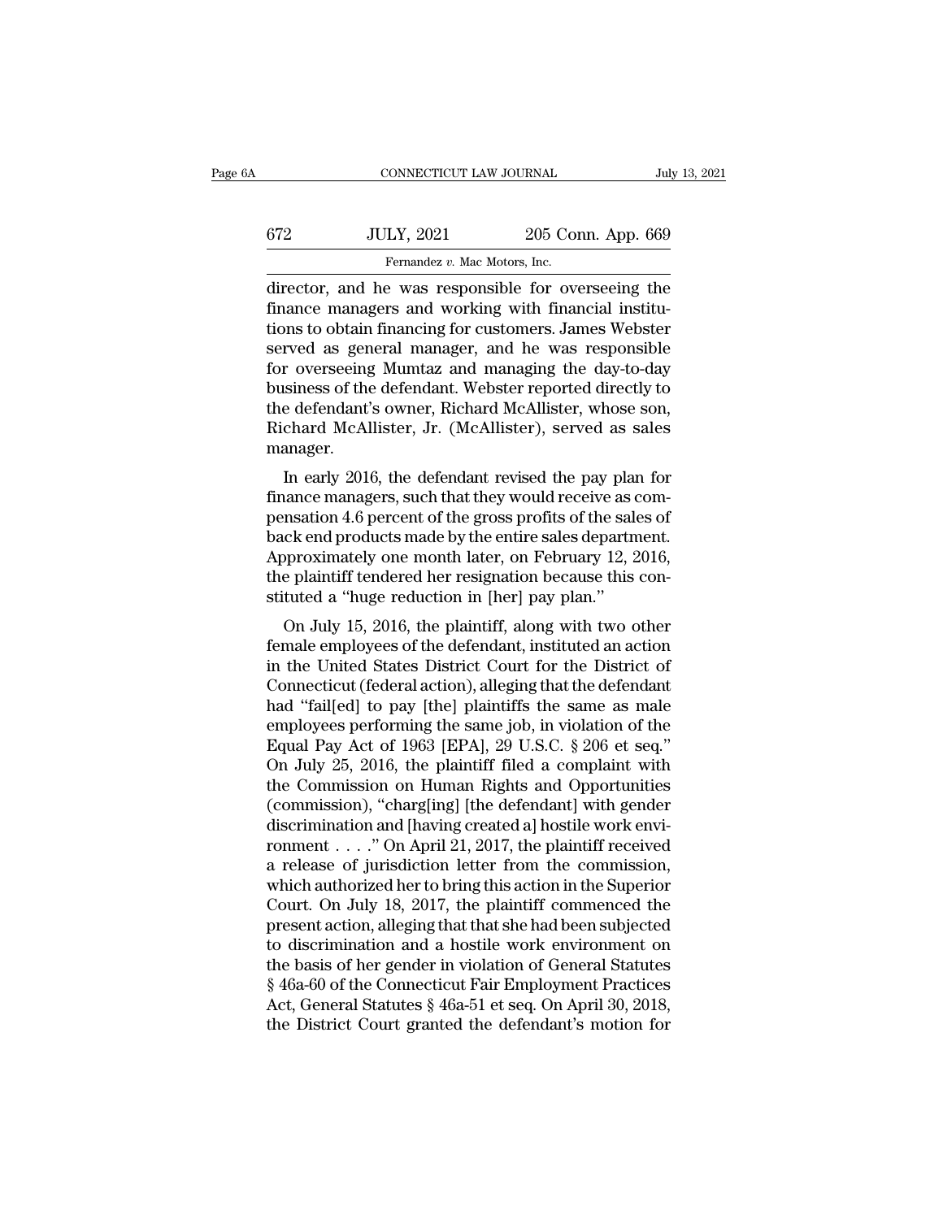director, and he was responsible for overseeing the finance managers and working with financial institutions to obtain financing for customers. James Webster served as general manager, and he was responsible for overseeing Mumtaz and managing the day-to-day business of the defendant. Webster reported directly to the defendant's owner, Richard McAllister, whose son, Richard McAllister, Jr. (McAllister), served as sales manager.

In early 2016, the defendant revised the pay plan for finance managers, such that they would receive as compensation 4.6 percent of the gross profits of the sales of back end products made by the entire sales department. Approximately one month later, on February 12, 2016, the plaintiff tendered her resignation because this constituted a "huge reduction in [her] pay plan."

On July 15, 2016, the plaintiff, along with two other female employees of the defendant, instituted an action in the United States District Court for the District of Connecticut (federal action), alleging that the defendant had "fail[ed] to pay [the] plaintiffs the same as male employees performing the same job, in violation of the Equal Pay Act of 1963 [EPA], 29 U.S.C. § 206 et seq." On July 25, 2016, the plaintiff filed a complaint with the Commission on Human Rights and Opportunities (commission), "charg[ing] [the defendant] with gender discrimination and [having created a] hostile work environment . . . ." On April 21, 2017, the plaintiff received a release of jurisdiction letter from the commission, which authorized her to bring this action in the Superior Court. On July 18, 2017, the plaintiff commenced the present action, alleging that that she had been subjected to discrimination and a hostile work environment on the basis of her gender in violation of General Statutes § 46a-60 of the Connecticut Fair Employment Practices Act, General Statutes § 46a-51 et seq. On April 30, 2018, the District Court granted the defendant's motion for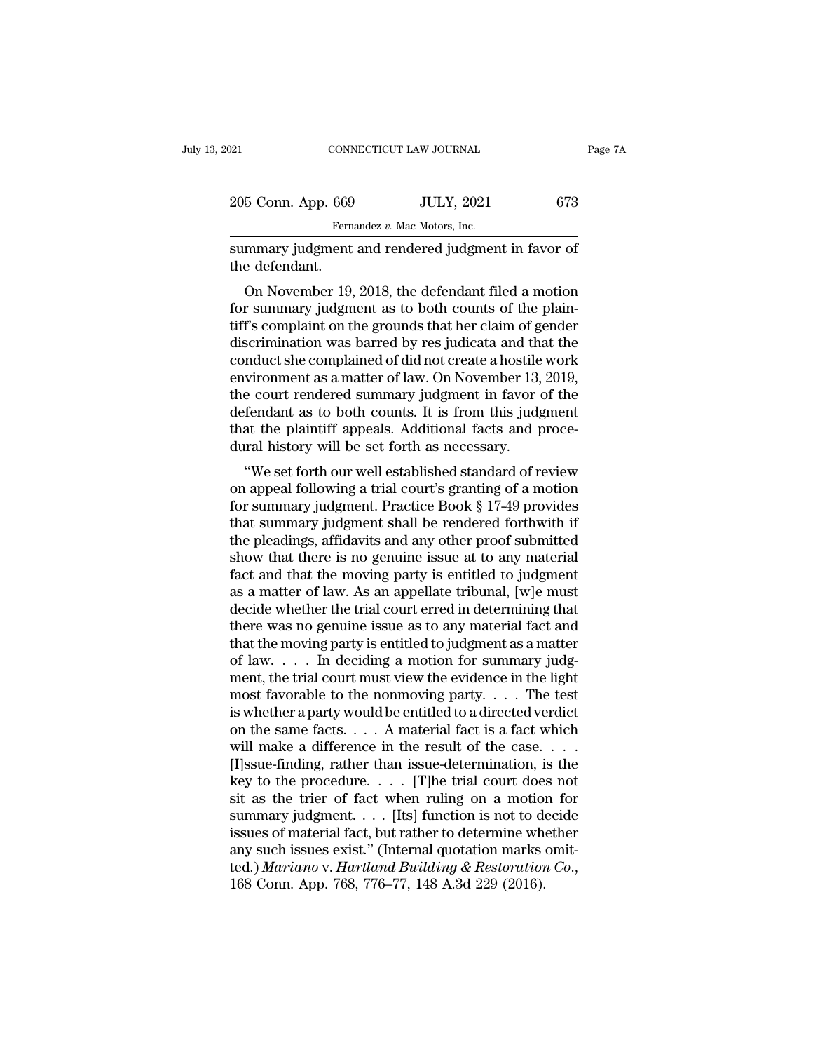summary judgment and rendered judgment in favor of the defendant.

On November 19, 2018, the defendant filed a motion for summary judgment as to both counts of the plaintiff's complaint on the grounds that her claim of gender discrimination was barred by res judicata and that the conduct she complained of did not create a hostile work environment as a matter of law. On November 13, 2019, the court rendered summary judgment in favor of the defendant as to both counts. It is from this judgment that the plaintiff appeals. Additional facts and procedural history will be set forth as necessary.

"We set forth our well established standard of review on appeal following a trial court's granting of a motion for summary judgment. Practice Book § 17-49 provides that summary judgment shall be rendered forthwith if the pleadings, affidavits and any other proof submitted show that there is no genuine issue at to any material fact and that the moving party is entitled to judgment as a matter of law. As an appellate tribunal, [w]e must decide whether the trial court erred in determining that there was no genuine issue as to any material fact and that the moving party is entitled to judgment as a matter of law. . . . In deciding a motion for summary judgment, the trial court must view the evidence in the light most favorable to the nonmoving party. . . . The test is whether a party would be entitled to a directed verdict on the same facts. . . . A material fact is a fact which will make a difference in the result of the case. . . . [I]ssue-finding, rather than issue-determination, is the key to the procedure. . . . [T]he trial court does not sit as the trier of fact when ruling on a motion for summary judgment. . . . [Its] function is not to decide issues of material fact, but rather to determine whether any such issues exist." (Internal quotation marks omitted.) *Mariano* v. *Hartland Building & Restoration Co.*, 168 Conn. App. 768, 776–77, 148 A.3d 229 (2016).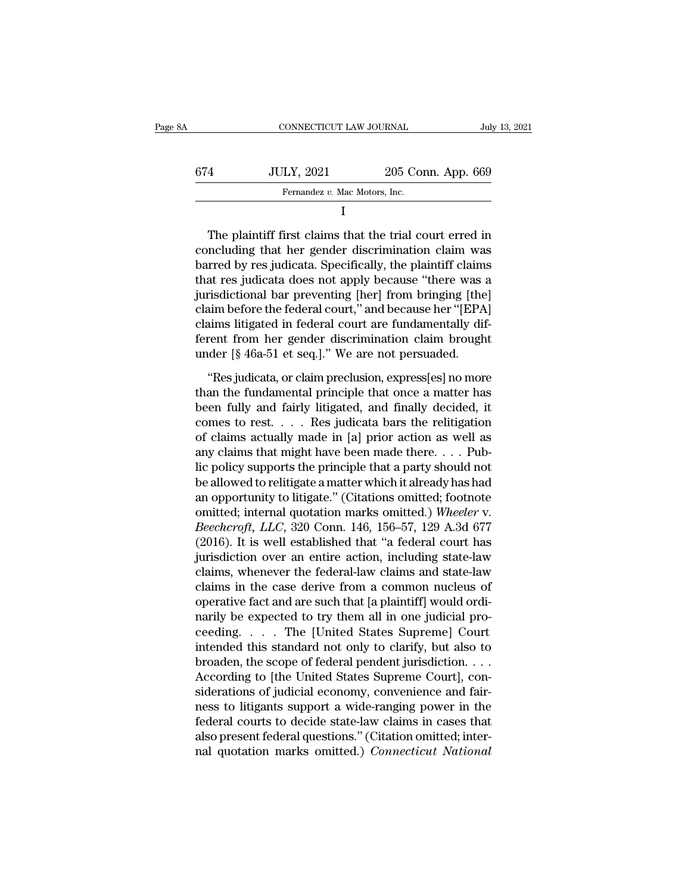I

The plaintiff first claims that the trial court erred in concluding that her gender discrimination claim was barred by res judicata. Specifically, the plaintiff claims that res judicata does not apply because "there was a jurisdictional bar preventing [her] from bringing [the] claim before the federal court," and because her "[EPA] claims litigated in federal court are fundamentally different from her gender discrimination claim brought under [§ 46a-51 et seq.]." We are not persuaded.

"Res judicata, or claim preclusion, express[es] no more than the fundamental principle that once a matter has been fully and fairly litigated, and finally decided, it comes to rest. . . . Res judicata bars the relitigation of claims actually made in [a] prior action as well as any claims that might have been made there. . . . Public policy supports the principle that a party should not be allowed to relitigate a matter which it already has had an opportunity to litigate." (Citations omitted; footnote omitted; internal quotation marks omitted.) *Wheeler* v. *Beechcroft, LLC*, 320 Conn. 146, 156–57, 129 A.3d 677 (2016). It is well established that "a federal court has jurisdiction over an entire action, including state-law claims, whenever the federal-law claims and state-law claims in the case derive from a common nucleus of operative fact and are such that [a plaintiff] would ordinarily be expected to try them all in one judicial proceeding. . . . The [United States Supreme] Court intended this standard not only to clarify, but also to broaden, the scope of federal pendent jurisdiction. . . . According to [the United States Supreme Court], considerations of judicial economy, convenience and fairness to litigants support a wide-ranging power in the federal courts to decide state-law claims in cases that also present federal questions." (Citation omitted; internal quotation marks omitted.) *Connecticut National*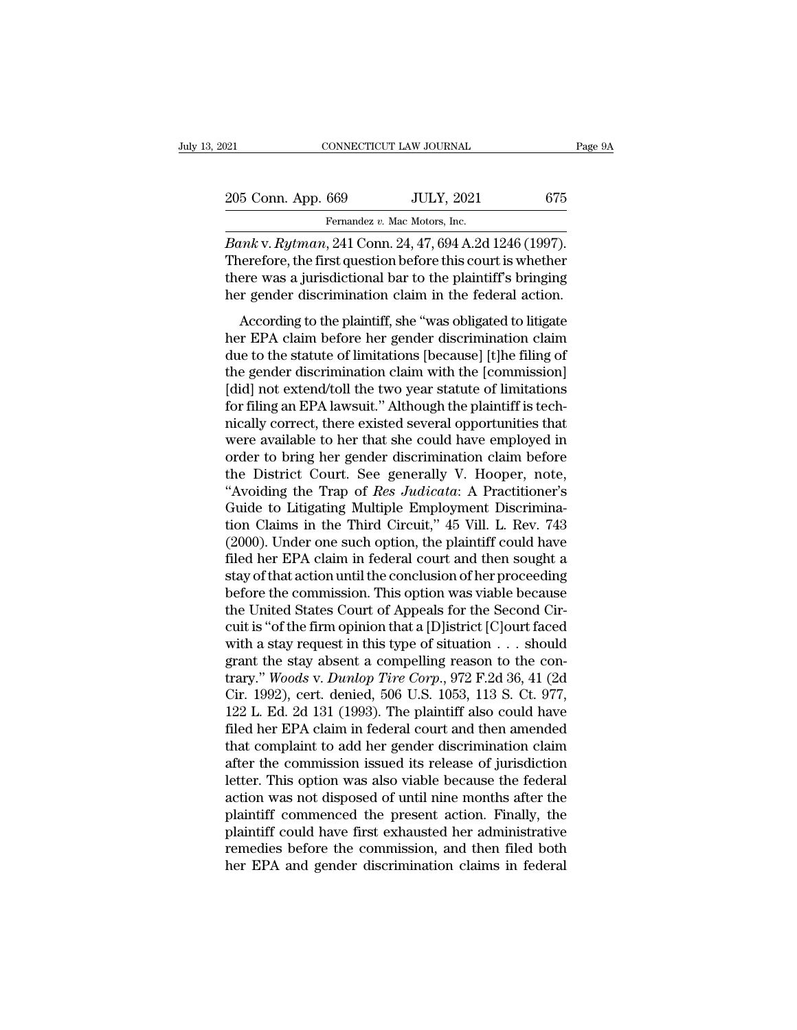*Bank* v. *Rytman*, 241 Conn. 24, 47, 694 A.2d 1246 (1997). Therefore, the first question before this court is whether there was a jurisdictional bar to the plaintiff's bringing her gender discrimination claim in the federal action.

According to the plaintiff, she "was obligated to litigate her EPA claim before her gender discrimination claim due to the statute of limitations [because] [t]he filing of the gender discrimination claim with the [commission] [did] not extend/toll the two year statute of limitations for filing an EPA lawsuit." Although the plaintiff is technically correct, there existed several opportunities that were available to her that she could have employed in order to bring her gender discrimination claim before the District Court. See generally V. Hooper, note, "Avoiding the Trap of *Res Judicata*: A Practitioner's Guide to Litigating Multiple Employment Discrimination Claims in the Third Circuit," 45 Vill. L. Rev. 743 (2000). Under one such option, the plaintiff could have filed her EPA claim in federal court and then sought a stay of that action until the conclusion of her proceeding before the commission. This option was viable because the United States Court of Appeals for the Second Circuit is "of the firm opinion that a [D]istrict [C]ourt faced with a stay request in this type of situation . . . should grant the stay absent a compelling reason to the contrary." *Woods* v. *Dunlop Tire Corp.*, 972 F.2d 36, 41 (2d Cir. 1992), cert. denied, 506 U.S. 1053, 113 S. Ct. 977, 122 L. Ed. 2d 131 (1993). The plaintiff also could have filed her EPA claim in federal court and then amended that complaint to add her gender discrimination claim after the commission issued its release of jurisdiction letter. This option was also viable because the federal action was not disposed of until nine months after the plaintiff commenced the present action. Finally, the plaintiff could have first exhausted her administrative remedies before the commission, and then filed both her EPA and gender discrimination claims in federal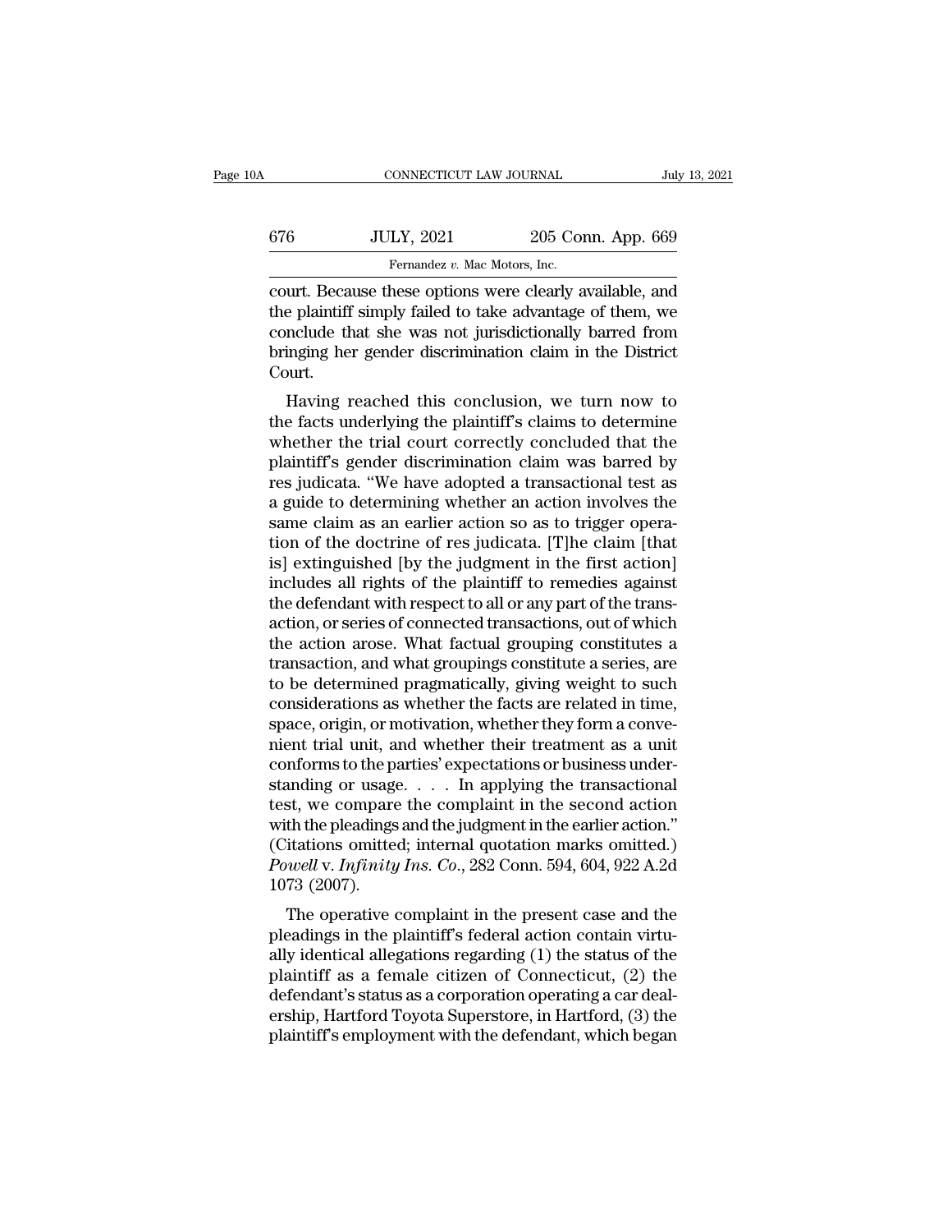court. Because these options were clearly available, and the plaintiff simply failed to take advantage of them, we conclude that she was not jurisdictionally barred from bringing her gender discrimination claim in the District Court.

Having reached this conclusion, we turn now to the facts underlying the plaintiff's claims to determine whether the trial court correctly concluded that the plaintiff's gender discrimination claim was barred by res judicata. "We have adopted a transactional test as a guide to determining whether an action involves the same claim as an earlier action so as to trigger operation of the doctrine of res judicata. [T]he claim [that is] extinguished [by the judgment in the first action] includes all rights of the plaintiff to remedies against the defendant with respect to all or any part of the transaction, or series of connected transactions, out of which the action arose. What factual grouping constitutes a transaction, and what groupings constitute a series, are to be determined pragmatically, giving weight to such considerations as whether the facts are related in time, space, origin, or motivation, whether they form a convenient trial unit, and whether their treatment as a unit conforms to the parties' expectations or business understanding or usage. . . . In applying the transactional test, we compare the complaint in the second action with the pleadings and the judgment in the earlier action." (Citations omitted; internal quotation marks omitted.) *Powell* v. *Infinity Ins. Co.*, 282 Conn. 594, 604, 922 A.2d 1073 (2007).

The operative complaint in the present case and the pleadings in the plaintiff's federal action contain virtually identical allegations regarding (1) the status of the plaintiff as a female citizen of Connecticut, (2) the defendant's status as a corporation operating a car dealership, Hartford Toyota Superstore, in Hartford, (3) the plaintiff's employment with the defendant, which began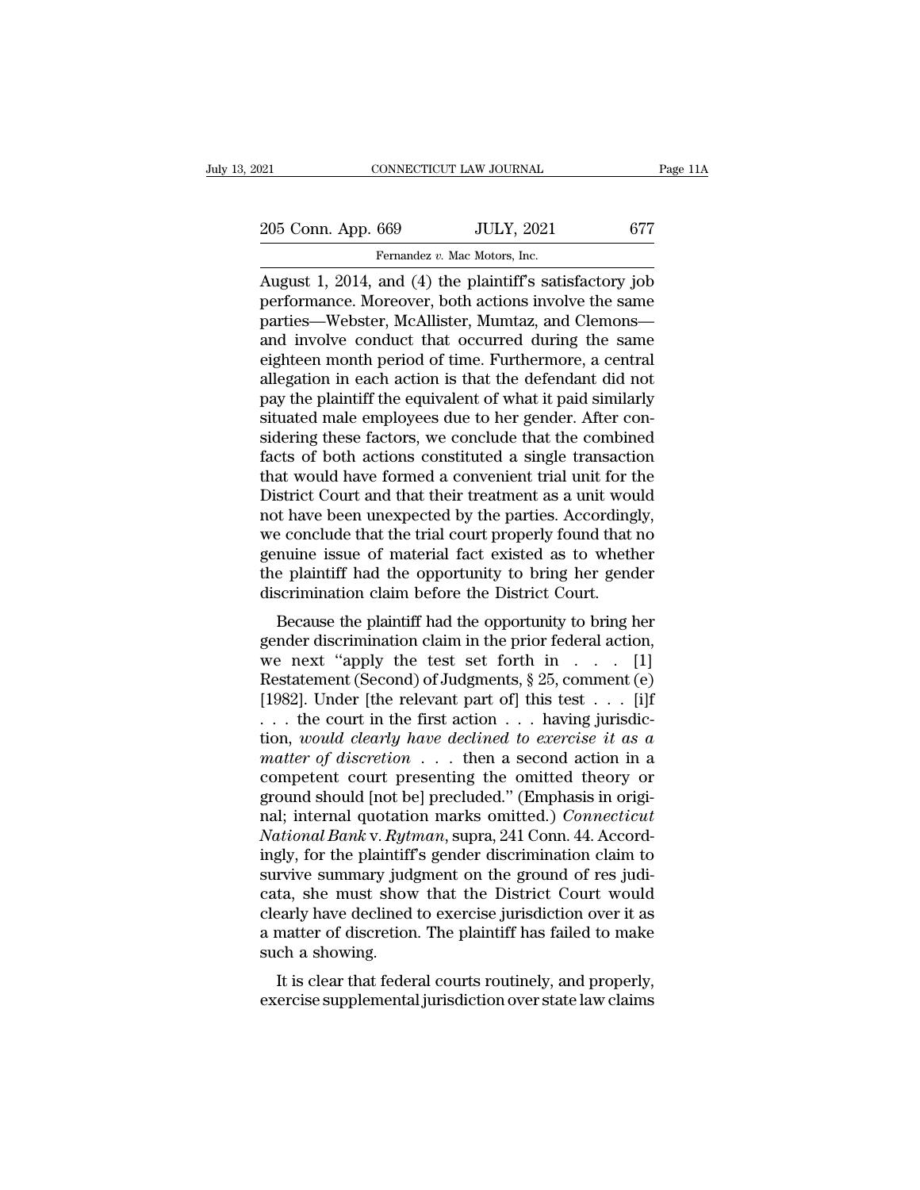August 1, 2014, and (4) the plaintiff's satisfactory job performance. Moreover, both actions involve the same parties—Webster, McAllister, Mumtaz, and Clemons—and involve conduct that occurred during the same eighteen month period of time. Furthermore, a central allegation in each action is that the defendant did not pay the plaintiff the equivalent of what it paid similarly situated male employees due to her gender. After considering these factors, we conclude that the combined facts of both actions constituted a single transaction that would have formed a convenient trial unit for the District Court and that their treatment as a unit would not have been unexpected by the parties. Accordingly, we conclude that the trial court properly found that no genuine issue of material fact existed as to whether the plaintiff had the opportunity to bring her gender discrimination claim before the District Court.

Because the plaintiff had the opportunity to bring her gender discrimination claim in the prior federal action, we next "apply the test set forth in . . . [1] Restatement (Second) of Judgments, § 25, comment (e) [1982]. Under [the relevant part of] this test . . . [i]f . . . the court in the first action . . . having jurisdiction, *would clearly have declined to exercise it as a matter of discretion* . . . then a second action in a competent court presenting the omitted theory or ground should [not be] precluded." (Emphasis in original; internal quotation marks omitted.) *Connecticut National Bank* v. *Rytman*, supra, 241 Conn. 44. Accordingly, for the plaintiff's gender discrimination claim to survive summary judgment on the ground of res judicata, she must show that the District Court would clearly have declined to exercise jurisdiction over it as a matter of discretion. The plaintiff has failed to make such a showing.

It is clear that federal courts routinely, and properly, exercise supplemental jurisdiction over state law claims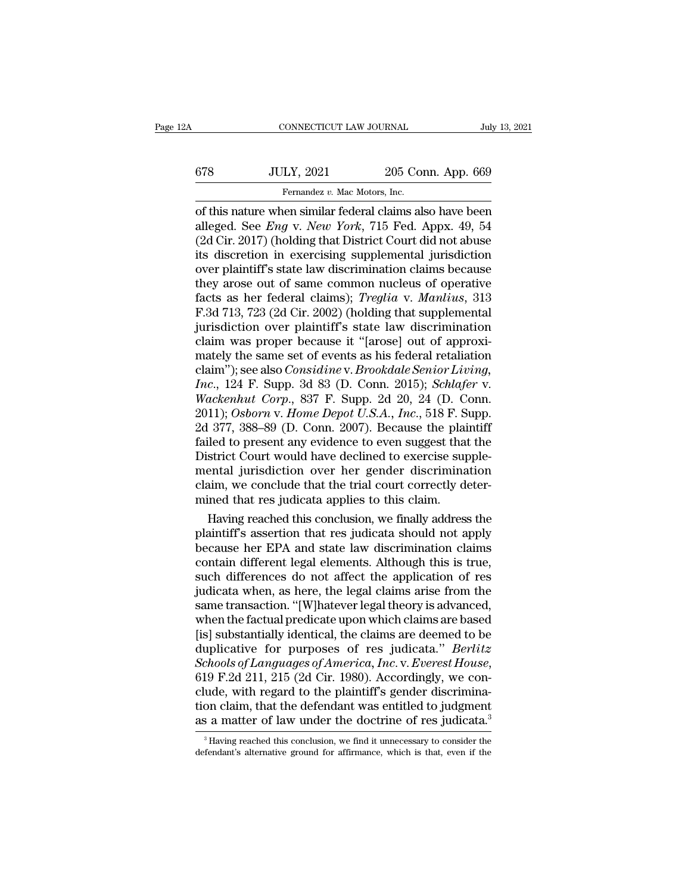of this nature when similar federal claims also have been alleged. See *Eng* v. *New York*, 715 Fed. Appx. 49, 54 (2d Cir. 2017) (holding that District Court did not abuse its discretion in exercising supplemental jurisdiction over plaintiff's state law discrimination claims because they arose out of same common nucleus of operative facts as her federal claims); *Treglia* v. *Manlius*, 313 F.3d 713, 723 (2d Cir. 2002) (holding that supplemental jurisdiction over plaintiff's state law discrimination claim was proper because it "[arose] out of approximately the same set of events as his federal retaliation claim"); see also *Considine* v. *Brookdale Senior Living, Inc.*, 124 F. Supp. 3d 83 (D. Conn. 2015); *Schlafer* v. *Wackenhut Corp.*, 837 F. Supp. 2d 20, 24 (D. Conn. 2011); *Osborn* v. *Home Depot U.S.A., Inc.*, 518 F. Supp. 2d 377, 388–89 (D. Conn. 2007). Because the plaintiff failed to present any evidence to even suggest that the District Court would have declined to exercise supplemental jurisdiction over her gender discrimination claim, we conclude that the trial court correctly determined that res judicata applies to this claim.

Having reached this conclusion, we finally address the plaintiff's assertion that res judicata should not apply because her EPA and state law discrimination claims contain different legal elements. Although this is true, such differences do not affect the application of res judicata when, as here, the legal claims arise from the same transaction. "[W]hatever legal theory is advanced, when the factual predicate upon which claims are based [is] substantially identical, the claims are deemed to be duplicative for purposes of res judicata." *Berlitz Schools of Languages of America, Inc.* v. *Everest House*, 619 F.2d 211, 215 (2d Cir. 1980). Accordingly, we conclude, with regard to the plaintiff's gender discrimination claim, that the defendant was entitled to judgment as a matter of law under the doctrine of res judicata.[3]

[3] Having reached this conclusion, we find it unnecessary to consider the defendant's alternative ground for affirmance, which is that, even if the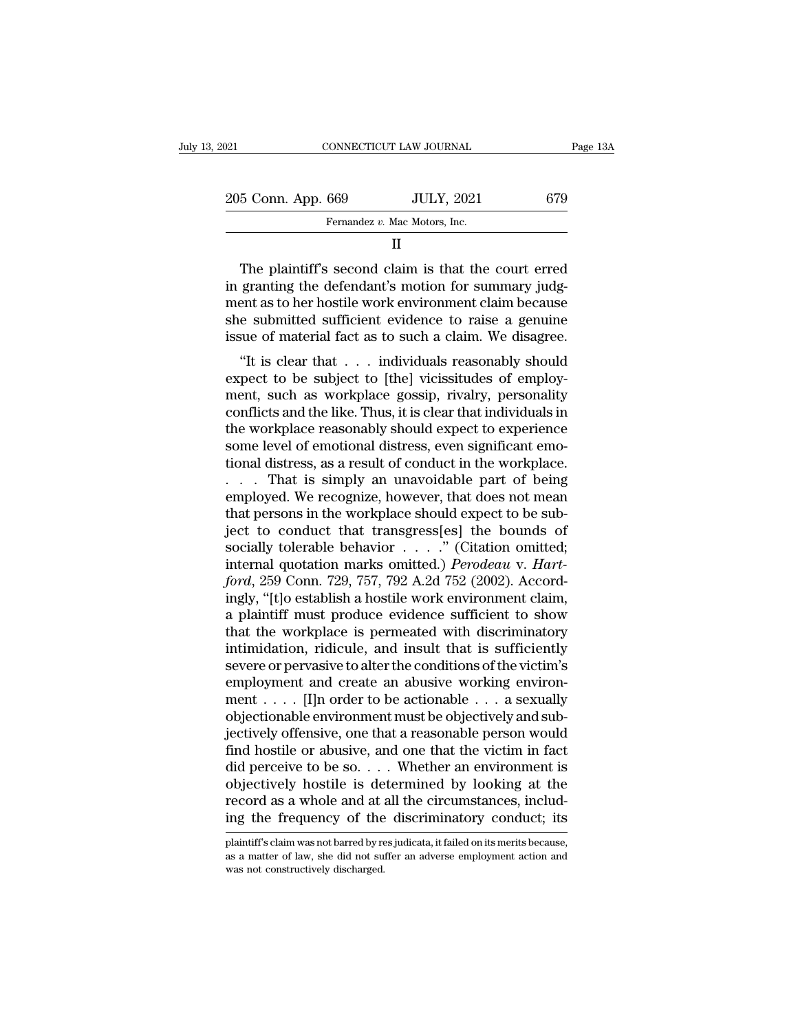II

The plaintiff's second claim is that the court erred in granting the defendant's motion for summary judgment as to her hostile work environment claim because she submitted sufficient evidence to raise a genuine issue of material fact as to such a claim. We disagree.

"It is clear that . . . individuals reasonably should expect to be subject to [the] vicissitudes of employment, such as workplace gossip, rivalry, personality conflicts and the like. Thus, it is clear that individuals in the workplace reasonably should expect to experience some level of emotional distress, even significant emotional distress, as a result of conduct in the workplace. . . . That is simply an unavoidable part of being employed. We recognize, however, that does not mean that persons in the workplace should expect to be subject to conduct that transgress[es] the bounds of socially tolerable behavior . . . ." (Citation omitted; internal quotation marks omitted.) *Perodeau* v. *Hartford*, 259 Conn. 729, 757, 792 A.2d 752 (2002). Accordingly, "[t]o establish a hostile work environment claim, a plaintiff must produce evidence sufficient to show that the workplace is permeated with discriminatory intimidation, ridicule, and insult that is sufficiently severe or pervasive to alter the conditions of the victim's employment and create an abusive working environment . . . . [I]n order to be actionable . . . a sexually objectionable environment must be objectively and subjectively offensive, one that a reasonable person would find hostile or abusive, and one that the victim in fact did perceive to be so. . . . Whether an environment is objectively hostile is determined by looking at the record as a whole and at all the circumstances, including the frequency of the discriminatory conduct; its

plaintiff's claim was not barred by res judicata, it failed on its merits because, as a matter of law, she did not suffer an adverse employment action and was not constructively discharged.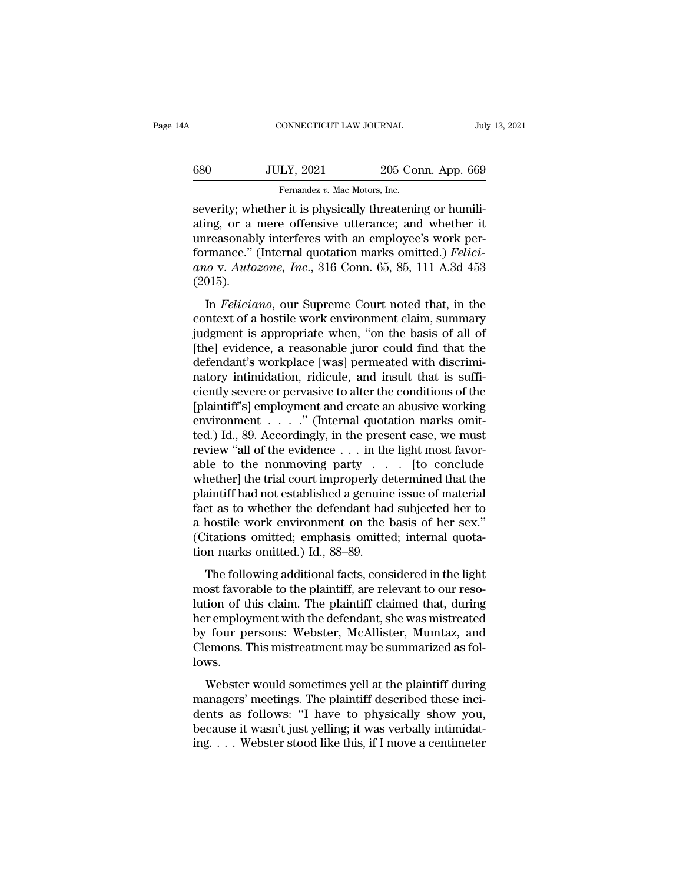severity; whether it is physically threatening or humiliating, or a mere offensive utterance; and whether it unreasonably interferes with an employee's work performance." (Internal quotation marks omitted.) *Feliciano* v. *Autozone, Inc.*, 316 Conn. 65, 85, 111 A.3d 453 (2015).

In *Feliciano*, our Supreme Court noted that, in the context of a hostile work environment claim, summary judgment is appropriate when, "on the basis of all of [the] evidence, a reasonable juror could find that the defendant's workplace [was] permeated with discriminatory intimidation, ridicule, and insult that is sufficiently severe or pervasive to alter the conditions of the [plaintiff's] employment and create an abusive working environment . . . ." (Internal quotation marks omitted.) Id., 89. Accordingly, in the present case, we must review "all of the evidence . . . in the light most favorable to the nonmoving party . . . [to conclude whether] the trial court improperly determined that the plaintiff had not established a genuine issue of material fact as to whether the defendant had subjected her to a hostile work environment on the basis of her sex." (Citations omitted; emphasis omitted; internal quotation marks omitted.) Id., 88–89.

The following additional facts, considered in the light most favorable to the plaintiff, are relevant to our resolution of this claim. The plaintiff claimed that, during her employment with the defendant, she was mistreated by four persons: Webster, McAllister, Mumtaz, and Clemons. This mistreatment may be summarized as follows.

Webster would sometimes yell at the plaintiff during managers' meetings. The plaintiff described these incidents as follows: "I have to physically show you, because it wasn't just yelling; it was verbally intimidating. . . . Webster stood like this, if I move a centimeter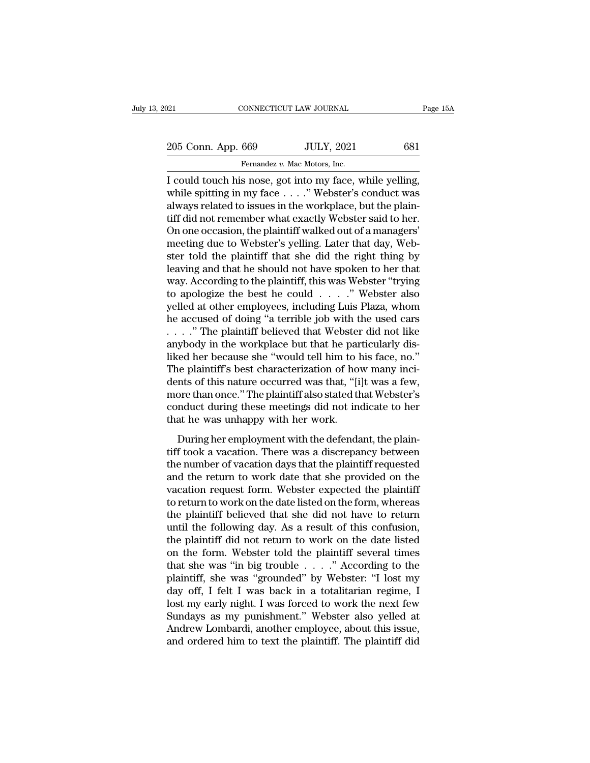I could touch his nose, got into my face, while yelling, while spitting in my face . . . ." Webster's conduct was always related to issues in the workplace, but the plaintiff did not remember what exactly Webster said to her. On one occasion, the plaintiff walked out of a managers' meeting due to Webster's yelling. Later that day, Webster told the plaintiff that she did the right thing by leaving and that he should not have spoken to her that way. According to the plaintiff, this was Webster "trying to apologize the best he could . . . ." Webster also yelled at other employees, including Luis Plaza, whom he accused of doing "a terrible job with the used cars . . . ." The plaintiff believed that Webster did not like anybody in the workplace but that he particularly disliked her because she "would tell him to his face, no." The plaintiff's best characterization of how many incidents of this nature occurred was that, "[i]t was a few, more than once." The plaintiff also stated that Webster's conduct during these meetings did not indicate to her that he was unhappy with her work.

During her employment with the defendant, the plaintiff took a vacation. There was a discrepancy between the number of vacation days that the plaintiff requested and the return to work date that she provided on the vacation request form. Webster expected the plaintiff to return to work on the date listed on the form, whereas the plaintiff believed that she did not have to return until the following day. As a result of this confusion, the plaintiff did not return to work on the date listed on the form. Webster told the plaintiff several times that she was "in big trouble . . . ." According to the plaintiff, she was "grounded" by Webster: "I lost my day off, I felt I was back in a totalitarian regime, I lost my early night. I was forced to work the next few Sundays as my punishment." Webster also yelled at Andrew Lombardi, another employee, about this issue, and ordered him to text the plaintiff. The plaintiff did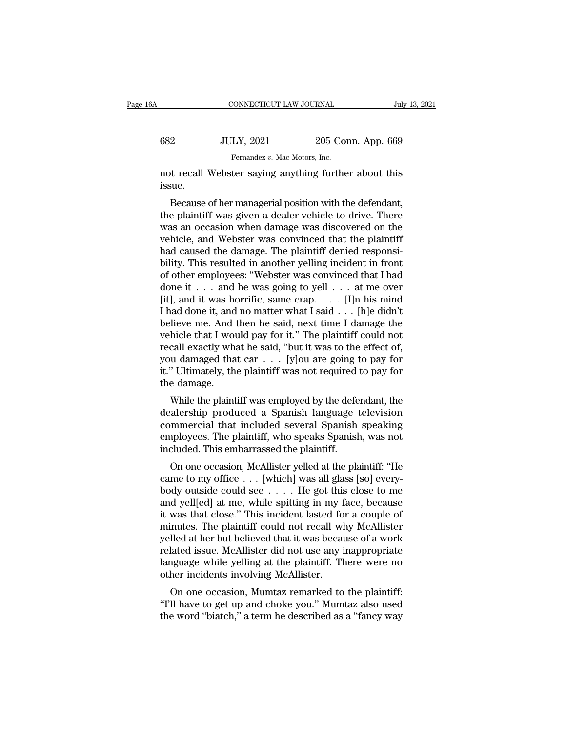not recall Webster saying anything further about this issue.

Because of her managerial position with the defendant, the plaintiff was given a dealer vehicle to drive. There was an occasion when damage was discovered on the vehicle, and Webster was convinced that the plaintiff had caused the damage. The plaintiff denied responsibility. This resulted in another yelling incident in front of other employees: "Webster was convinced that I had done it . . . and he was going to yell . . . at me over [it], and it was horrific, same crap. . . . [I]n his mind I had done it, and no matter what I said . . . [h]e didn't believe me. And then he said, next time I damage the vehicle that I would pay for it." The plaintiff could not recall exactly what he said, "but it was to the effect of, you damaged that car . . . [y]ou are going to pay for it." Ultimately, the plaintiff was not required to pay for the damage.

While the plaintiff was employed by the defendant, the dealership produced a Spanish language television commercial that included several Spanish speaking employees. The plaintiff, who speaks Spanish, was not included. This embarrassed the plaintiff.

On one occasion, McAllister yelled at the plaintiff: "He came to my office . . . [which] was all glass [so] everybody outside could see . . . . He got this close to me and yell[ed] at me, while spitting in my face, because it was that close." This incident lasted for a couple of minutes. The plaintiff could not recall why McAllister yelled at her but believed that it was because of a work related issue. McAllister did not use any inappropriate language while yelling at the plaintiff. There were no other incidents involving McAllister.

On one occasion, Mumtaz remarked to the plaintiff: "I'll have to get up and choke you." Mumtaz also used the word "biatch," a term he described as a "fancy way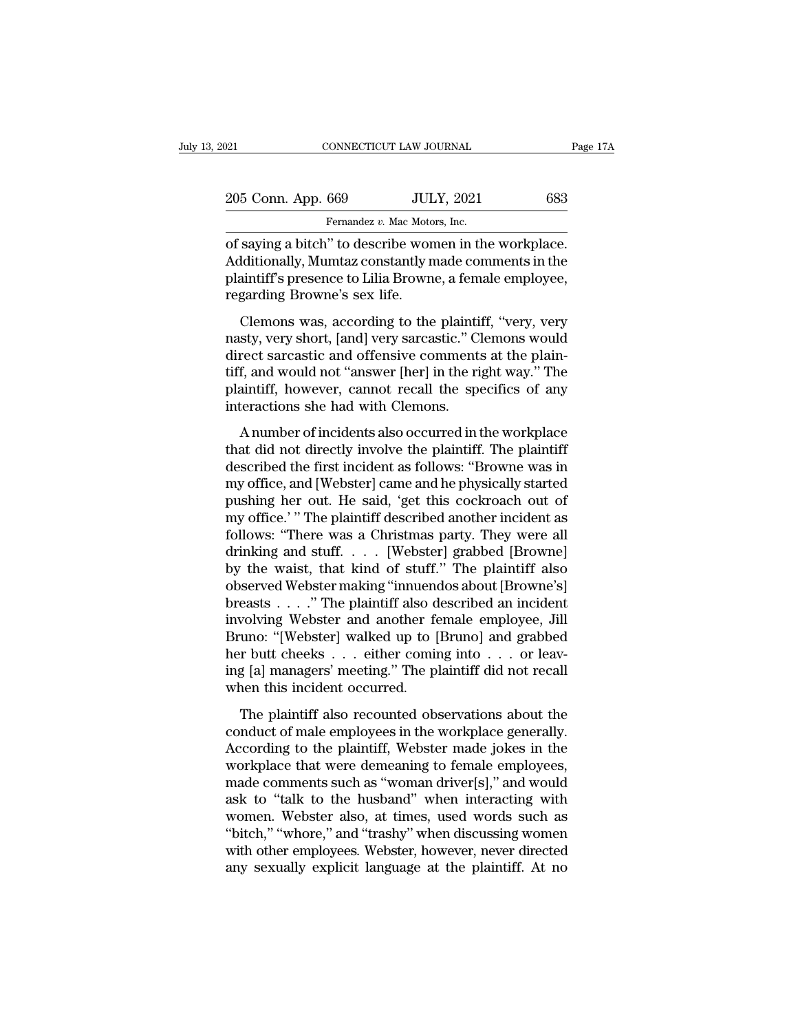of saying a bitch" to describe women in the workplace. Additionally, Mumtaz constantly made comments in the plaintiff's presence to Lilia Browne, a female employee, regarding Browne's sex life.

Clemons was, according to the plaintiff, "very, very nasty, very short, [and] very sarcastic." Clemons would direct sarcastic and offensive comments at the plaintiff, and would not "answer [her] in the right way." The plaintiff, however, cannot recall the specifics of any interactions she had with Clemons.

A number of incidents also occurred in the workplace that did not directly involve the plaintiff. The plaintiff described the first incident as follows: "Browne was in my office, and [Webster] came and he physically started pushing her out. He said, 'get this cockroach out of my office.' " The plaintiff described another incident as follows: "There was a Christmas party. They were all drinking and stuff. . . . [Webster] grabbed [Browne] by the waist, that kind of stuff." The plaintiff also observed Webster making "innuendos about [Browne's] breasts . . . ." The plaintiff also described an incident involving Webster and another female employee, Jill Bruno: "[Webster] walked up to [Bruno] and grabbed her butt cheeks . . . either coming into . . . or leaving [a] managers' meeting." The plaintiff did not recall when this incident occurred.

The plaintiff also recounted observations about the conduct of male employees in the workplace generally. According to the plaintiff, Webster made jokes in the workplace that were demeaning to female employees, made comments such as "woman driver[s]," and would ask to "talk to the husband" when interacting with women. Webster also, at times, used words such as "bitch," "whore," and "trashy" when discussing women with other employees. Webster, however, never directed any sexually explicit language at the plaintiff. At no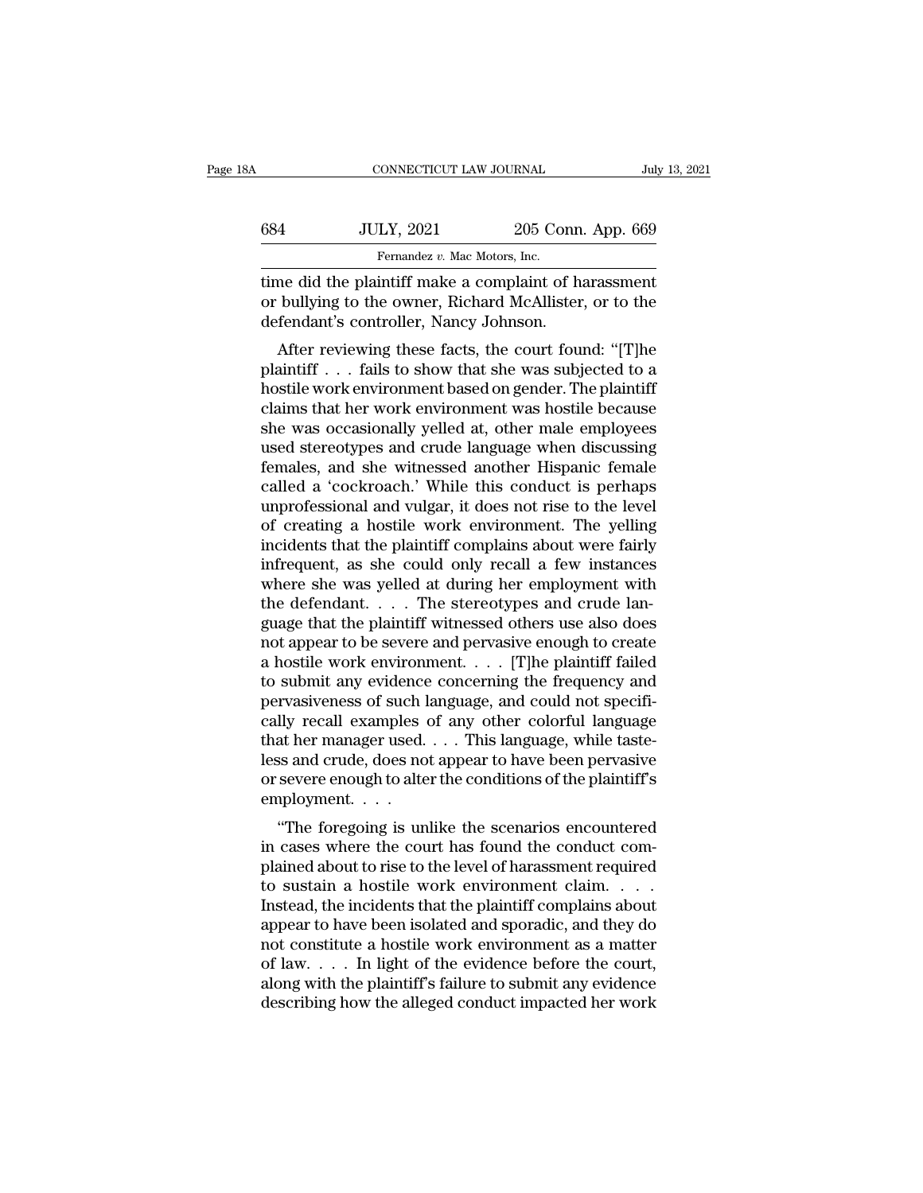time did the plaintiff make a complaint of harassment or bullying to the owner, Richard McAllister, or to the defendant's controller, Nancy Johnson.

After reviewing these facts, the court found: "[T]he plaintiff . . . fails to show that she was subjected to a hostile work environment based on gender. The plaintiff claims that her work environment was hostile because she was occasionally yelled at, other male employees used stereotypes and crude language when discussing females, and she witnessed another Hispanic female called a 'cockroach.' While this conduct is perhaps unprofessional and vulgar, it does not rise to the level of creating a hostile work environment. The yelling incidents that the plaintiff complains about were fairly infrequent, as she could only recall a few instances where she was yelled at during her employment with the defendant. . . . The stereotypes and crude language that the plaintiff witnessed others use also does not appear to be severe and pervasive enough to create a hostile work environment. . . . [T]he plaintiff failed to submit any evidence concerning the frequency and pervasiveness of such language, and could not specifically recall examples of any other colorful language that her manager used. . . . This language, while tasteless and crude, does not appear to have been pervasive or severe enough to alter the conditions of the plaintiff's employment. . . .

"The foregoing is unlike the scenarios encountered in cases where the court has found the conduct complained about to rise to the level of harassment required to sustain a hostile work environment claim. . . . Instead, the incidents that the plaintiff complains about appear to have been isolated and sporadic, and they do not constitute a hostile work environment as a matter of law. . . . In light of the evidence before the court, along with the plaintiff's failure to submit any evidence describing how the alleged conduct impacted her work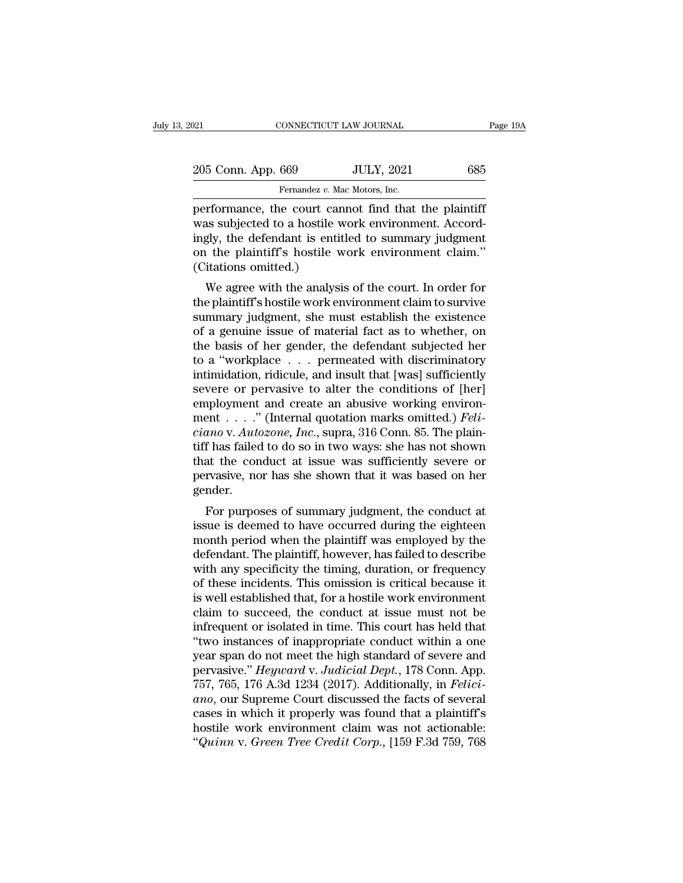performance, the court cannot find that the plaintiff was subjected to a hostile work environment. Accordingly, the defendant is entitled to summary judgment on the plaintiff's hostile work environment claim." (Citations omitted.)

We agree with the analysis of the court. In order for the plaintiff's hostile work environment claim to survive summary judgment, she must establish the existence of a genuine issue of material fact as to whether, on the basis of her gender, the defendant subjected her to a "workplace . . . permeated with discriminatory intimidation, ridicule, and insult that [was] sufficiently severe or pervasive to alter the conditions of [her] employment and create an abusive working environment . . . ." (Internal quotation marks omitted.) *Feliciano* v. *Autozone, Inc.*, supra, 316 Conn. 85. The plaintiff has failed to do so in two ways: she has not shown that the conduct at issue was sufficiently severe or pervasive, nor has she shown that it was based on her gender.

For purposes of summary judgment, the conduct at issue is deemed to have occurred during the eighteen month period when the plaintiff was employed by the defendant. The plaintiff, however, has failed to describe with any specificity the timing, duration, or frequency of these incidents. This omission is critical because it is well established that, for a hostile work environment claim to succeed, the conduct at issue must not be infrequent or isolated in time. This court has held that "two instances of inappropriate conduct within a one year span do not meet the high standard of severe and pervasive." *Heyward* v. *Judicial Dept.*, 178 Conn. App. 757, 765, 176 A.3d 1234 (2017). Additionally, in *Feliciano*, our Supreme Court discussed the facts of several cases in which it properly was found that a plaintiff's hostile work environment claim was not actionable: "*Quinn* v. *Green Tree Credit Corp.*, [159 F.3d 759, 768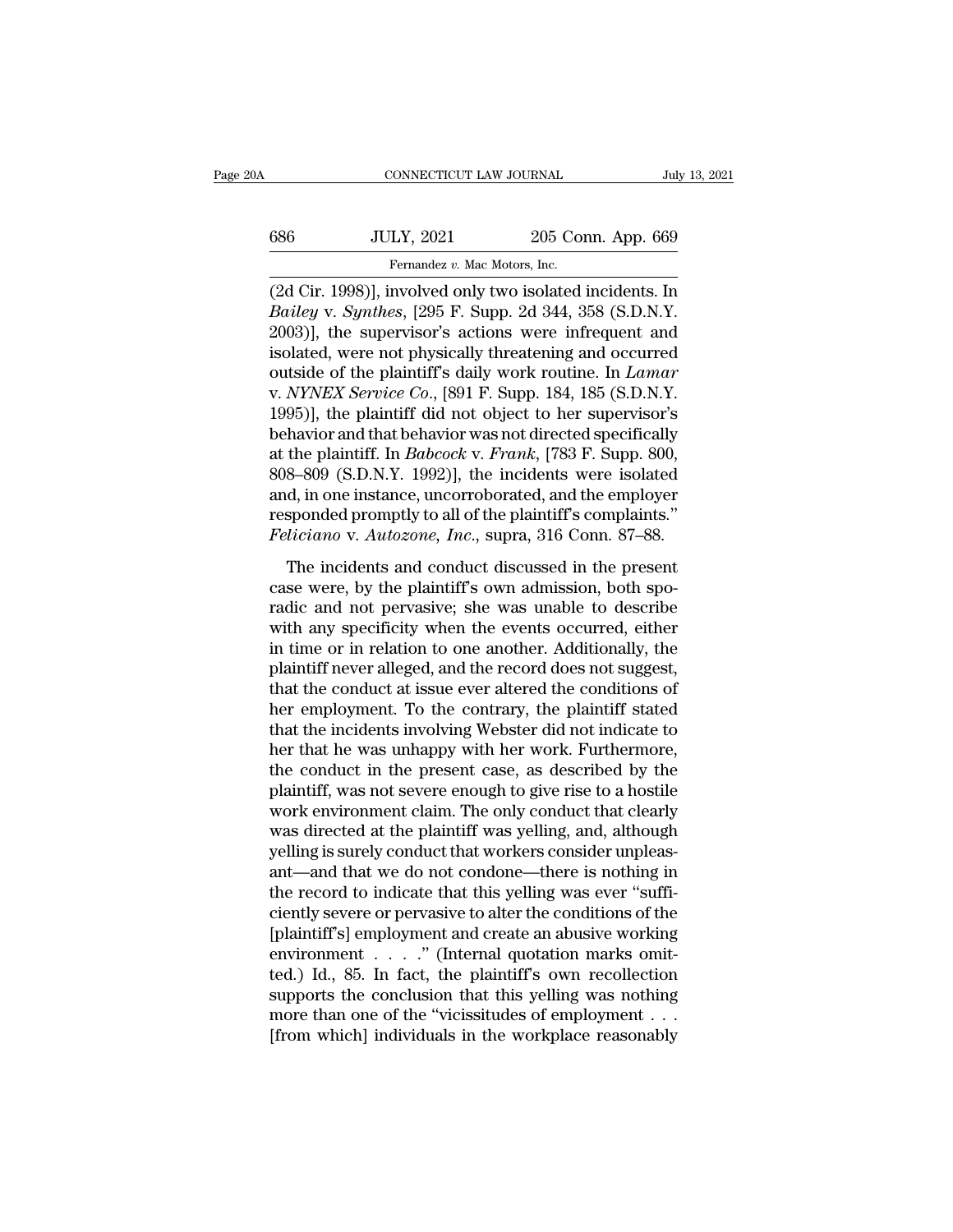(2d Cir. 1998)], involved only two isolated incidents. In *Bailey* v. *Synthes*, [295 F. Supp. 2d 344, 358 (S.D.N.Y. 2003)], the supervisor's actions were infrequent and isolated, were not physically threatening and occurred outside of the plaintiff's daily work routine. In *Lamar* v. *NYNEX Service Co.*, [891 F. Supp. 184, 185 (S.D.N.Y. 1995)], the plaintiff did not object to her supervisor's behavior and that behavior was not directed specifically at the plaintiff. In *Babcock* v. *Frank*, [783 F. Supp. 800, 808–809 (S.D.N.Y. 1992)], the incidents were isolated and, in one instance, uncorroborated, and the employer responded promptly to all of the plaintiff's complaints." *Feliciano* v. *Autozone, Inc.*, supra, 316 Conn. 87–88.

The incidents and conduct discussed in the present case were, by the plaintiff's own admission, both sporadic and not pervasive; she was unable to describe with any specificity when the events occurred, either in time or in relation to one another. Additionally, the plaintiff never alleged, and the record does not suggest, that the conduct at issue ever altered the conditions of her employment. To the contrary, the plaintiff stated that the incidents involving Webster did not indicate to her that he was unhappy with her work. Furthermore, the conduct in the present case, as described by the plaintiff, was not severe enough to give rise to a hostile work environment claim. The only conduct that clearly was directed at the plaintiff was yelling, and, although yelling is surely conduct that workers consider unpleasant—and that we do not condone—there is nothing in the record to indicate that this yelling was ever "sufficiently severe or pervasive to alter the conditions of the [plaintiff's] employment and create an abusive working environment . . . ." (Internal quotation marks omitted.) Id., 85. In fact, the plaintiff's own recollection supports the conclusion that this yelling was nothing more than one of the "vicissitudes of employment . . . [from which] individuals in the workplace reasonably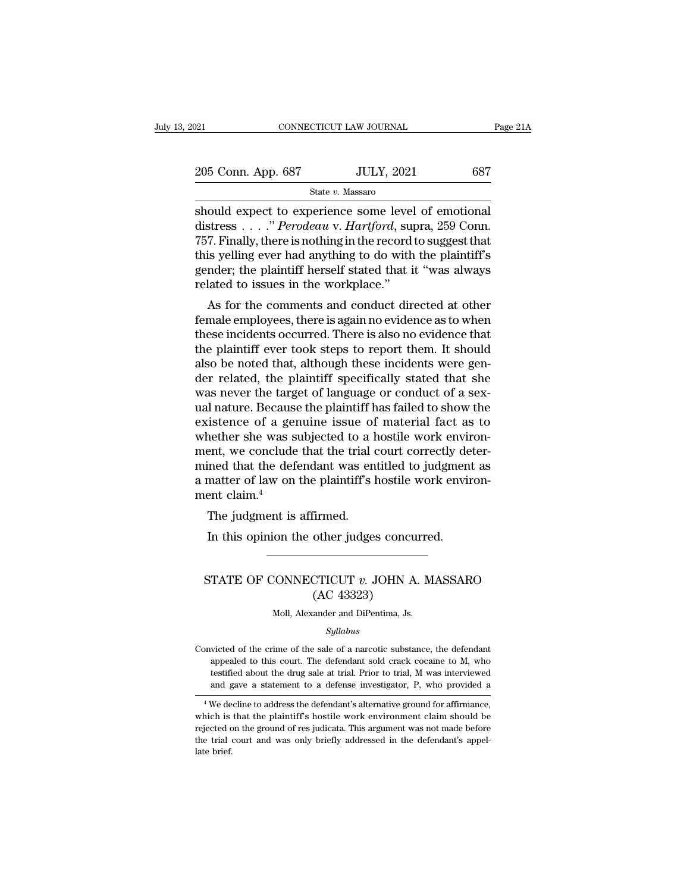should expect to experience some level of emotional distress . . . ." *Perodeau* v. *Hartford*, supra, 259 Conn. 757. Finally, there is nothing in the record to suggest that this yelling ever had anything to do with the plaintiff's gender; the plaintiff herself stated that it "was always related to issues in the workplace."

As for the comments and conduct directed at other female employees, there is again no evidence as to when these incidents occurred. There is also no evidence that the plaintiff ever took steps to report them. It should also be noted that, although these incidents were gender related, the plaintiff specifically stated that she was never the target of language or conduct of a sexual nature. Because the plaintiff has failed to show the existence of a genuine issue of material fact as to whether she was subjected to a hostile work environment, we conclude that the trial court correctly determined that the defendant was entitled to judgment as a matter of law on the plaintiff's hostile work environment claim.[4]

The judgment is affirmed.

In this opinion the other judges concurred.

---

## STATE OF CONNECTICUT *v*. JOHN A. MASSARO
(AC 43323)

Moll, Alexander and DiPentima, Js.

*Syllabus*

Convicted of the crime of the sale of a narcotic substance, the defendant appealed to this court. The defendant sold crack cocaine to M, who testified about the drug sale at trial. Prior to trial, M was interviewed and gave a statement to a defense investigator, P, who provided a

[4] We decline to address the defendant's alternative ground for affirmance, which is that the plaintiff's hostile work environment claim should be rejected on the ground of res judicata. This argument was not made before the trial court and was only briefly addressed in the defendant's appellate brief.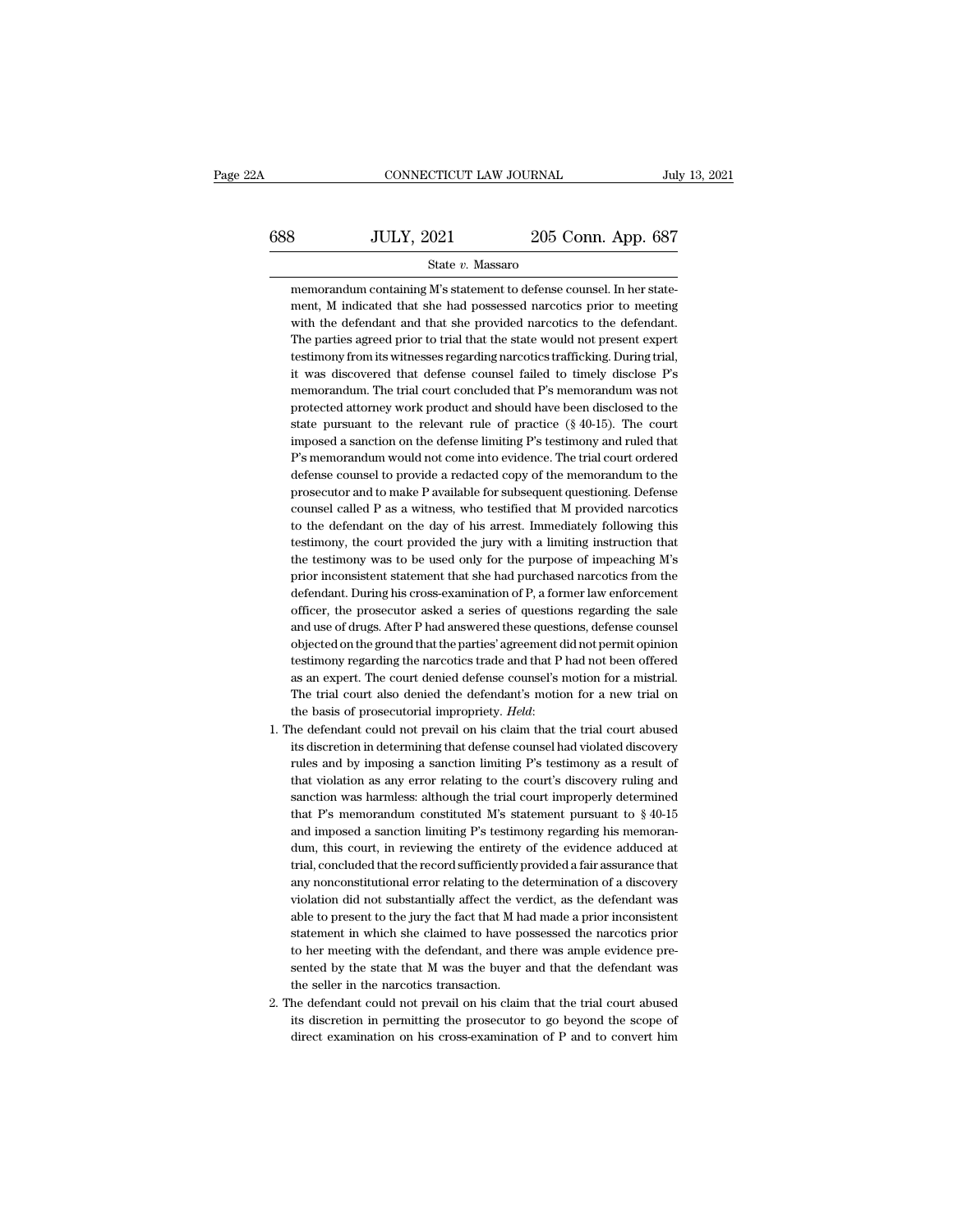memorandum containing M's statement to defense counsel. In her statement, M indicated that she had possessed narcotics prior to meeting with the defendant and that she provided narcotics to the defendant. The parties agreed prior to trial that the state would not present expert testimony from its witnesses regarding narcotics trafficking. During trial, it was discovered that defense counsel failed to timely disclose P's memorandum. The trial court concluded that P's memorandum was not protected attorney work product and should have been disclosed to the state pursuant to the relevant rule of practice (§ 40-15). The court imposed a sanction on the defense limiting P's testimony and ruled that P's memorandum would not come into evidence. The trial court ordered defense counsel to provide a redacted copy of the memorandum to the prosecutor and to make P available for subsequent questioning. Defense counsel called P as a witness, who testified that M provided narcotics to the defendant on the day of his arrest. Immediately following this testimony, the court provided the jury with a limiting instruction that the testimony was to be used only for the purpose of impeaching M's prior inconsistent statement that she had purchased narcotics from the defendant. During his cross-examination of P, a former law enforcement officer, the prosecutor asked a series of questions regarding the sale and use of drugs. After P had answered these questions, defense counsel objected on the ground that the parties' agreement did not permit opinion testimony regarding the narcotics trade and that P had not been offered as an expert. The court denied defense counsel's motion for a mistrial. The trial court also denied the defendant's motion for a new trial on the basis of prosecutorial impropriety. *Held*:

1. The defendant could not prevail on his claim that the trial court abused its discretion in determining that defense counsel had violated discovery rules and by imposing a sanction limiting P's testimony as a result of that violation as any error relating to the court's discovery ruling and sanction was harmless: although the trial court improperly determined that P's memorandum constituted M's statement pursuant to § 40-15 and imposed a sanction limiting P's testimony regarding his memorandum, this court, in reviewing the entirety of the evidence adduced at trial, concluded that the record sufficiently provided a fair assurance that any nonconstitutional error relating to the determination of a discovery violation did not substantially affect the verdict, as the defendant was able to present to the jury the fact that M had made a prior inconsistent statement in which she claimed to have possessed the narcotics prior to her meeting with the defendant, and there was ample evidence presented by the state that M was the buyer and that the defendant was the seller in the narcotics transaction.
2. The defendant could not prevail on his claim that the trial court abused its discretion in permitting the prosecutor to go beyond the scope of direct examination on his cross-examination of P and to convert him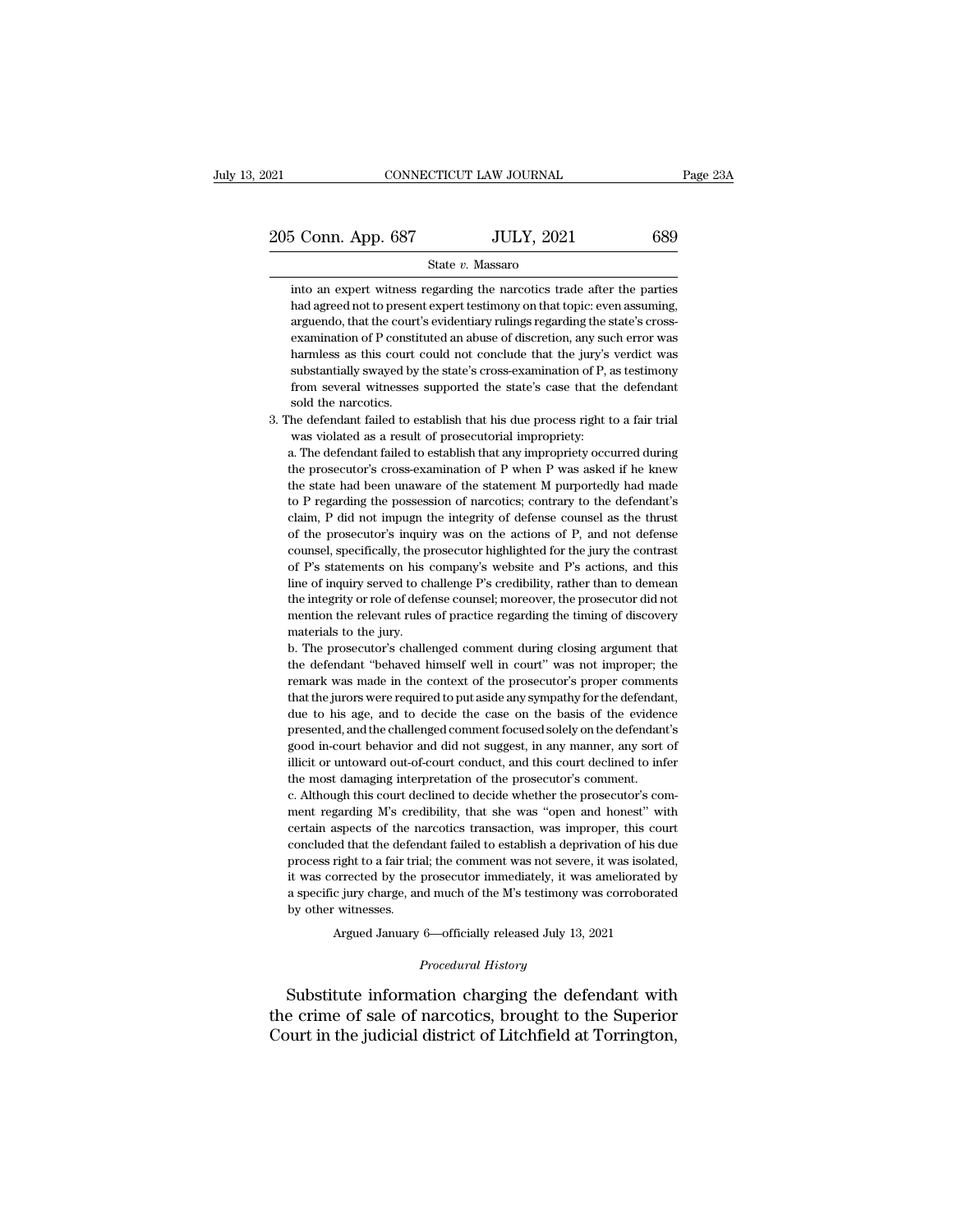into an expert witness regarding the narcotics trade after the parties had agreed not to present expert testimony on that topic: even assuming, arguendo, that the court's evidentiary rulings regarding the state's cross-examination of P constituted an abuse of discretion, any such error was harmless as this court could not conclude that the jury's verdict was substantially swayed by the state's cross-examination of P, as testimony from several witnesses supported the state's case that the defendant sold the narcotics.

3. The defendant failed to establish that his due process right to a fair trial was violated as a result of prosecutorial impropriety:

a. The defendant failed to establish that any impropriety occurred during the prosecutor's cross-examination of P when P was asked if he knew the state had been unaware of the statement M purportedly had made to P regarding the possession of narcotics; contrary to the defendant's claim, P did not impugn the integrity of defense counsel as the thrust of the prosecutor's inquiry was on the actions of P, and not defense counsel, specifically, the prosecutor highlighted for the jury the contrast of P's statements on his company's website and P's actions, and this line of inquiry served to challenge P's credibility, rather than to demean the integrity or role of defense counsel; moreover, the prosecutor did not mention the relevant rules of practice regarding the timing of discovery materials to the jury.

b. The prosecutor's challenged comment during closing argument that the defendant "behaved himself well in court" was not improper; the remark was made in the context of the prosecutor's proper comments that the jurors were required to put aside any sympathy for the defendant, due to his age, and to decide the case on the basis of the evidence presented, and the challenged comment focused solely on the defendant's good in-court behavior and did not suggest, in any manner, any sort of illicit or untoward out-of-court conduct, and this court declined to infer the most damaging interpretation of the prosecutor's comment.

c. Although this court declined to decide whether the prosecutor's comment regarding M's credibility, that she was "open and honest" with certain aspects of the narcotics transaction, was improper, this court concluded that the defendant failed to establish a deprivation of his due process right to a fair trial; the comment was not severe, it was isolated, it was corrected by the prosecutor immediately, it was ameliorated by a specific jury charge, and much of the M's testimony was corroborated by other witnesses.

Argued January 6—officially released July 13, 2021

*Procedural History*

Substitute information charging the defendant with the crime of sale of narcotics, brought to the Superior Court in the judicial district of Litchfield at Torrington,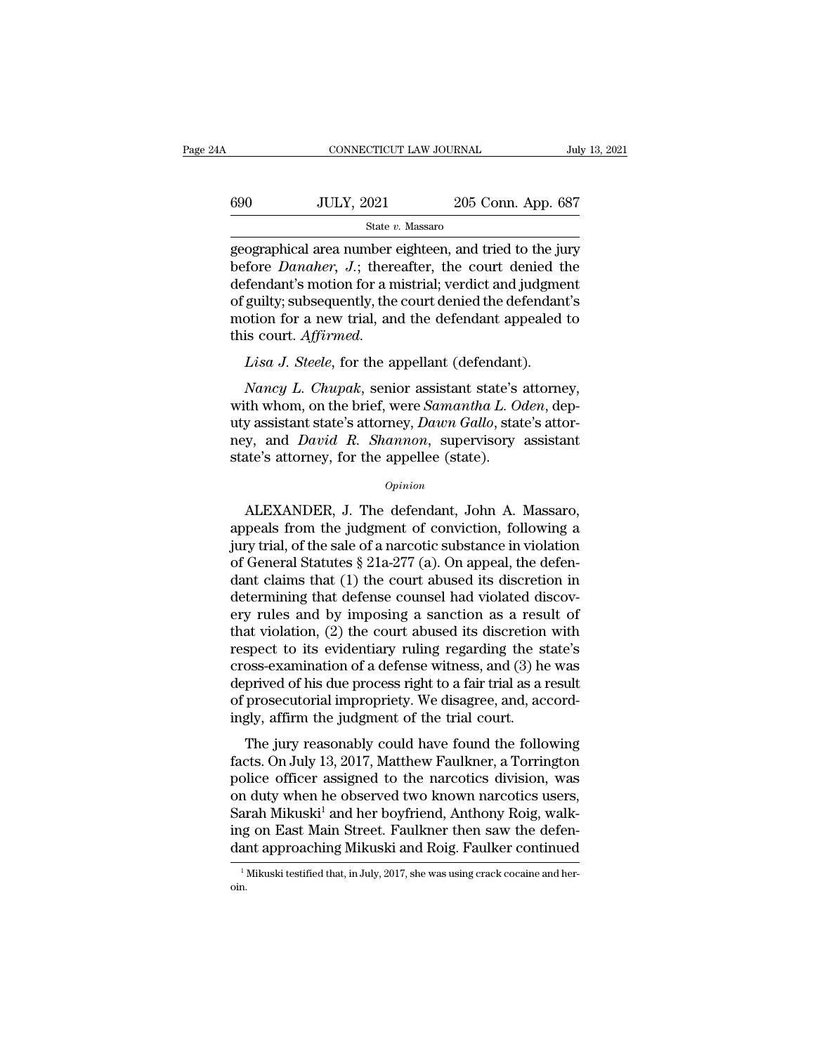geographical area number eighteen, and tried to the jury before *Danaher*, *J.*; thereafter, the court denied the defendant's motion for a mistrial; verdict and judgment of guilty; subsequently, the court denied the defendant's motion for a new trial, and the defendant appealed to this court. *Affirmed.*

*Lisa J. Steele*, for the appellant (defendant).

*Nancy L. Chupak*, senior assistant state's attorney, with whom, on the brief, were *Samantha L. Oden*, deputy assistant state's attorney, *Dawn Gallo*, state's attorney, and *David R. Shannon*, supervisory assistant state's attorney, for the appellee (state).

*Opinion*

ALEXANDER, J. The defendant, John A. Massaro, appeals from the judgment of conviction, following a jury trial, of the sale of a narcotic substance in violation of General Statutes § 21a-277 (a). On appeal, the defendant claims that (1) the court abused its discretion in determining that defense counsel had violated discovery rules and by imposing a sanction as a result of that violation, (2) the court abused its discretion with respect to its evidentiary ruling regarding the state's cross-examination of a defense witness, and (3) he was deprived of his due process right to a fair trial as a result of prosecutorial impropriety. We disagree, and, accordingly, affirm the judgment of the trial court.

The jury reasonably could have found the following facts. On July 13, 2017, Matthew Faulkner, a Torrington police officer assigned to the narcotics division, was on duty when he observed two known narcotics users, Sarah Mikuski[1] and her boyfriend, Anthony Roig, walking on East Main Street. Faulkner then saw the defendant approaching Mikuski and Roig. Faulker continued

[1] Mikuski testified that, in July, 2017, she was using crack cocaine and heroin.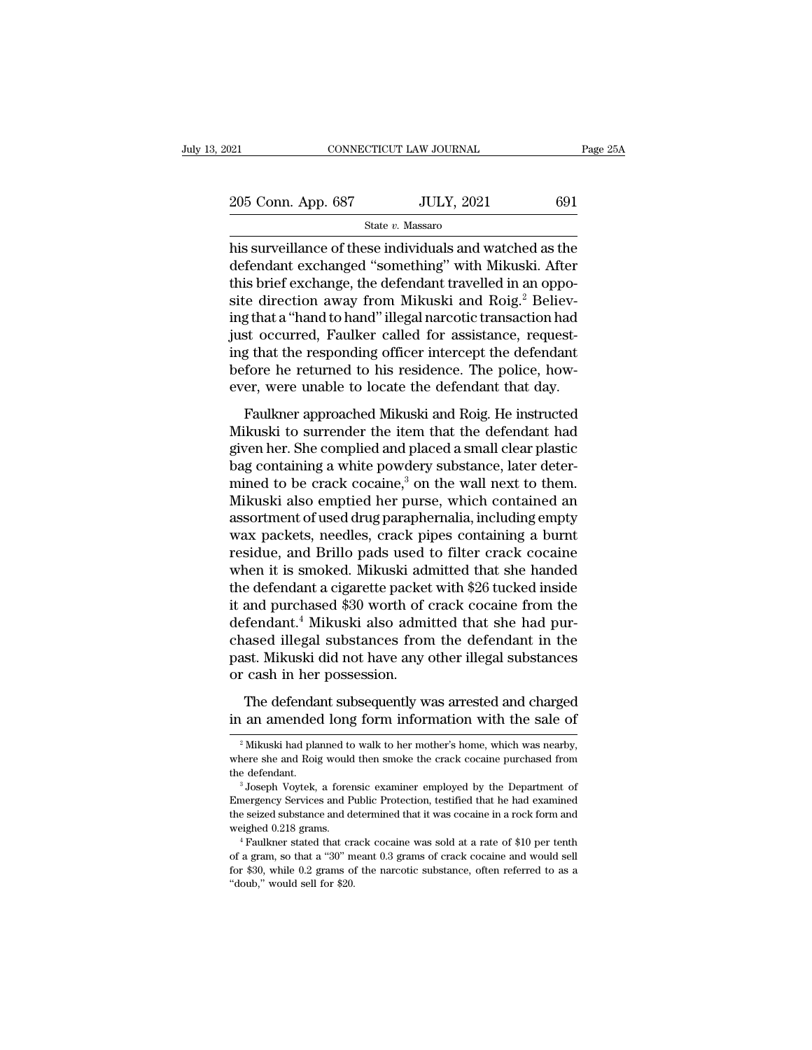his surveillance of these individuals and watched as the defendant exchanged "something" with Mikuski. After this brief exchange, the defendant travelled in an opposite direction away from Mikuski and Roig.[2] Believing that a "hand to hand" illegal narcotic transaction had just occurred, Faulker called for assistance, requesting that the responding officer intercept the defendant before he returned to his residence. The police, however, were unable to locate the defendant that day.

Faulkner approached Mikuski and Roig. He instructed Mikuski to surrender the item that the defendant had given her. She complied and placed a small clear plastic bag containing a white powdery substance, later determined to be crack cocaine,[3] on the wall next to them. Mikuski also emptied her purse, which contained an assortment of used drug paraphernalia, including empty wax packets, needles, crack pipes containing a burnt residue, and Brillo pads used to filter crack cocaine when it is smoked. Mikuski admitted that she handed the defendant a cigarette packet with $26 tucked inside it and purchased $30 worth of crack cocaine from the defendant.[4] Mikuski also admitted that she had purchased illegal substances from the defendant in the past. Mikuski did not have any other illegal substances or cash in her possession.

The defendant subsequently was arrested and charged in an amended long form information with the sale of

---

[2] Mikuski had planned to walk to her mother's home, which was nearby, where she and Roig would then smoke the crack cocaine purchased from the defendant.

[3] Joseph Voytek, a forensic examiner employed by the Department of Emergency Services and Public Protection, testified that he had examined the seized substance and determined that it was cocaine in a rock form and weighed 0.218 grams.

[4] Faulkner stated that crack cocaine was sold at a rate of $10 per tenth of a gram, so that a "30" meant 0.3 grams of crack cocaine and would sell for $30, while 0.2 grams of the narcotic substance, often referred to as a "doub," would sell for $20.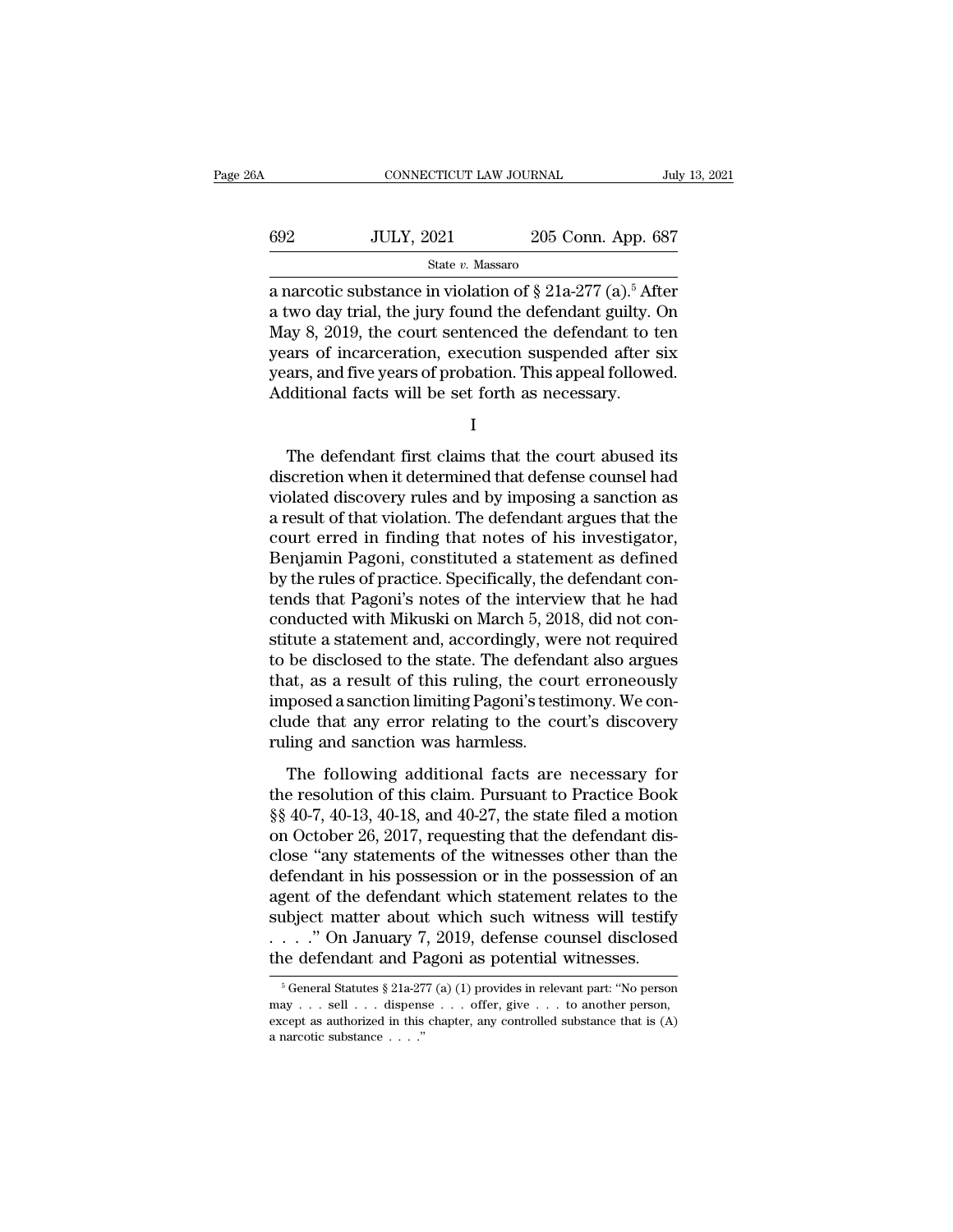a narcotic substance in violation of § 21a-277 (a).[5] After a two day trial, the jury found the defendant guilty. On May 8, 2019, the court sentenced the defendant to ten years of incarceration, execution suspended after six years, and five years of probation. This appeal followed. Additional facts will be set forth as necessary.

I

The defendant first claims that the court abused its discretion when it determined that defense counsel had violated discovery rules and by imposing a sanction as a result of that violation. The defendant argues that the court erred in finding that notes of his investigator, Benjamin Pagoni, constituted a statement as defined by the rules of practice. Specifically, the defendant contends that Pagoni's notes of the interview that he had conducted with Mikuski on March 5, 2018, did not constitute a statement and, accordingly, were not required to be disclosed to the state. The defendant also argues that, as a result of this ruling, the court erroneously imposed a sanction limiting Pagoni's testimony. We conclude that any error relating to the court's discovery ruling and sanction was harmless.

The following additional facts are necessary for the resolution of this claim. Pursuant to Practice Book §§ 40-7, 40-13, 40-18, and 40-27, the state filed a motion on October 26, 2017, requesting that the defendant disclose "any statements of the witnesses other than the defendant in his possession or in the possession of an agent of the defendant which statement relates to the subject matter about which such witness will testify . . . ." On January 7, 2019, defense counsel disclosed the defendant and Pagoni as potential witnesses.

[5] General Statutes § 21a-277 (a) (1) provides in relevant part: "No person may . . . sell . . . dispense . . . offer, give . . . to another person, except as authorized in this chapter, any controlled substance that is (A) a narcotic substance . . . ."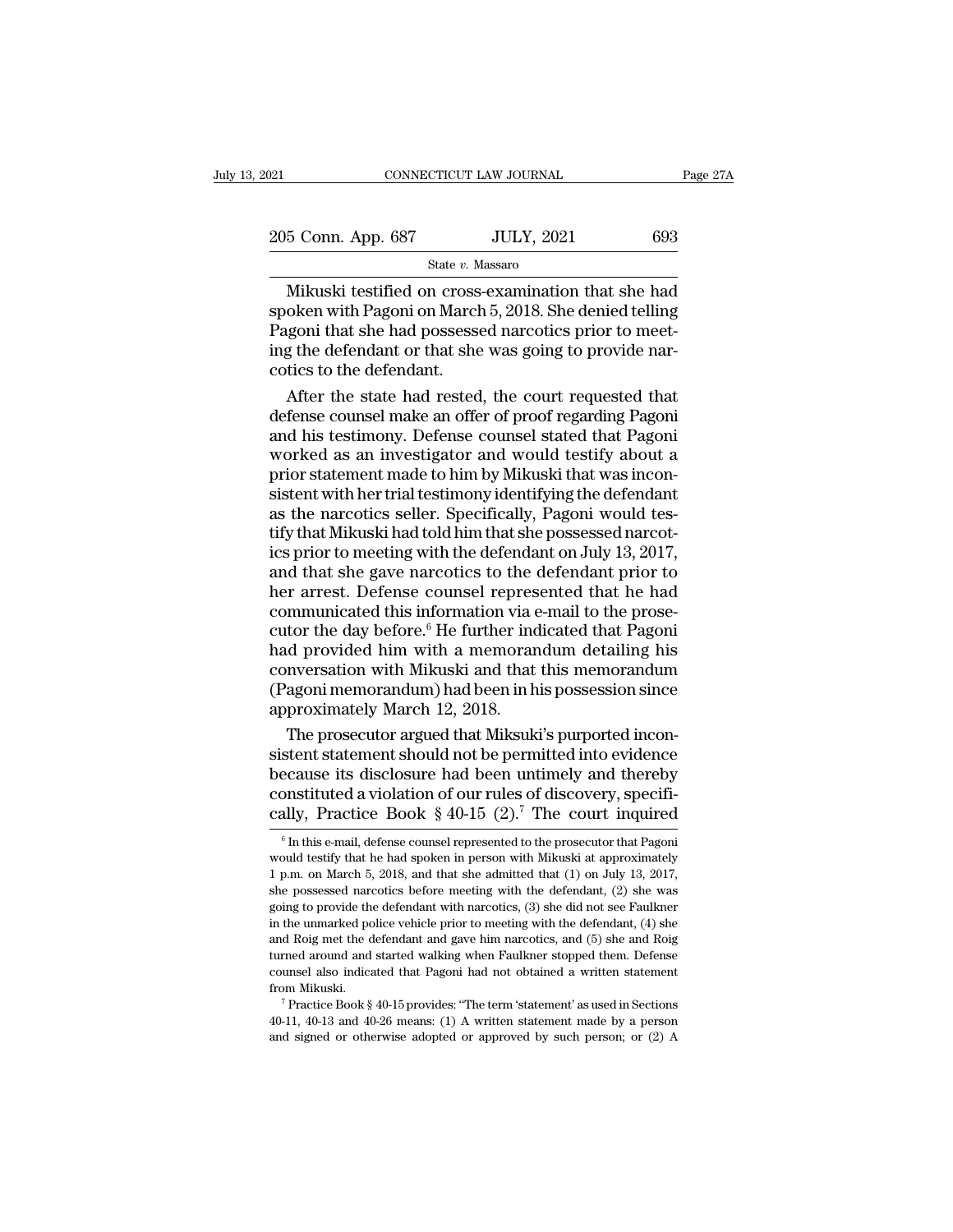Mikuski testified on cross-examination that she had spoken with Pagoni on March 5, 2018. She denied telling Pagoni that she had possessed narcotics prior to meeting the defendant or that she was going to provide narcotics to the defendant.

After the state had rested, the court requested that defense counsel make an offer of proof regarding Pagoni and his testimony. Defense counsel stated that Pagoni worked as an investigator and would testify about a prior statement made to him by Mikuski that was inconsistent with her trial testimony identifying the defendant as the narcotics seller. Specifically, Pagoni would testify that Mikuski had told him that she possessed narcotics prior to meeting with the defendant on July 13, 2017, and that she gave narcotics to the defendant prior to her arrest. Defense counsel represented that he had communicated this information via e-mail to the prosecutor the day before.[6] He further indicated that Pagoni had provided him with a memorandum detailing his conversation with Mikuski and that this memorandum (Pagoni memorandum) had been in his possession since approximately March 12, 2018.

The prosecutor argued that Miksuki's purported inconsistent statement should not be permitted into evidence because its disclosure had been untimely and thereby constituted a violation of our rules of discovery, specifically, Practice Book § 40-15 (2).[7] The court inquired

[6] In this e-mail, defense counsel represented to the prosecutor that Pagoni would testify that he had spoken in person with Mikuski at approximately 1 p.m. on March 5, 2018, and that she admitted that (1) on July 13, 2017, she possessed narcotics before meeting with the defendant, (2) she was going to provide the defendant with narcotics, (3) she did not see Faulkner in the unmarked police vehicle prior to meeting with the defendant, (4) she and Roig met the defendant and gave him narcotics, and (5) she and Roig turned around and started walking when Faulkner stopped them. Defense counsel also indicated that Pagoni had not obtained a written statement from Mikuski.

[7] Practice Book § 40-15 provides: "The term 'statement' as used in Sections 40-11, 40-13 and 40-26 means: (1) A written statement made by a person and signed or otherwise adopted or approved by such person; or (2) A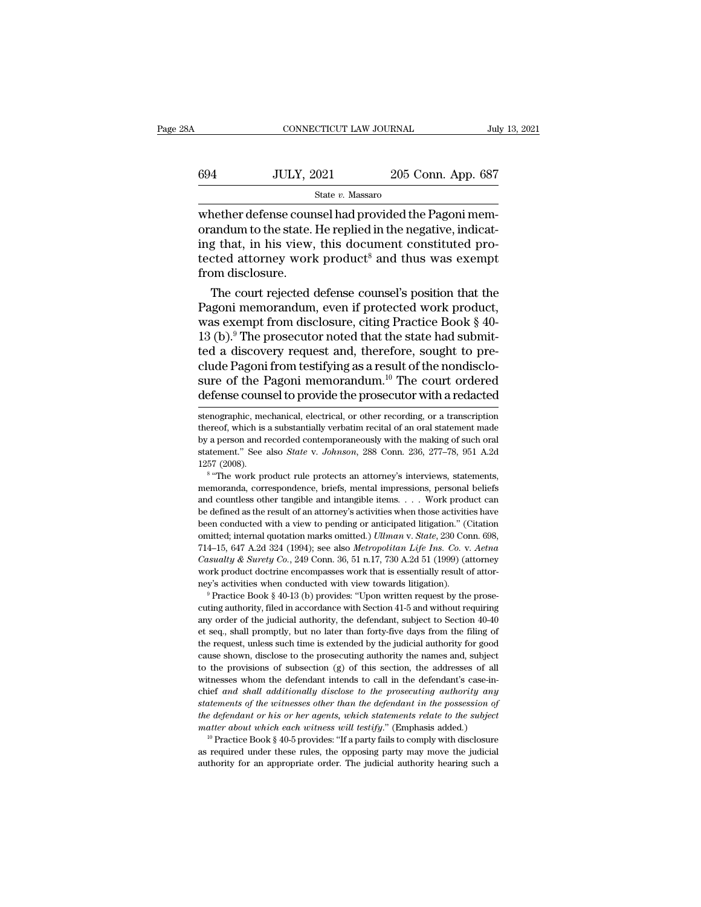whether defense counsel had provided the Pagoni memorandum to the state. He replied in the negative, indicating that, in his view, this document constituted protected attorney work product[8] and thus was exempt from disclosure.

The court rejected defense counsel's position that the Pagoni memorandum, even if protected work product, was exempt from disclosure, citing Practice Book § 40-13 (b).[9] The prosecutor noted that the state had submitted a discovery request and, therefore, sought to preclude Pagoni from testifying as a result of the nondisclosure of the Pagoni memorandum.[10] The court ordered defense counsel to provide the prosecutor with a redacted

stenographic, mechanical, electrical, or other recording, or a transcription thereof, which is a substantially verbatim recital of an oral statement made by a person and recorded contemporaneously with the making of such oral statement." See also *State* v. *Johnson*, 288 Conn. 236, 277–78, 951 A.2d 1257 (2008).

[8] "The work product rule protects an attorney's interviews, statements, memoranda, correspondence, briefs, mental impressions, personal beliefs and countless other tangible and intangible items. . . . Work product can be defined as the result of an attorney's activities when those activities have been conducted with a view to pending or anticipated litigation." (Citation omitted; internal quotation marks omitted.) *Ullman* v. *State*, 230 Conn. 698, 714–15, 647 A.2d 324 (1994); see also *Metropolitan Life Ins. Co.* v. *Aetna Casualty & Surety Co.*, 249 Conn. 36, 51 n.17, 730 A.2d 51 (1999) (attorney work product doctrine encompasses work that is essentially result of attorney's activities when conducted with view towards litigation).

[9] Practice Book § 40-13 (b) provides: "Upon written request by the prosecuting authority, filed in accordance with Section 41-5 and without requiring any order of the judicial authority, the defendant, subject to Section 40-40 et seq., shall promptly, but no later than forty-five days from the filing of the request, unless such time is extended by the judicial authority for good cause shown, disclose to the prosecuting authority the names and, subject to the provisions of subsection (g) of this section, the addresses of all witnesses whom the defendant intends to call in the defendant's case-in-chief *and shall additionally disclose to the prosecuting authority any statements of the witnesses other than the defendant in the possession of the defendant or his or her agents, which statements relate to the subject matter about which each witness will testify*." (Emphasis added.)

[10] Practice Book § 40-5 provides: "If a party fails to comply with disclosure as required under these rules, the opposing party may move the judicial authority for an appropriate order. The judicial authority hearing such a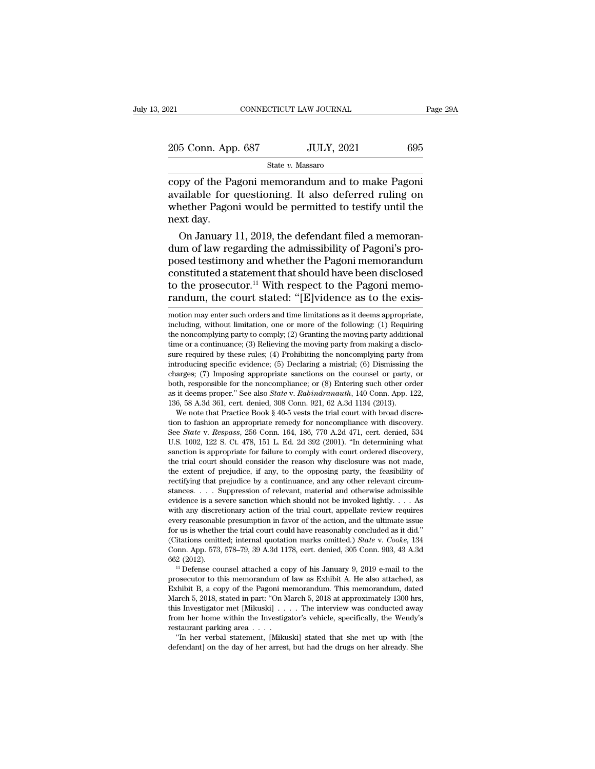copy of the Pagoni memorandum and to make Pagoni available for questioning. It also deferred ruling on whether Pagoni would be permitted to testify until the next day.

On January 11, 2019, the defendant filed a memorandum of law regarding the admissibility of Pagoni's proposed testimony and whether the Pagoni memorandum constituted a statement that should have been disclosed to the prosecutor.[11] With respect to the Pagoni memorandum, the court stated: "[E]vidence as to the exis-

---

motion may enter such orders and time limitations as it deems appropriate, including, without limitation, one or more of the following: (1) Requiring the noncomplying party to comply; (2) Granting the moving party additional time or a continuance; (3) Relieving the moving party from making a disclosure required by these rules; (4) Prohibiting the noncomplying party from introducing specific evidence; (5) Declaring a mistrial; (6) Dismissing the charges; (7) Imposing appropriate sanctions on the counsel or party, or both, responsible for the noncompliance; or (8) Entering such other order as it deems proper." See also *State* v. *Rabindranauth*, 140 Conn. App. 122, 136, 58 A.3d 361, cert. denied, 308 Conn. 921, 62 A.3d 1134 (2013).

We note that Practice Book § 40-5 vests the trial court with broad discretion to fashion an appropriate remedy for noncompliance with discovery. See *State* v. *Respass*, 256 Conn. 164, 186, 770 A.2d 471, cert. denied, 534 U.S. 1002, 122 S. Ct. 478, 151 L. Ed. 2d 392 (2001). "In determining what sanction is appropriate for failure to comply with court ordered discovery, the trial court should consider the reason why disclosure was not made, the extent of prejudice, if any, to the opposing party, the feasibility of rectifying that prejudice by a continuance, and any other relevant circumstances. . . . Suppression of relevant, material and otherwise admissible evidence is a severe sanction which should not be invoked lightly. . . . As with any discretionary action of the trial court, appellate review requires every reasonable presumption in favor of the action, and the ultimate issue for us is whether the trial court could have reasonably concluded as it did." (Citations omitted; internal quotation marks omitted.) *State* v. *Cooke*, 134 Conn. App. 573, 578–79, 39 A.3d 1178, cert. denied, 305 Conn. 903, 43 A.3d 662 (2012).

[11] Defense counsel attached a copy of his January 9, 2019 e-mail to the prosecutor to this memorandum of law as Exhibit A. He also attached, as Exhibit B, a copy of the Pagoni memorandum. This memorandum, dated March 5, 2018, stated in part: "On March 5, 2018 at approximately 1300 hrs, this Investigator met [Mikuski] . . . . The interview was conducted away from her home within the Investigator's vehicle, specifically, the Wendy's restaurant parking area . . . .

"In her verbal statement, [Mikuski] stated that she met up with [the defendant] on the day of her arrest, but had the drugs on her already. She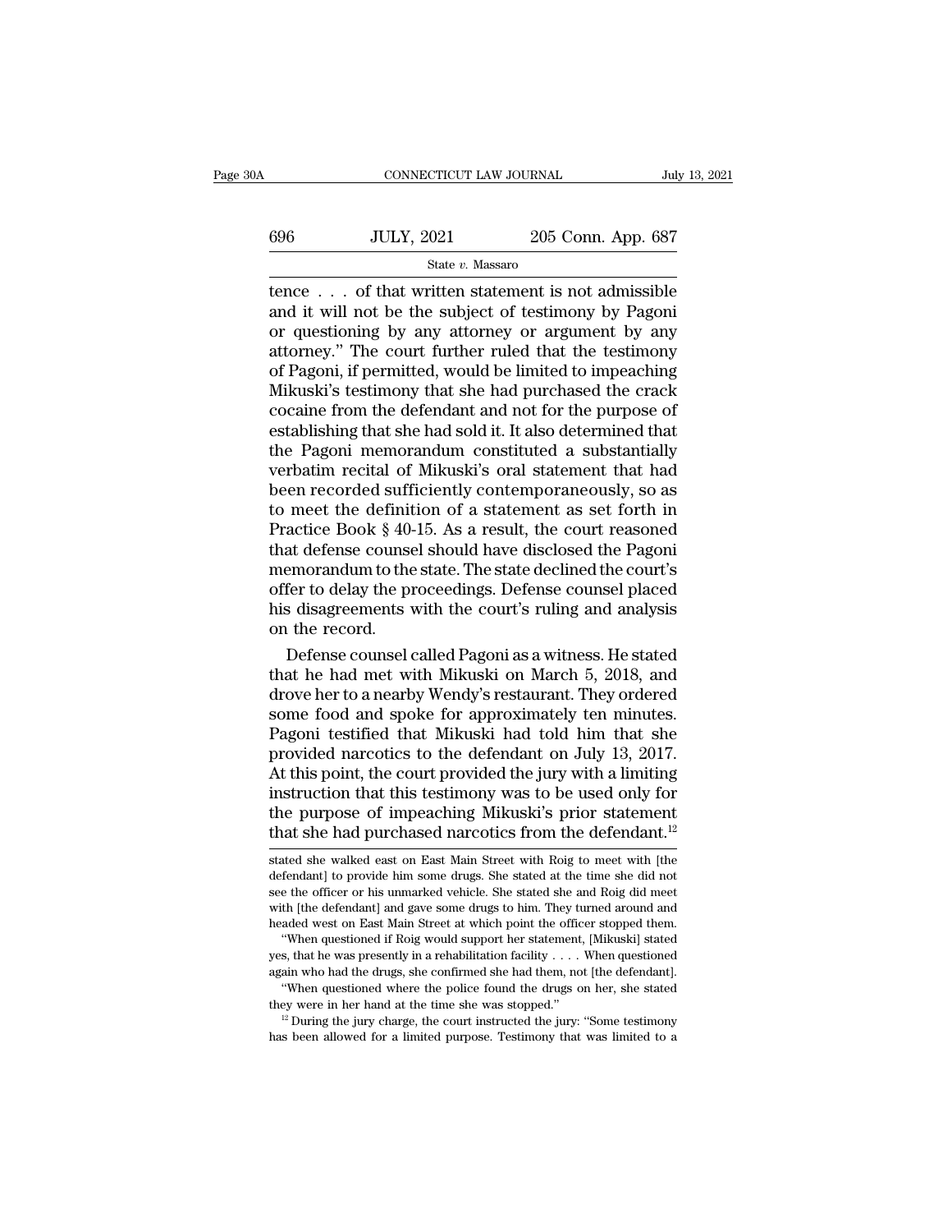tence . . . of that written statement is not admissible and it will not be the subject of testimony by Pagoni or questioning by any attorney or argument by any attorney." The court further ruled that the testimony of Pagoni, if permitted, would be limited to impeaching Mikuski's testimony that she had purchased the crack cocaine from the defendant and not for the purpose of establishing that she had sold it. It also determined that the Pagoni memorandum constituted a substantially verbatim recital of Mikuski's oral statement that had been recorded sufficiently contemporaneously, so as to meet the definition of a statement as set forth in Practice Book § 40-15. As a result, the court reasoned that defense counsel should have disclosed the Pagoni memorandum to the state. The state declined the court's offer to delay the proceedings. Defense counsel placed his disagreements with the court's ruling and analysis on the record.

Defense counsel called Pagoni as a witness. He stated that he had met with Mikuski on March 5, 2018, and drove her to a nearby Wendy's restaurant. They ordered some food and spoke for approximately ten minutes. Pagoni testified that Mikuski had told him that she provided narcotics to the defendant on July 13, 2017. At this point, the court provided the jury with a limiting instruction that this testimony was to be used only for the purpose of impeaching Mikuski's prior statement that she had purchased narcotics from the defendant.[12]

stated she walked east on East Main Street with Roig to meet with [the defendant] to provide him some drugs. She stated at the time she did not see the officer or his unmarked vehicle. She stated she and Roig did meet with [the defendant] and gave some drugs to him. They turned around and headed west on East Main Street at which point the officer stopped them.

"When questioned if Roig would support her statement, [Mikuski] stated yes, that he was presently in a rehabilitation facility . . . . When questioned again who had the drugs, she confirmed she had them, not [the defendant].

"When questioned where the police found the drugs on her, she stated they were in her hand at the time she was stopped."

[12] During the jury charge, the court instructed the jury: "Some testimony has been allowed for a limited purpose. Testimony that was limited to a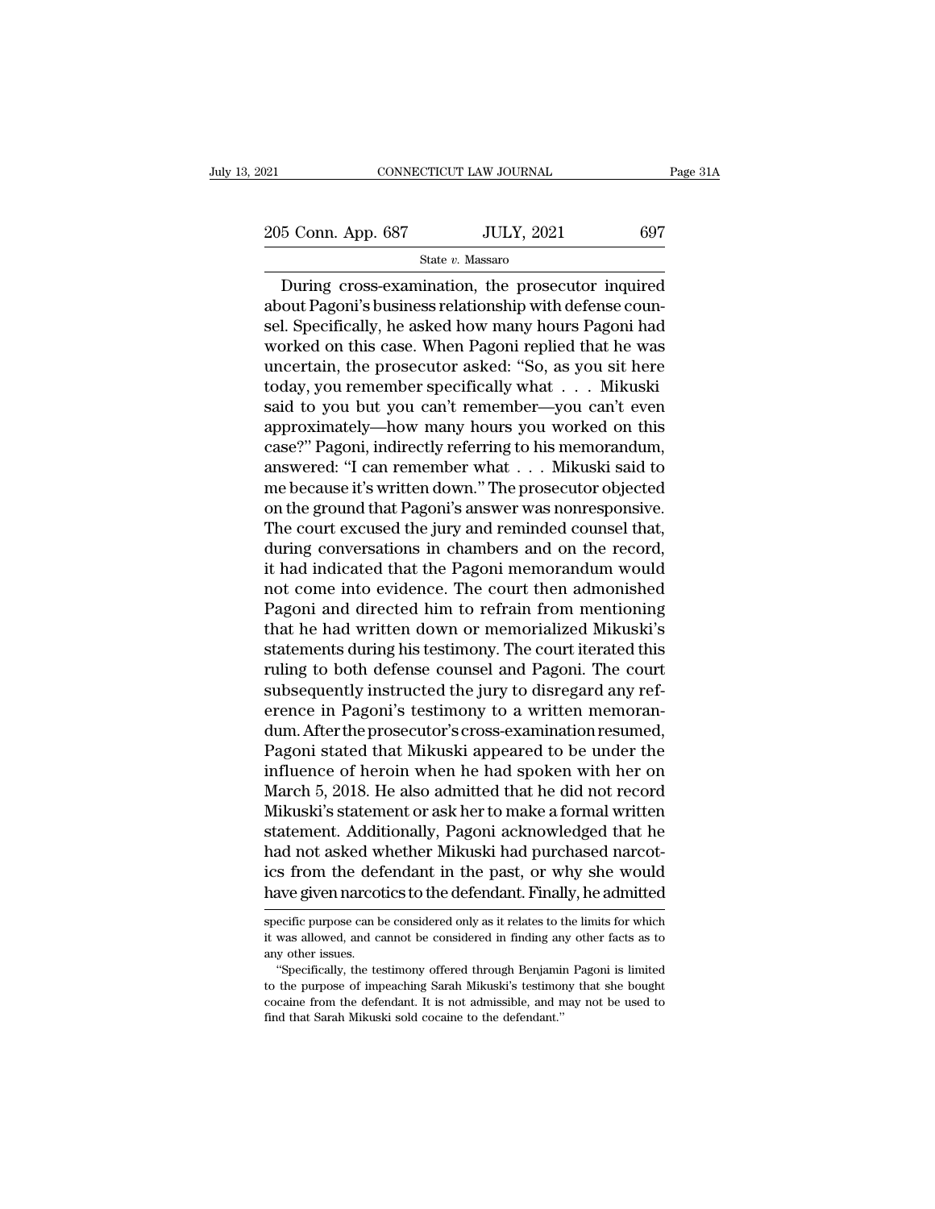During cross-examination, the prosecutor inquired about Pagoni's business relationship with defense counsel. Specifically, he asked how many hours Pagoni had worked on this case. When Pagoni replied that he was uncertain, the prosecutor asked: "So, as you sit here today, you remember specifically what . . . Mikuski said to you but you can't remember—you can't even approximately—how many hours you worked on this case?" Pagoni, indirectly referring to his memorandum, answered: "I can remember what . . . Mikuski said to me because it's written down." The prosecutor objected on the ground that Pagoni's answer was nonresponsive. The court excused the jury and reminded counsel that, during conversations in chambers and on the record, it had indicated that the Pagoni memorandum would not come into evidence. The court then admonished Pagoni and directed him to refrain from mentioning that he had written down or memorialized Mikuski's statements during his testimony. The court iterated this ruling to both defense counsel and Pagoni. The court subsequently instructed the jury to disregard any reference in Pagoni's testimony to a written memorandum. After the prosecutor's cross-examination resumed, Pagoni stated that Mikuski appeared to be under the influence of heroin when he had spoken with her on March 5, 2018. He also admitted that he did not record Mikuski's statement or ask her to make a formal written statement. Additionally, Pagoni acknowledged that he had not asked whether Mikuski had purchased narcotics from the defendant in the past, or why she would have given narcotics to the defendant. Finally, he admitted

specific purpose can be considered only as it relates to the limits for which it was allowed, and cannot be considered in finding any other facts as to any other issues.

"Specifically, the testimony offered through Benjamin Pagoni is limited to the purpose of impeaching Sarah Mikuski's testimony that she bought cocaine from the defendant. It is not admissible, and may not be used to find that Sarah Mikuski sold cocaine to the defendant."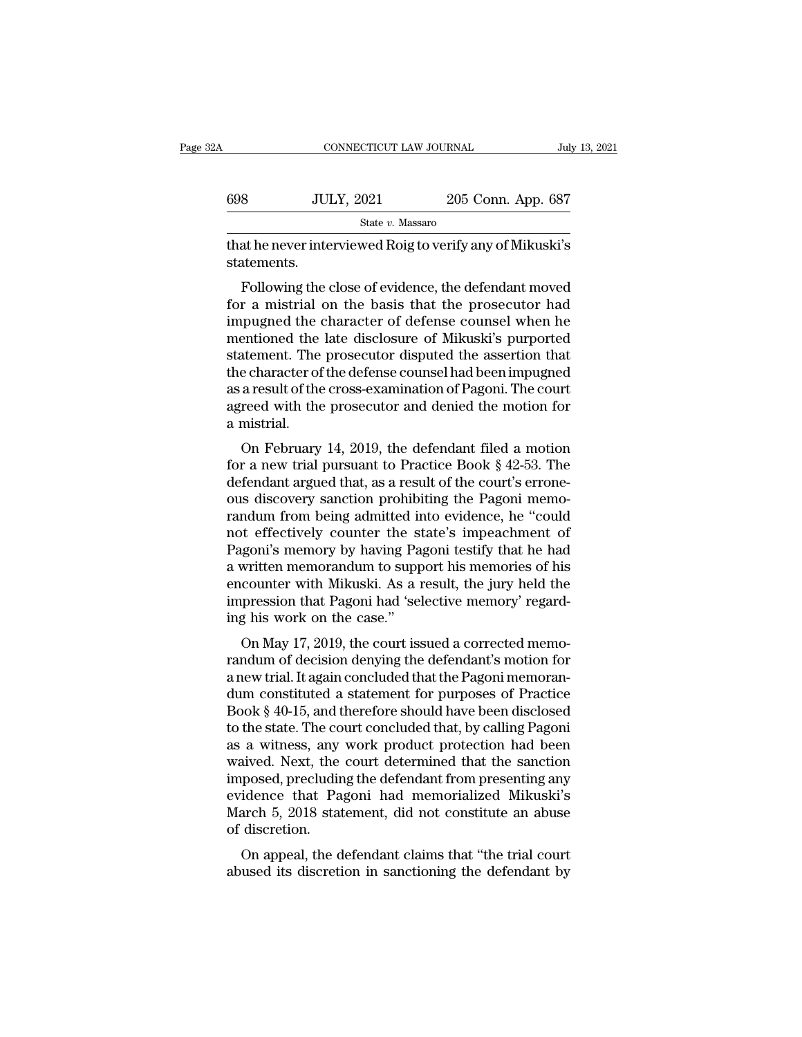that he never interviewed Roig to verify any of Mikuski's statements.

Following the close of evidence, the defendant moved for a mistrial on the basis that the prosecutor had impugned the character of defense counsel when he mentioned the late disclosure of Mikuski's purported statement. The prosecutor disputed the assertion that the character of the defense counsel had been impugned as a result of the cross-examination of Pagoni. The court agreed with the prosecutor and denied the motion for a mistrial.

On February 14, 2019, the defendant filed a motion for a new trial pursuant to Practice Book § 42-53. The defendant argued that, as a result of the court's erroneous discovery sanction prohibiting the Pagoni memorandum from being admitted into evidence, he "could not effectively counter the state's impeachment of Pagoni's memory by having Pagoni testify that he had a written memorandum to support his memories of his encounter with Mikuski. As a result, the jury held the impression that Pagoni had 'selective memory' regarding his work on the case."

On May 17, 2019, the court issued a corrected memorandum of decision denying the defendant's motion for a new trial. It again concluded that the Pagoni memorandum constituted a statement for purposes of Practice Book § 40-15, and therefore should have been disclosed to the state. The court concluded that, by calling Pagoni as a witness, any work product protection had been waived. Next, the court determined that the sanction imposed, precluding the defendant from presenting any evidence that Pagoni had memorialized Mikuski's March 5, 2018 statement, did not constitute an abuse of discretion.

On appeal, the defendant claims that "the trial court abused its discretion in sanctioning the defendant by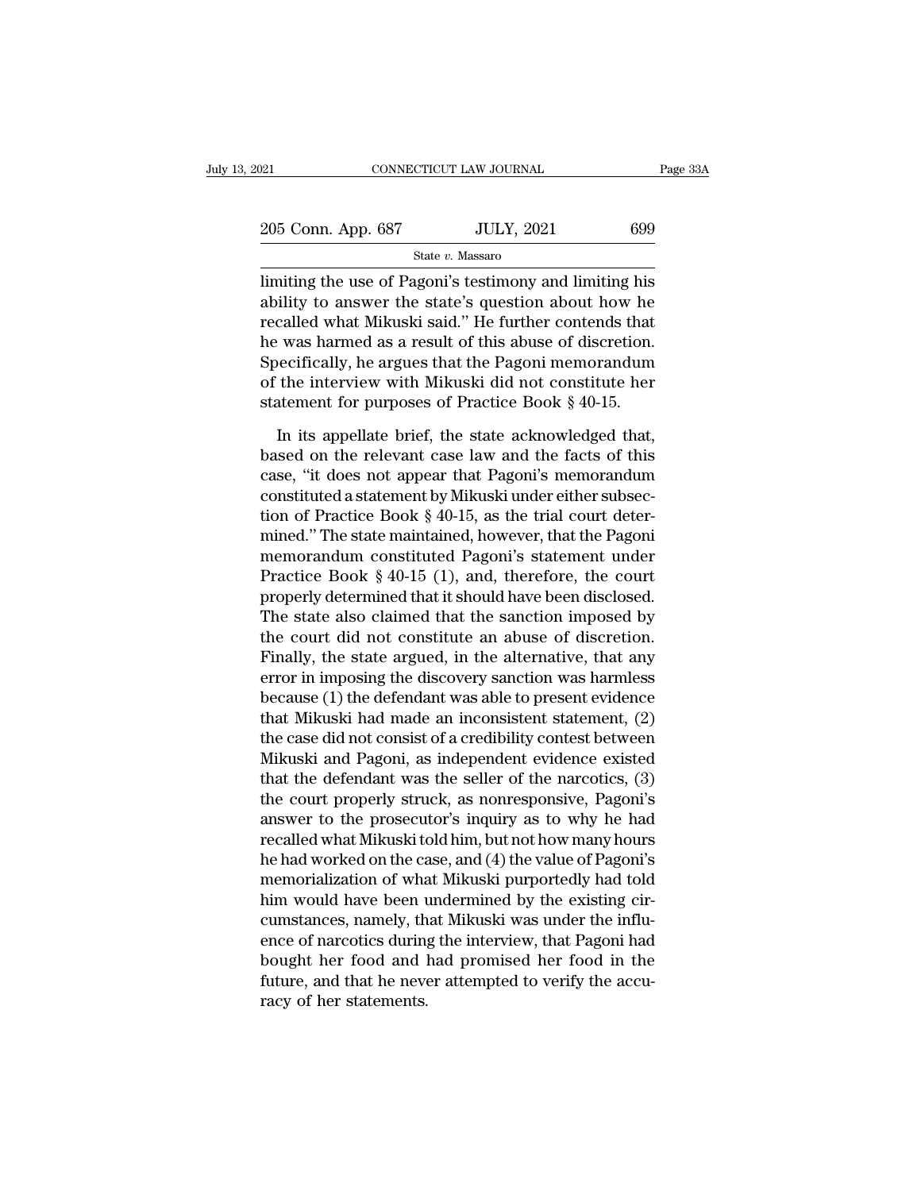limiting the use of Pagoni's testimony and limiting his ability to answer the state's question about how he recalled what Mikuski said." He further contends that he was harmed as a result of this abuse of discretion. Specifically, he argues that the Pagoni memorandum of the interview with Mikuski did not constitute her statement for purposes of Practice Book § 40-15.

In its appellate brief, the state acknowledged that, based on the relevant case law and the facts of this case, "it does not appear that Pagoni's memorandum constituted a statement by Mikuski under either subsection of Practice Book § 40-15, as the trial court determined." The state maintained, however, that the Pagoni memorandum constituted Pagoni's statement under Practice Book § 40-15 (1), and, therefore, the court properly determined that it should have been disclosed. The state also claimed that the sanction imposed by the court did not constitute an abuse of discretion. Finally, the state argued, in the alternative, that any error in imposing the discovery sanction was harmless because (1) the defendant was able to present evidence that Mikuski had made an inconsistent statement, (2) the case did not consist of a credibility contest between Mikuski and Pagoni, as independent evidence existed that the defendant was the seller of the narcotics, (3) the court properly struck, as nonresponsive, Pagoni's answer to the prosecutor's inquiry as to why he had recalled what Mikuski told him, but not how many hours he had worked on the case, and (4) the value of Pagoni's memorialization of what Mikuski purportedly had told him would have been undermined by the existing circumstances, namely, that Mikuski was under the influence of narcotics during the interview, that Pagoni had bought her food and had promised her food in the future, and that he never attempted to verify the accuracy of her statements.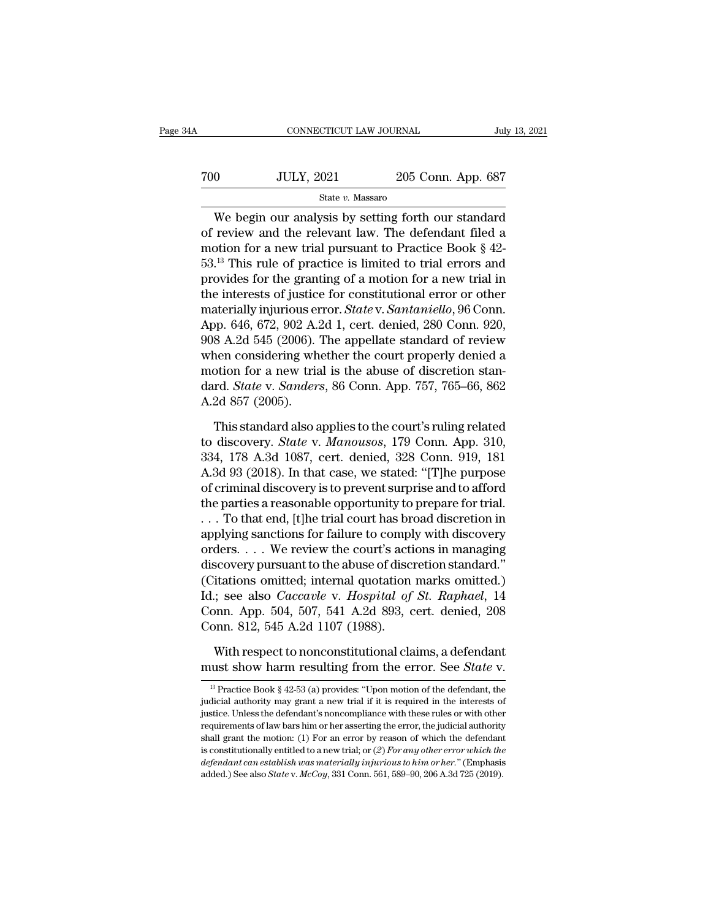We begin our analysis by setting forth our standard of review and the relevant law. The defendant filed a motion for a new trial pursuant to Practice Book § 42-53.[13] This rule of practice is limited to trial errors and provides for the granting of a motion for a new trial in the interests of justice for constitutional error or other materially injurious error. *State* v. *Santaniello*, 96 Conn. App. 646, 672, 902 A.2d 1, cert. denied, 280 Conn. 920, 908 A.2d 545 (2006). The appellate standard of review when considering whether the court properly denied a motion for a new trial is the abuse of discretion standard. *State* v. *Sanders*, 86 Conn. App. 757, 765–66, 862 A.2d 857 (2005).

This standard also applies to the court's ruling related to discovery. *State* v. *Manousos*, 179 Conn. App. 310, 334, 178 A.3d 1087, cert. denied, 328 Conn. 919, 181 A.3d 93 (2018). In that case, we stated: "[T]he purpose of criminal discovery is to prevent surprise and to afford the parties a reasonable opportunity to prepare for trial. . . . To that end, [t]he trial court has broad discretion in applying sanctions for failure to comply with discovery orders. . . . We review the court's actions in managing discovery pursuant to the abuse of discretion standard." (Citations omitted; internal quotation marks omitted.) Id.; see also *Caccavle* v. *Hospital of St. Raphael*, 14 Conn. App. 504, 507, 541 A.2d 893, cert. denied, 208 Conn. 812, 545 A.2d 1107 (1988).

With respect to nonconstitutional claims, a defendant must show harm resulting from the error. See *State* v.

[13] Practice Book § 42-53 (a) provides: "Upon motion of the defendant, the judicial authority may grant a new trial if it is required in the interests of justice. Unless the defendant's noncompliance with these rules or with other requirements of law bars him or her asserting the error, the judicial authority shall grant the motion: (1) For an error by reason of which the defendant is constitutionally entitled to a new trial; or (*2*) *For any other error which the defendant can establish was materially injurious to him or her*." (Emphasis added.) See also *State* v. *McCoy*, 331 Conn. 561, 589–90, 206 A.3d 725 (2019).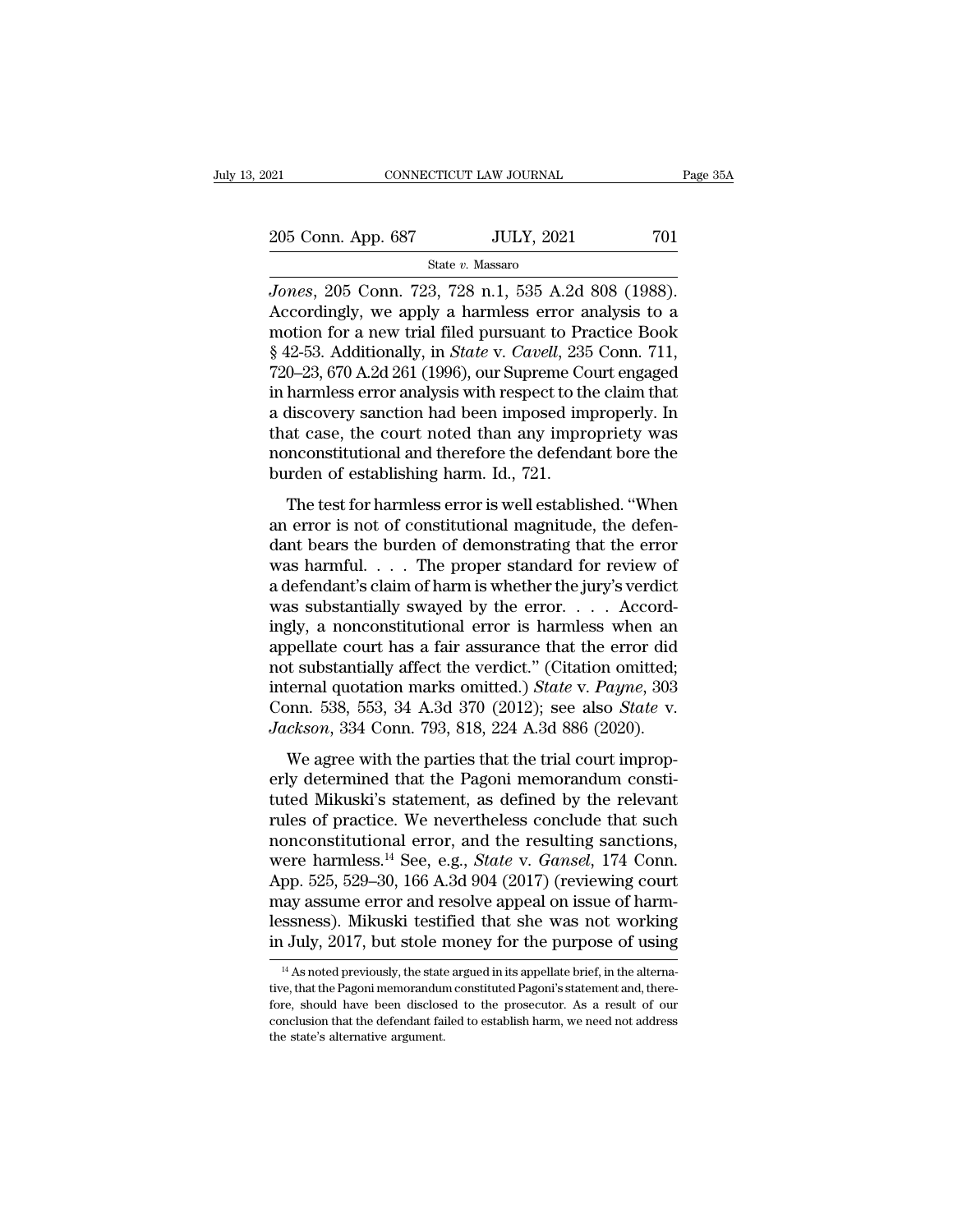*Jones*, 205 Conn. 723, 728 n.1, 535 A.2d 808 (1988). Accordingly, we apply a harmless error analysis to a motion for a new trial filed pursuant to Practice Book § 42-53. Additionally, in *State* v. *Cavell*, 235 Conn. 711, 720–23, 670 A.2d 261 (1996), our Supreme Court engaged in harmless error analysis with respect to the claim that a discovery sanction had been imposed improperly. In that case, the court noted than any impropriety was nonconstitutional and therefore the defendant bore the burden of establishing harm. Id., 721.

The test for harmless error is well established. "When an error is not of constitutional magnitude, the defendant bears the burden of demonstrating that the error was harmful. . . . The proper standard for review of a defendant's claim of harm is whether the jury's verdict was substantially swayed by the error. . . . Accordingly, a nonconstitutional error is harmless when an appellate court has a fair assurance that the error did not substantially affect the verdict." (Citation omitted; internal quotation marks omitted.) *State* v. *Payne*, 303 Conn. 538, 553, 34 A.3d 370 (2012); see also *State* v. *Jackson*, 334 Conn. 793, 818, 224 A.3d 886 (2020).

We agree with the parties that the trial court improperly determined that the Pagoni memorandum constituted Mikuski's statement, as defined by the relevant rules of practice. We nevertheless conclude that such nonconstitutional error, and the resulting sanctions, were harmless.[14] See, e.g., *State* v. *Gansel*, 174 Conn. App. 525, 529–30, 166 A.3d 904 (2017) (reviewing court may assume error and resolve appeal on issue of harmlessness). Mikuski testified that she was not working in July, 2017, but stole money for the purpose of using

[14] As noted previously, the state argued in its appellate brief, in the alternative, that the Pagoni memorandum constituted Pagoni's statement and, therefore, should have been disclosed to the prosecutor. As a result of our conclusion that the defendant failed to establish harm, we need not address the state's alternative argument.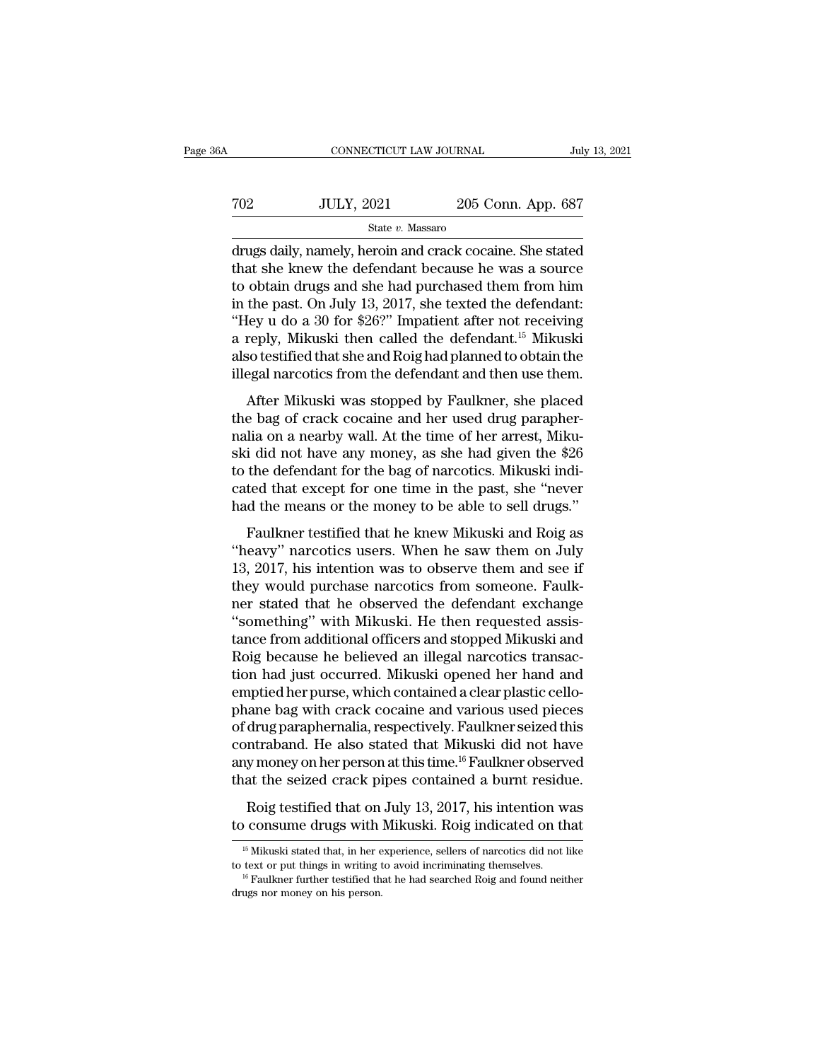drugs daily, namely, heroin and crack cocaine. She stated that she knew the defendant because he was a source to obtain drugs and she had purchased them from him in the past. On July 13, 2017, she texted the defendant: "Hey u do a 30 for $26?" Impatient after not receiving a reply, Mikuski then called the defendant.[15] Mikuski also testified that she and Roig had planned to obtain the illegal narcotics from the defendant and then use them.

After Mikuski was stopped by Faulkner, she placed the bag of crack cocaine and her used drug paraphernalia on a nearby wall. At the time of her arrest, Mikuski did not have any money, as she had given the $26 to the defendant for the bag of narcotics. Mikuski indicated that except for one time in the past, she "never had the means or the money to be able to sell drugs."

Faulkner testified that he knew Mikuski and Roig as "heavy" narcotics users. When he saw them on July 13, 2017, his intention was to observe them and see if they would purchase narcotics from someone. Faulkner stated that he observed the defendant exchange "something" with Mikuski. He then requested assistance from additional officers and stopped Mikuski and Roig because he believed an illegal narcotics transaction had just occurred. Mikuski opened her hand and emptied her purse, which contained a clear plastic cellophane bag with crack cocaine and various used pieces of drug paraphernalia, respectively. Faulkner seized this contraband. He also stated that Mikuski did not have any money on her person at this time.[16] Faulkner observed that the seized crack pipes contained a burnt residue.

Roig testified that on July 13, 2017, his intention was to consume drugs with Mikuski. Roig indicated on that

[15] Mikuski stated that, in her experience, sellers of narcotics did not like to text or put things in writing to avoid incriminating themselves.

[16] Faulkner further testified that he had searched Roig and found neither drugs nor money on his person.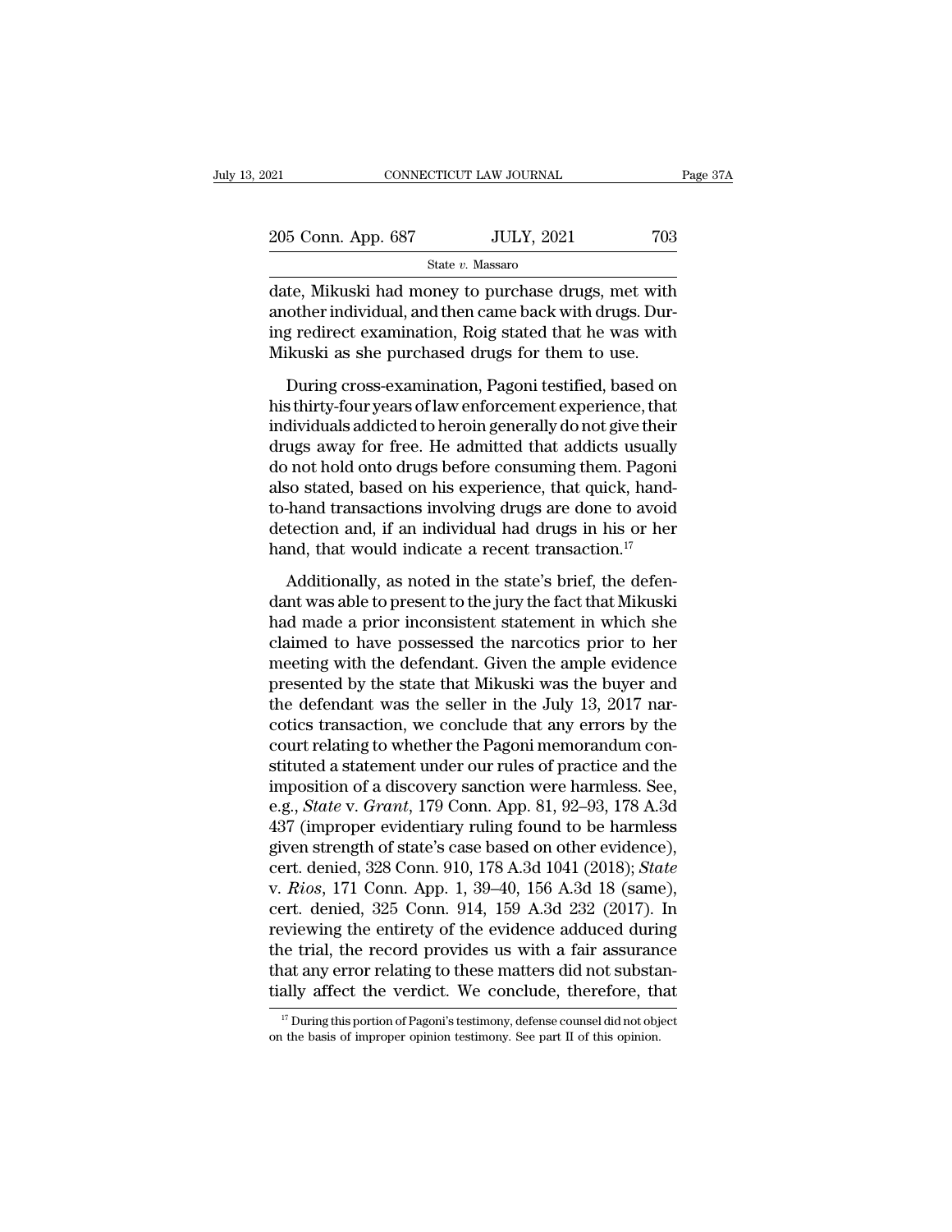date, Mikuski had money to purchase drugs, met with another individual, and then came back with drugs. During redirect examination, Roig stated that he was with Mikuski as she purchased drugs for them to use.

During cross-examination, Pagoni testified, based on his thirty-four years of law enforcement experience, that individuals addicted to heroin generally do not give their drugs away for free. He admitted that addicts usually do not hold onto drugs before consuming them. Pagoni also stated, based on his experience, that quick, hand-to-hand transactions involving drugs are done to avoid detection and, if an individual had drugs in his or her hand, that would indicate a recent transaction.[17]

Additionally, as noted in the state's brief, the defendant was able to present to the jury the fact that Mikuski had made a prior inconsistent statement in which she claimed to have possessed the narcotics prior to her meeting with the defendant. Given the ample evidence presented by the state that Mikuski was the buyer and the defendant was the seller in the July 13, 2017 narcotics transaction, we conclude that any errors by the court relating to whether the Pagoni memorandum constituted a statement under our rules of practice and the imposition of a discovery sanction were harmless. See, e.g., *State* v. *Grant*, 179 Conn. App. 81, 92–93, 178 A.3d 437 (improper evidentiary ruling found to be harmless given strength of state's case based on other evidence), cert. denied, 328 Conn. 910, 178 A.3d 1041 (2018); *State* v. *Rios*, 171 Conn. App. 1, 39–40, 156 A.3d 18 (same), cert. denied, 325 Conn. 914, 159 A.3d 232 (2017). In reviewing the entirety of the evidence adduced during the trial, the record provides us with a fair assurance that any error relating to these matters did not substantially affect the verdict. We conclude, therefore, that

[17] During this portion of Pagoni's testimony, defense counsel did not object on the basis of improper opinion testimony. See part II of this opinion.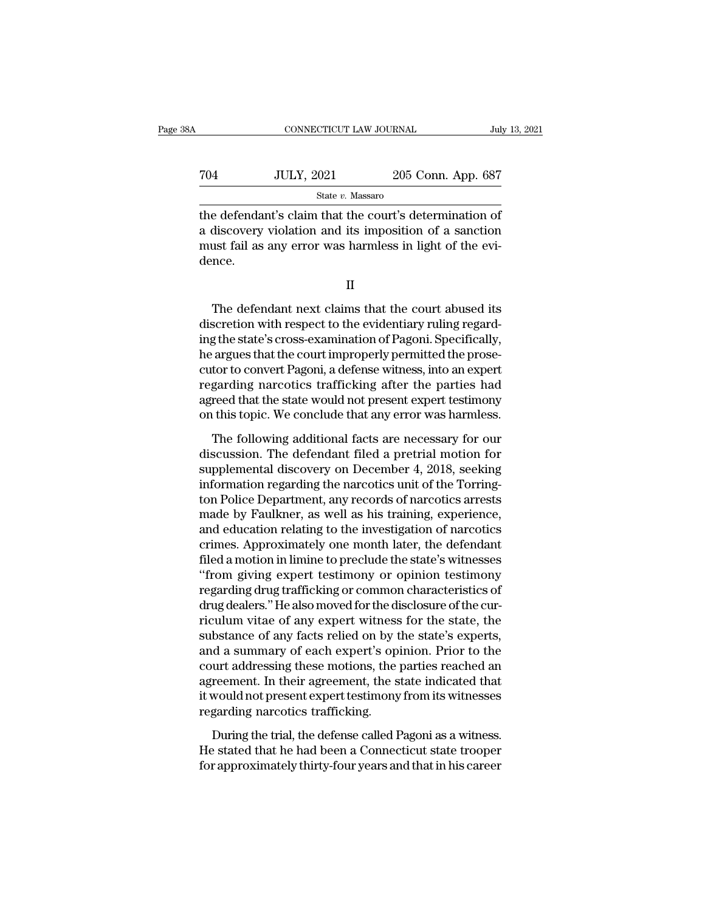the defendant's claim that the court's determination of a discovery violation and its imposition of a sanction must fail as any error was harmless in light of the evidence.

II

The defendant next claims that the court abused its discretion with respect to the evidentiary ruling regarding the state's cross-examination of Pagoni. Specifically, he argues that the court improperly permitted the prosecutor to convert Pagoni, a defense witness, into an expert regarding narcotics trafficking after the parties had agreed that the state would not present expert testimony on this topic. We conclude that any error was harmless.

The following additional facts are necessary for our discussion. The defendant filed a pretrial motion for supplemental discovery on December 4, 2018, seeking information regarding the narcotics unit of the Torrington Police Department, any records of narcotics arrests made by Faulkner, as well as his training, experience, and education relating to the investigation of narcotics crimes. Approximately one month later, the defendant filed a motion in limine to preclude the state's witnesses "from giving expert testimony or opinion testimony regarding drug trafficking or common characteristics of drug dealers." He also moved for the disclosure of the curriculum vitae of any expert witness for the state, the substance of any facts relied on by the state's experts, and a summary of each expert's opinion. Prior to the court addressing these motions, the parties reached an agreement. In their agreement, the state indicated that it would not present expert testimony from its witnesses regarding narcotics trafficking.

During the trial, the defense called Pagoni as a witness. He stated that he had been a Connecticut state trooper for approximately thirty-four years and that in his career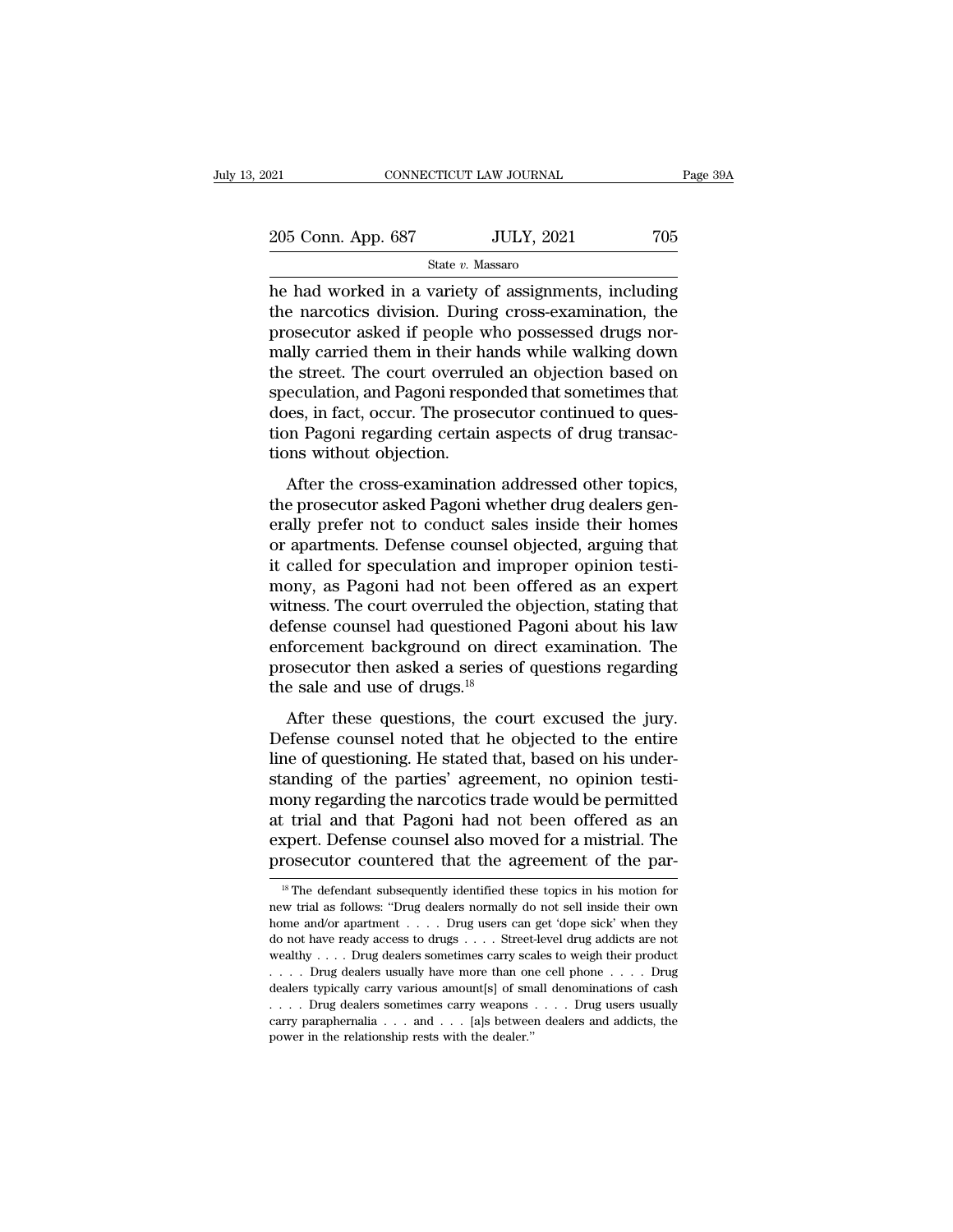he had worked in a variety of assignments, including the narcotics division. During cross-examination, the prosecutor asked if people who possessed drugs normally carried them in their hands while walking down the street. The court overruled an objection based on speculation, and Pagoni responded that sometimes that does, in fact, occur. The prosecutor continued to question Pagoni regarding certain aspects of drug transactions without objection.

After the cross-examination addressed other topics, the prosecutor asked Pagoni whether drug dealers generally prefer not to conduct sales inside their homes or apartments. Defense counsel objected, arguing that it called for speculation and improper opinion testimony, as Pagoni had not been offered as an expert witness. The court overruled the objection, stating that defense counsel had questioned Pagoni about his law enforcement background on direct examination. The prosecutor then asked a series of questions regarding the sale and use of drugs.[18]

After these questions, the court excused the jury. Defense counsel noted that he objected to the entire line of questioning. He stated that, based on his understanding of the parties' agreement, no opinion testimony regarding the narcotics trade would be permitted at trial and that Pagoni had not been offered as an expert. Defense counsel also moved for a mistrial. The prosecutor countered that the agreement of the par-

[18] The defendant subsequently identified these topics in his motion for new trial as follows: "Drug dealers normally do not sell inside their own home and/or apartment . . . . Drug users can get 'dope sick' when they do not have ready access to drugs . . . . Street-level drug addicts are not wealthy . . . . Drug dealers sometimes carry scales to weigh their product . . . . Drug dealers usually have more than one cell phone . . . . Drug dealers typically carry various amount[s] of small denominations of cash . . . . Drug dealers sometimes carry weapons . . . . Drug users usually carry paraphernalia . . . and . . . [a]s between dealers and addicts, the power in the relationship rests with the dealer."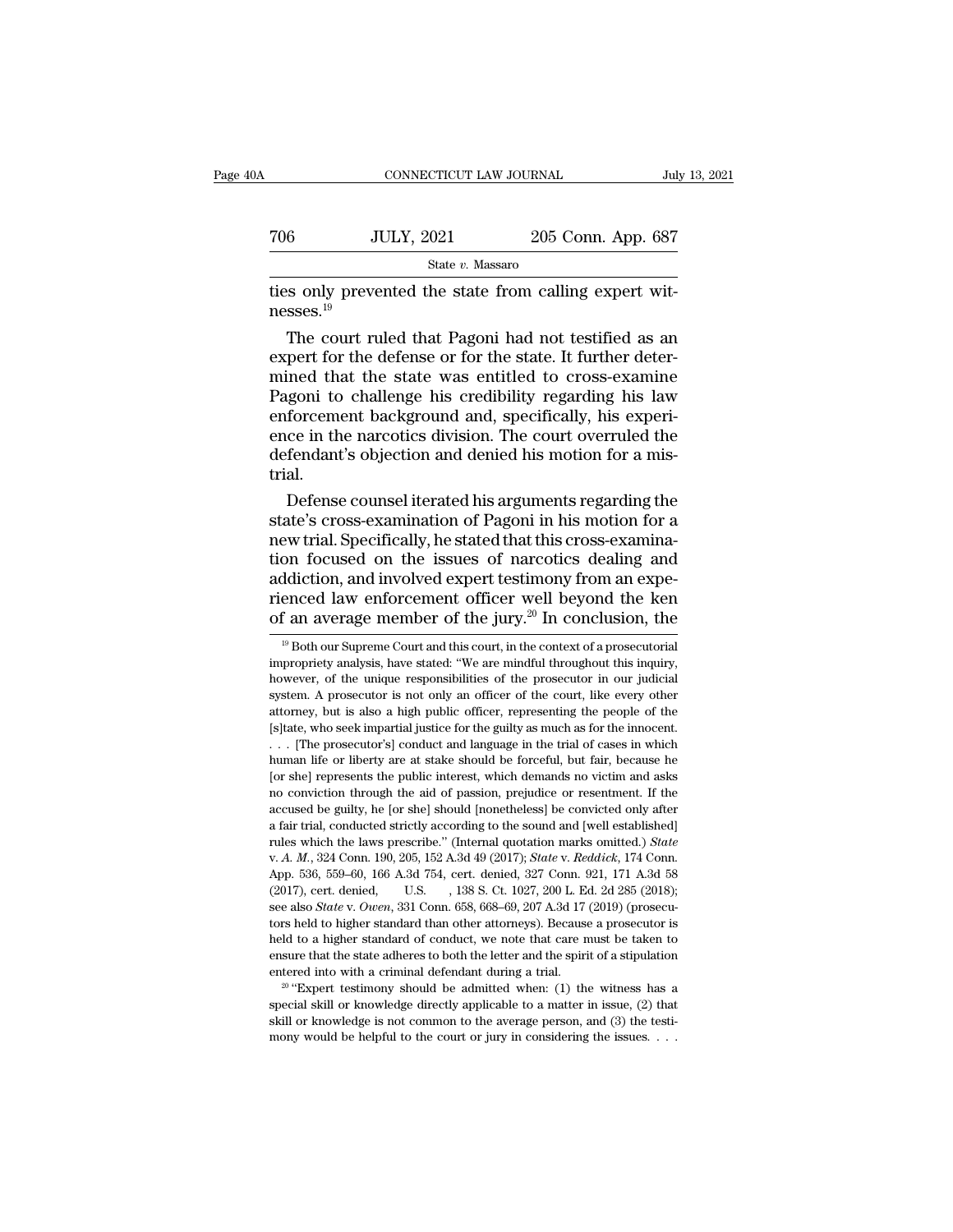ties only prevented the state from calling expert witnesses.[19]

The court ruled that Pagoni had not testified as an expert for the defense or for the state. It further determined that the state was entitled to cross-examine Pagoni to challenge his credibility regarding his law enforcement background and, specifically, his experience in the narcotics division. The court overruled the defendant's objection and denied his motion for a mistrial.

Defense counsel iterated his arguments regarding the state's cross-examination of Pagoni in his motion for a new trial. Specifically, he stated that this cross-examination focused on the issues of narcotics dealing and addiction, and involved expert testimony from an experienced law enforcement officer well beyond the ken of an average member of the jury.[20] In conclusion, the

---

[19] Both our Supreme Court and this court, in the context of a prosecutorial impropriety analysis, have stated: "We are mindful throughout this inquiry, however, of the unique responsibilities of the prosecutor in our judicial system. A prosecutor is not only an officer of the court, like every other attorney, but is also a high public officer, representing the people of the [s]tate, who seek impartial justice for the guilty as much as for the innocent. . . . [The prosecutor's] conduct and language in the trial of cases in which human life or liberty are at stake should be forceful, but fair, because he [or she] represents the public interest, which demands no victim and asks no conviction through the aid of passion, prejudice or resentment. If the accused be guilty, he [or she] should [nonetheless] be convicted only after a fair trial, conducted strictly according to the sound and [well established] rules which the laws prescribe." (Internal quotation marks omitted.) *State* v. *A. M.*, 324 Conn. 190, 205, 152 A.3d 49 (2017); *State* v. *Reddick*, 174 Conn. App. 536, 559–60, 166 A.3d 754, cert. denied, 327 Conn. 921, 171 A.3d 58 (2017), cert. denied, U.S. , 138 S. Ct. 1027, 200 L. Ed. 2d 285 (2018); see also *State* v. *Owen*, 331 Conn. 658, 668–69, 207 A.3d 17 (2019) (prosecutors held to higher standard than other attorneys). Because a prosecutor is held to a higher standard of conduct, we note that care must be taken to ensure that the state adheres to both the letter and the spirit of a stipulation entered into with a criminal defendant during a trial.

[20] "Expert testimony should be admitted when: (1) the witness has a special skill or knowledge directly applicable to a matter in issue, (2) that skill or knowledge is not common to the average person, and (3) the testimony would be helpful to the court or jury in considering the issues. . . .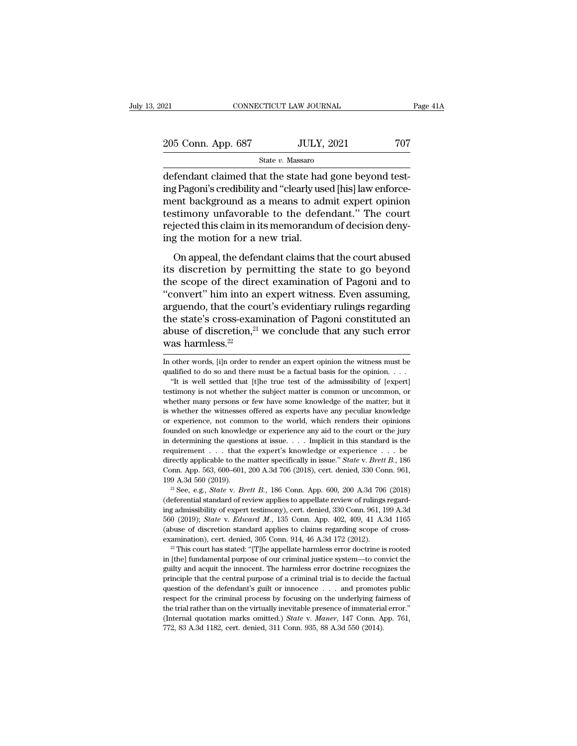defendant claimed that the state had gone beyond testing Pagoni's credibility and "clearly used [his] law enforcement background as a means to admit expert opinion testimony unfavorable to the defendant." The court rejected this claim in its memorandum of decision denying the motion for a new trial.

On appeal, the defendant claims that the court abused its discretion by permitting the state to go beyond the scope of the direct examination of Pagoni and to "convert" him into an expert witness. Even assuming, arguendo, that the court's evidentiary rulings regarding the state's cross-examination of Pagoni constituted an abuse of discretion,[21] we conclude that any such error was harmless.[22]

In other words, [i]n order to render an expert opinion the witness must be qualified to do so and there must be a factual basis for the opinion. . . .

"It is well settled that [t]he true test of the admissibility of [expert] testimony is not whether the subject matter is common or uncommon, or whether many persons or few have some knowledge of the matter; but it is whether the witnesses offered as experts have any peculiar knowledge or experience, not common to the world, which renders their opinions founded on such knowledge or experience any aid to the court or the jury in determining the questions at issue. . . . Implicit in this standard is the requirement . . . that the expert's knowledge or experience . . . be directly applicable to the matter specifically in issue." *State* v. *Brett B.*, 186 Conn. App. 563, 600–601, 200 A.3d 706 (2018), cert. denied, 330 Conn. 961, 199 A.3d 560 (2019).

[21] See, e.g., *State* v. *Brett B.*, 186 Conn. App. 600, 200 A.3d 706 (2018) (deferential standard of review applies to appellate review of rulings regarding admissibility of expert testimony), cert. denied, 330 Conn. 961, 199 A.3d 560 (2019); *State* v. *Edward M.*, 135 Conn. App. 402, 409, 41 A.3d 1165 (abuse of discretion standard applies to claims regarding scope of cross-examination), cert. denied, 305 Conn. 914, 46 A.3d 172 (2012).

[22] This court has stated: "[T]he appellate harmless error doctrine is rooted in [the] fundamental purpose of our criminal justice system—to convict the guilty and acquit the innocent. The harmless error doctrine recognizes the principle that the central purpose of a criminal trial is to decide the factual question of the defendant's guilt or innocence . . . and promotes public respect for the criminal process by focusing on the underlying fairness of the trial rather than on the virtually inevitable presence of immaterial error." (Internal quotation marks omitted.) *State* v. *Maner*, 147 Conn. App. 761, 772, 83 A.3d 1182, cert. denied, 311 Conn. 935, 88 A.3d 550 (2014).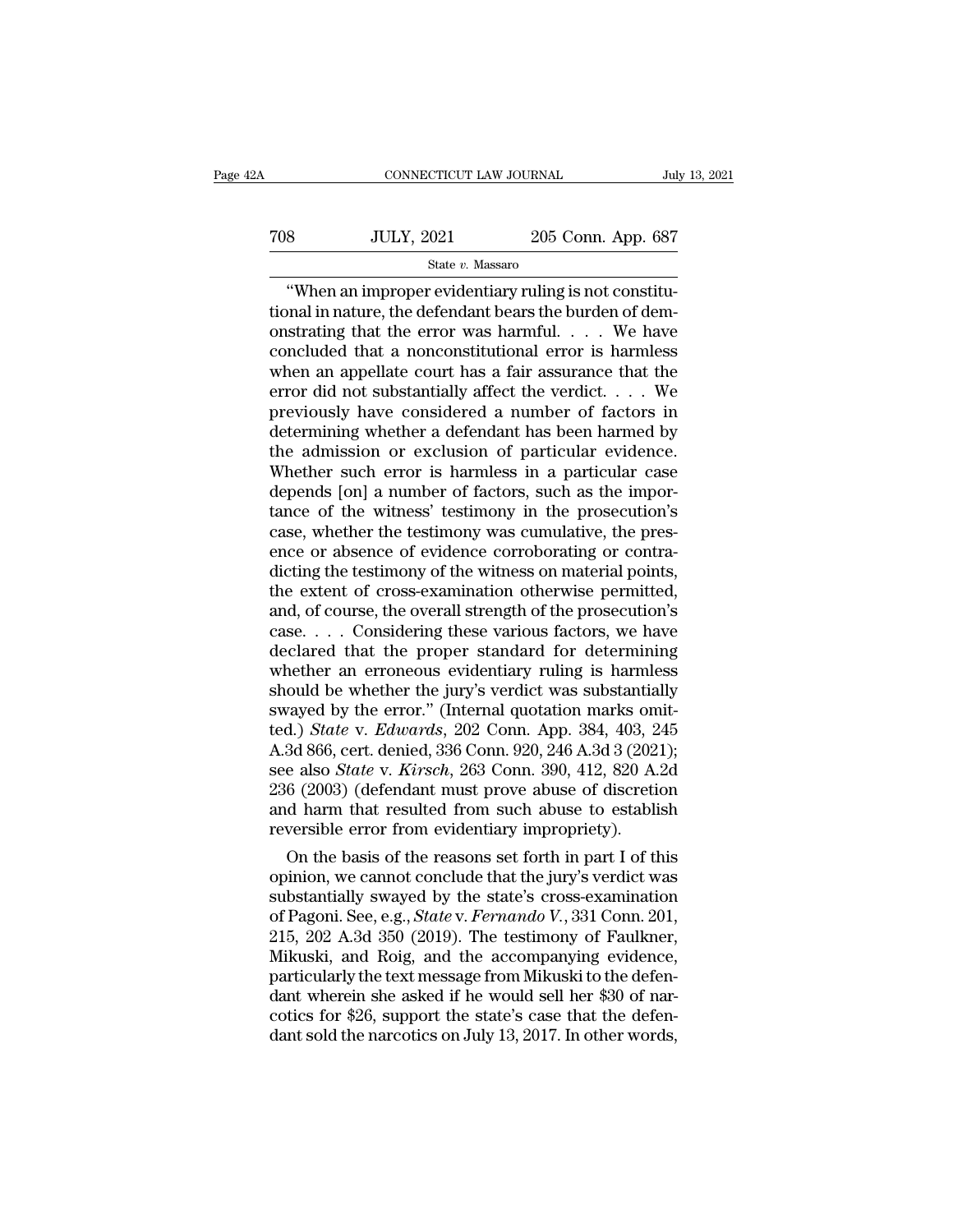"When an improper evidentiary ruling is not constitutional in nature, the defendant bears the burden of demonstrating that the error was harmful. . . . We have concluded that a nonconstitutional error is harmless when an appellate court has a fair assurance that the error did not substantially affect the verdict. . . . We previously have considered a number of factors in determining whether a defendant has been harmed by the admission or exclusion of particular evidence. Whether such error is harmless in a particular case depends [on] a number of factors, such as the importance of the witness' testimony in the prosecution's case, whether the testimony was cumulative, the presence or absence of evidence corroborating or contradicting the testimony of the witness on material points, the extent of cross-examination otherwise permitted, and, of course, the overall strength of the prosecution's case. . . . Considering these various factors, we have declared that the proper standard for determining whether an erroneous evidentiary ruling is harmless should be whether the jury's verdict was substantially swayed by the error." (Internal quotation marks omitted.) *State* v. *Edwards*, 202 Conn. App. 384, 403, 245 A.3d 866, cert. denied, 336 Conn. 920, 246 A.3d 3 (2021); see also *State* v. *Kirsch*, 263 Conn. 390, 412, 820 A.2d 236 (2003) (defendant must prove abuse of discretion and harm that resulted from such abuse to establish reversible error from evidentiary impropriety).

On the basis of the reasons set forth in part I of this opinion, we cannot conclude that the jury's verdict was substantially swayed by the state's cross-examination of Pagoni. See, e.g., *State* v. *Fernando V.*, 331 Conn. 201, 215, 202 A.3d 350 (2019). The testimony of Faulkner, Mikuski, and Roig, and the accompanying evidence, particularly the text message from Mikuski to the defendant wherein she asked if he would sell her $30 of narcotics for $26, support the state's case that the defendant sold the narcotics on July 13, 2017. In other words,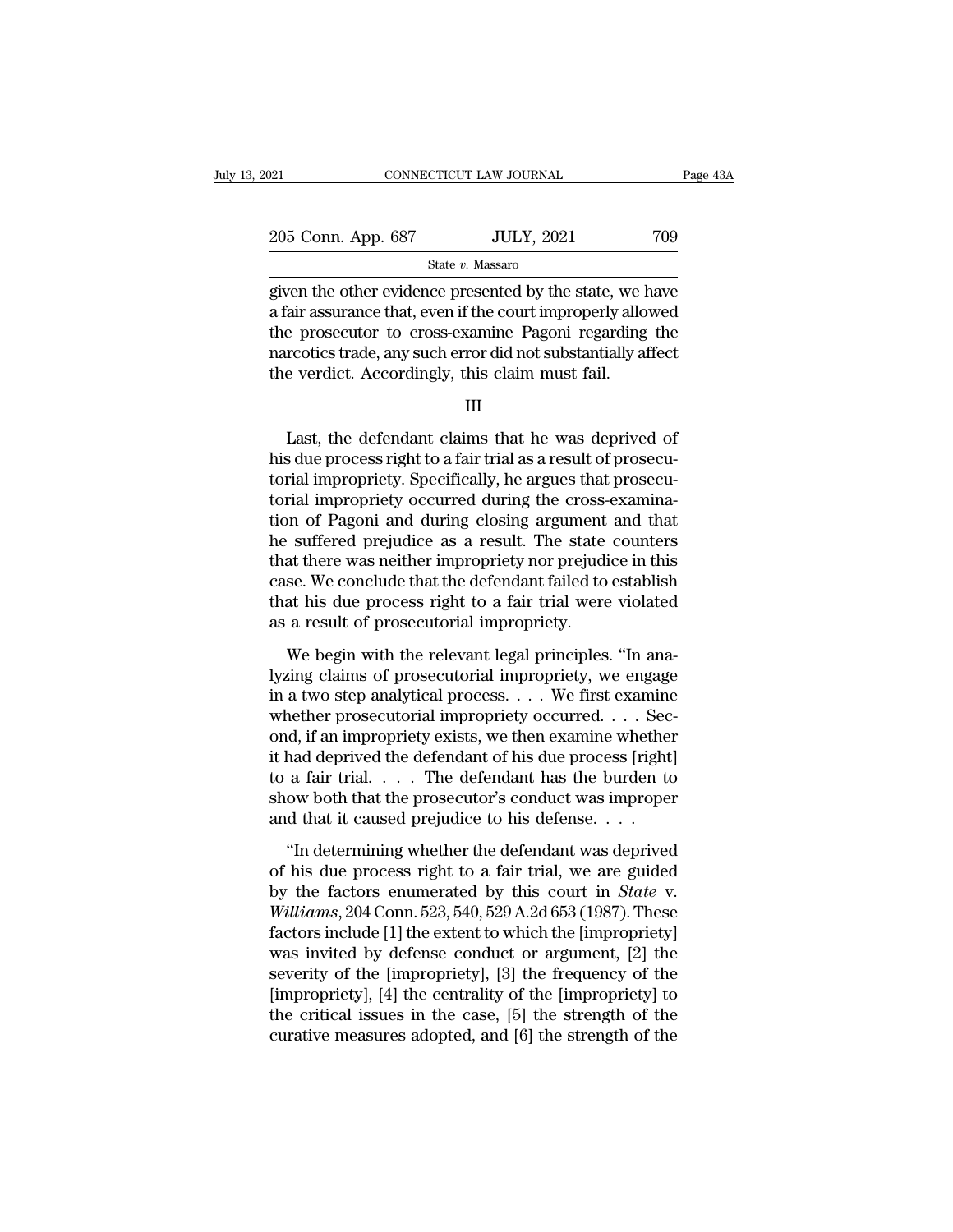given the other evidence presented by the state, we have a fair assurance that, even if the court improperly allowed the prosecutor to cross-examine Pagoni regarding the narcotics trade, any such error did not substantially affect the verdict. Accordingly, this claim must fail.

III

Last, the defendant claims that he was deprived of his due process right to a fair trial as a result of prosecutorial impropriety. Specifically, he argues that prosecutorial impropriety occurred during the cross-examination of Pagoni and during closing argument and that he suffered prejudice as a result. The state counters that there was neither impropriety nor prejudice in this case. We conclude that the defendant failed to establish that his due process right to a fair trial were violated as a result of prosecutorial impropriety.

We begin with the relevant legal principles. "In analyzing claims of prosecutorial impropriety, we engage in a two step analytical process. . . . We first examine whether prosecutorial impropriety occurred. . . . Second, if an impropriety exists, we then examine whether it had deprived the defendant of his due process [right] to a fair trial. . . . The defendant has the burden to show both that the prosecutor's conduct was improper and that it caused prejudice to his defense. . . .

"In determining whether the defendant was deprived of his due process right to a fair trial, we are guided by the factors enumerated by this court in *State* v. *Williams*, 204 Conn. 523, 540, 529 A.2d 653 (1987). These factors include [1] the extent to which the [impropriety] was invited by defense conduct or argument, [2] the severity of the [impropriety], [3] the frequency of the [impropriety], [4] the centrality of the [impropriety] to the critical issues in the case, [5] the strength of the curative measures adopted, and [6] the strength of the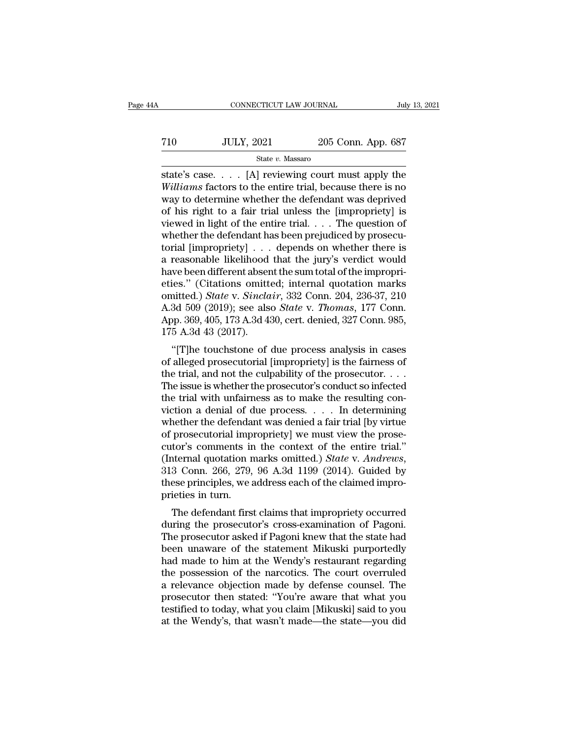state's case. . . . [A] reviewing court must apply the *Williams* factors to the entire trial, because there is no way to determine whether the defendant was deprived of his right to a fair trial unless the [impropriety] is viewed in light of the entire trial. . . . The question of whether the defendant has been prejudiced by prosecutorial [impropriety] . . . depends on whether there is a reasonable likelihood that the jury's verdict would have been different absent the sum total of the improprieties." (Citations omitted; internal quotation marks omitted.) *State* v. *Sinclair*, 332 Conn. 204, 236-37, 210 A.3d 509 (2019); see also *State* v. *Thomas*, 177 Conn. App. 369, 405, 173 A.3d 430, cert. denied, 327 Conn. 985, 175 A.3d 43 (2017).

"[T]he touchstone of due process analysis in cases of alleged prosecutorial [impropriety] is the fairness of the trial, and not the culpability of the prosecutor. . . . The issue is whether the prosecutor's conduct so infected the trial with unfairness as to make the resulting conviction a denial of due process. . . . In determining whether the defendant was denied a fair trial [by virtue of prosecutorial impropriety] we must view the prosecutor's comments in the context of the entire trial." (Internal quotation marks omitted.) *State* v. *Andrews*, 313 Conn. 266, 279, 96 A.3d 1199 (2014). Guided by these principles, we address each of the claimed improprieties in turn.

The defendant first claims that impropriety occurred during the prosecutor's cross-examination of Pagoni. The prosecutor asked if Pagoni knew that the state had been unaware of the statement Mikuski purportedly had made to him at the Wendy's restaurant regarding the possession of the narcotics. The court overruled a relevance objection made by defense counsel. The prosecutor then stated: "You're aware that what you testified to today, what you claim [Mikuski] said to you at the Wendy's, that wasn't made—the state—you did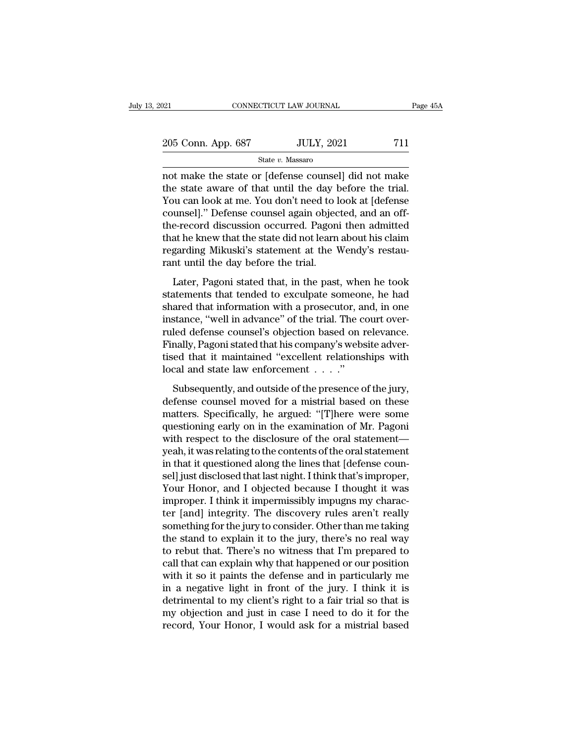not make the state or [defense counsel] did not make the state aware of that until the day before the trial. You can look at me. You don't need to look at [defense counsel].'' Defense counsel again objected, and an off-the-record discussion occurred. Pagoni then admitted that he knew that the state did not learn about his claim regarding Mikuski's statement at the Wendy's restaurant until the day before the trial.

Later, Pagoni stated that, in the past, when he took statements that tended to exculpate someone, he had shared that information with a prosecutor, and, in one instance, ''well in advance'' of the trial. The court overruled defense counsel's objection based on relevance. Finally, Pagoni stated that his company's website advertised that it maintained ''excellent relationships with local and state law enforcement . . . .''

Subsequently, and outside of the presence of the jury, defense counsel moved for a mistrial based on these matters. Specifically, he argued: ''[T]here were some questioning early on in the examination of Mr. Pagoni with respect to the disclosure of the oral statement— yeah, it was relating to the contents of the oral statement in that it questioned along the lines that [defense counsel] just disclosed that last night. I think that's improper, Your Honor, and I objected because I thought it was improper. I think it impermissibly impugns my character [and] integrity. The discovery rules aren't really something for the jury to consider. Other than me taking the stand to explain it to the jury, there's no real way to rebut that. There's no witness that I'm prepared to call that can explain why that happened or our position with it so it paints the defense and in particularly me in a negative light in front of the jury. I think it is detrimental to my client's right to a fair trial so that is my objection and just in case I need to do it for the record, Your Honor, I would ask for a mistrial based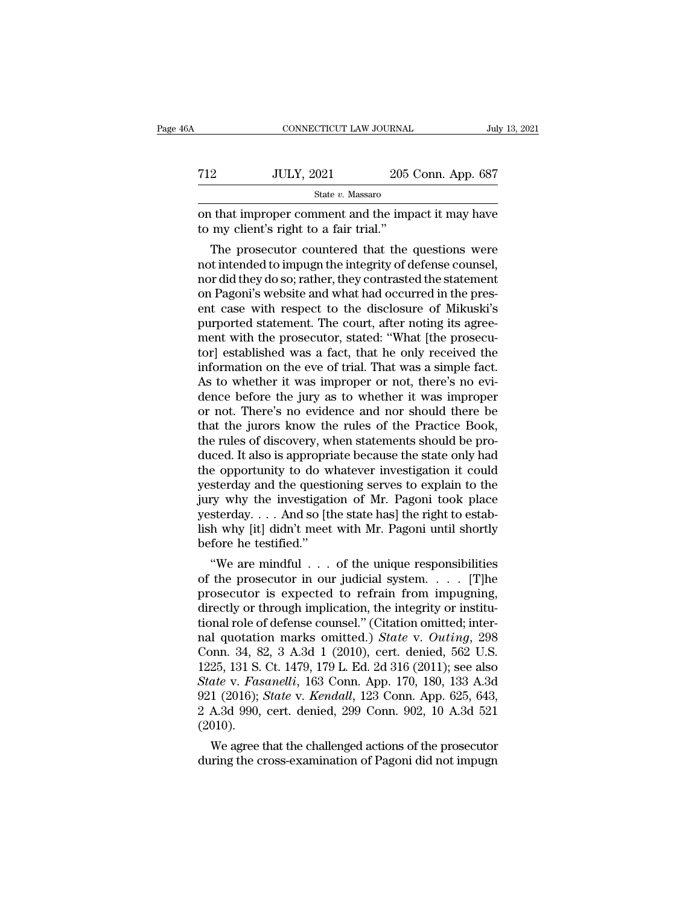on that improper comment and the impact it may have to my client's right to a fair trial."

The prosecutor countered that the questions were not intended to impugn the integrity of defense counsel, nor did they do so; rather, they contrasted the statement on Pagoni's website and what had occurred in the present case with respect to the disclosure of Mikuski's purported statement. The court, after noting its agreement with the prosecutor, stated: "What [the prosecutor] established was a fact, that he only received the information on the eve of trial. That was a simple fact. As to whether it was improper or not, there's no evidence before the jury as to whether it was improper or not. There's no evidence and nor should there be that the jurors know the rules of the Practice Book, the rules of discovery, when statements should be produced. It also is appropriate because the state only had the opportunity to do whatever investigation it could yesterday and the questioning serves to explain to the jury why the investigation of Mr. Pagoni took place yesterday. . . . And so [the state has] the right to establish why [it] didn't meet with Mr. Pagoni until shortly before he testified."

"We are mindful . . . of the unique responsibilities of the prosecutor in our judicial system. . . . [T]he prosecutor is expected to refrain from impugning, directly or through implication, the integrity or institutional role of defense counsel." (Citation omitted; internal quotation marks omitted.) *State* v. *Outing*, 298 Conn. 34, 82, 3 A.3d 1 (2010), cert. denied, 562 U.S. 1225, 131 S. Ct. 1479, 179 L. Ed. 2d 316 (2011); see also *State* v. *Fasanelli*, 163 Conn. App. 170, 180, 133 A.3d 921 (2016); *State* v. *Kendall*, 123 Conn. App. 625, 643, 2 A.3d 990, cert. denied, 299 Conn. 902, 10 A.3d 521 (2010).

We agree that the challenged actions of the prosecutor during the cross-examination of Pagoni did not impugn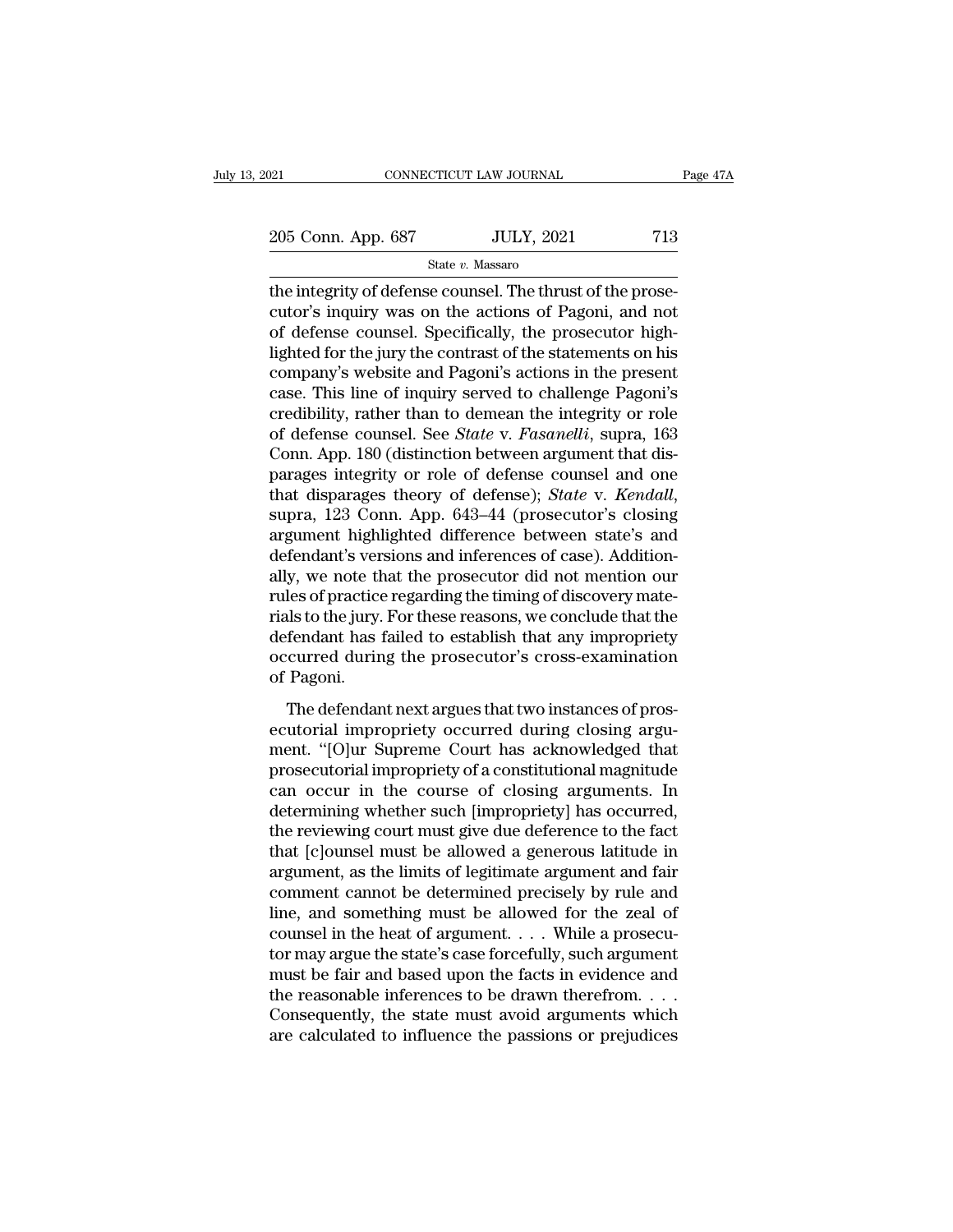the integrity of defense counsel. The thrust of the prosecutor's inquiry was on the actions of Pagoni, and not of defense counsel. Specifically, the prosecutor highlighted for the jury the contrast of the statements on his company's website and Pagoni's actions in the present case. This line of inquiry served to challenge Pagoni's credibility, rather than to demean the integrity or role of defense counsel. See *State* v. *Fasanelli*, supra, 163 Conn. App. 180 (distinction between argument that disparages integrity or role of defense counsel and one that disparages theory of defense); *State* v. *Kendall*, supra, 123 Conn. App. 643–44 (prosecutor's closing argument highlighted difference between state's and defendant's versions and inferences of case). Additionally, we note that the prosecutor did not mention our rules of practice regarding the timing of discovery materials to the jury. For these reasons, we conclude that the defendant has failed to establish that any impropriety occurred during the prosecutor's cross-examination of Pagoni.

The defendant next argues that two instances of prosecutorial impropriety occurred during closing argument. "[O]ur Supreme Court has acknowledged that prosecutorial impropriety of a constitutional magnitude can occur in the course of closing arguments. In determining whether such [impropriety] has occurred, the reviewing court must give due deference to the fact that [c]ounsel must be allowed a generous latitude in argument, as the limits of legitimate argument and fair comment cannot be determined precisely by rule and line, and something must be allowed for the zeal of counsel in the heat of argument. . . . While a prosecutor may argue the state's case forcefully, such argument must be fair and based upon the facts in evidence and the reasonable inferences to be drawn therefrom. . . . Consequently, the state must avoid arguments which are calculated to influence the passions or prejudices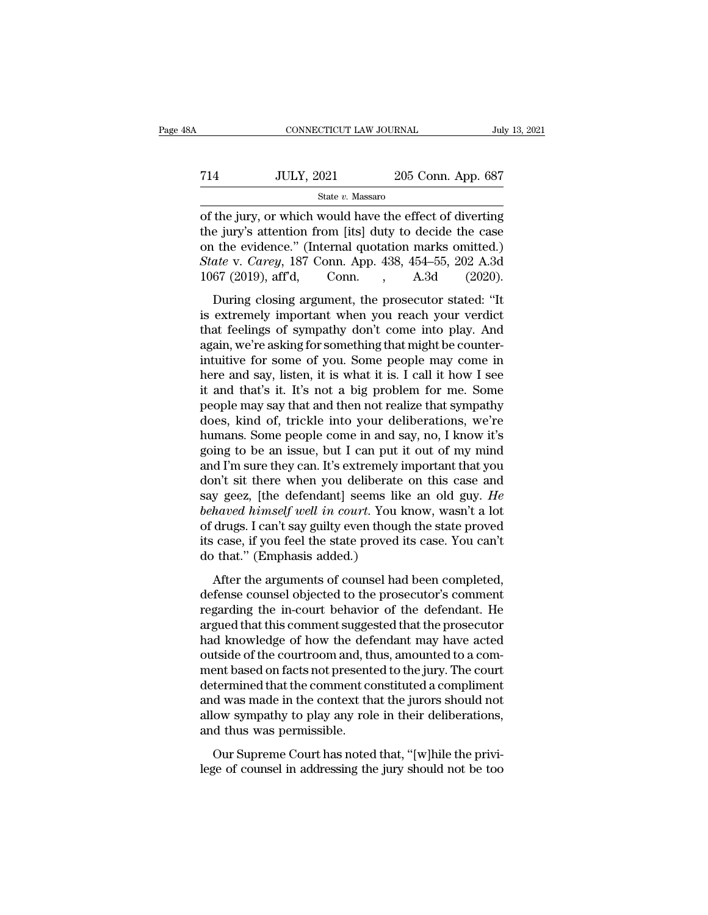of the jury, or which would have the effect of diverting the jury's attention from [its] duty to decide the case on the evidence." (Internal quotation marks omitted.) *State* v. *Carey*, 187 Conn. App. 438, 454–55, 202 A.3d 1067 (2019), aff'd, Conn. , A.3d (2020).

During closing argument, the prosecutor stated: "It is extremely important when you reach your verdict that feelings of sympathy don't come into play. And again, we're asking for something that might be counter-intuitive for some of you. Some people may come in here and say, listen, it is what it is. I call it how I see it and that's it. It's not a big problem for me. Some people may say that and then not realize that sympathy does, kind of, trickle into your deliberations, we're humans. Some people come in and say, no, I know it's going to be an issue, but I can put it out of my mind and I'm sure they can. It's extremely important that you don't sit there when you deliberate on this case and say geez, [the defendant] seems like an old guy. *He behaved himself well in court*. You know, wasn't a lot of drugs. I can't say guilty even though the state proved its case, if you feel the state proved its case. You can't do that." (Emphasis added.)

After the arguments of counsel had been completed, defense counsel objected to the prosecutor's comment regarding the in-court behavior of the defendant. He argued that this comment suggested that the prosecutor had knowledge of how the defendant may have acted outside of the courtroom and, thus, amounted to a comment based on facts not presented to the jury. The court determined that the comment constituted a compliment and was made in the context that the jurors should not allow sympathy to play any role in their deliberations, and thus was permissible.

Our Supreme Court has noted that, "[w]hile the privilege of counsel in addressing the jury should not be too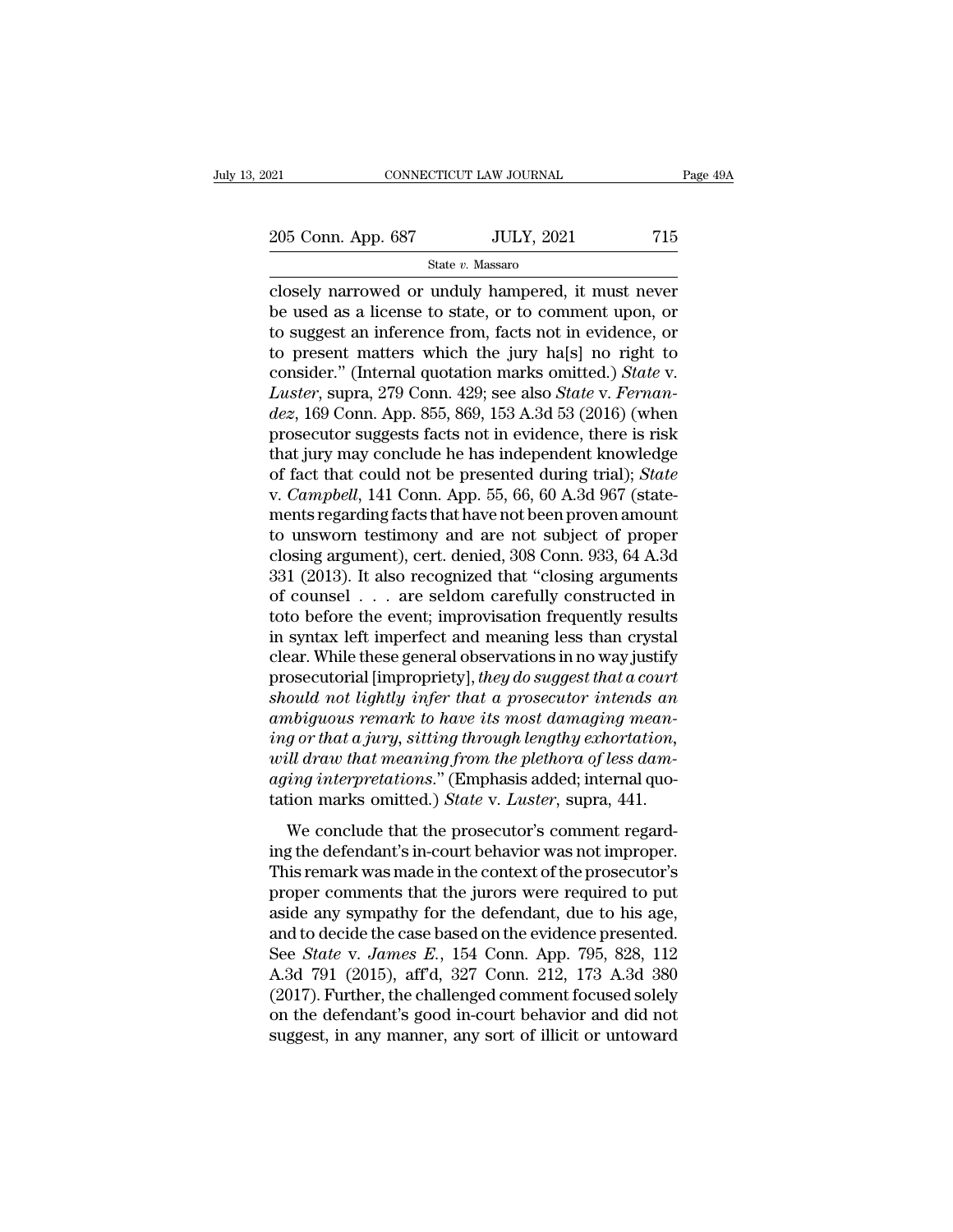closely narrowed or unduly hampered, it must never be used as a license to state, or to comment upon, or to suggest an inference from, facts not in evidence, or to present matters which the jury ha[s] no right to consider." (Internal quotation marks omitted.) *State* v. *Luster*, supra, 279 Conn. 429; see also *State* v. *Fernandez*, 169 Conn. App. 855, 869, 153 A.3d 53 (2016) (when prosecutor suggests facts not in evidence, there is risk that jury may conclude he has independent knowledge of fact that could not be presented during trial); *State* v. *Campbell*, 141 Conn. App. 55, 66, 60 A.3d 967 (statements regarding facts that have not been proven amount to unsworn testimony and are not subject of proper closing argument), cert. denied, 308 Conn. 933, 64 A.3d 331 (2013). It also recognized that "closing arguments of counsel . . . are seldom carefully constructed in toto before the event; improvisation frequently results in syntax left imperfect and meaning less than crystal clear. While these general observations in no way justify prosecutorial [impropriety], *they do suggest that a court should not lightly infer that a prosecutor intends an ambiguous remark to have its most damaging meaning or that a jury, sitting through lengthy exhortation, will draw that meaning from the plethora of less damaging interpretations*." (Emphasis added; internal quotation marks omitted.) *State* v. *Luster*, supra, 441.

We conclude that the prosecutor's comment regarding the defendant's in-court behavior was not improper. This remark was made in the context of the prosecutor's proper comments that the jurors were required to put aside any sympathy for the defendant, due to his age, and to decide the case based on the evidence presented. See *State* v. *James E.*, 154 Conn. App. 795, 828, 112 A.3d 791 (2015), aff'd, 327 Conn. 212, 173 A.3d 380 (2017). Further, the challenged comment focused solely on the defendant's good in-court behavior and did not suggest, in any manner, any sort of illicit or untoward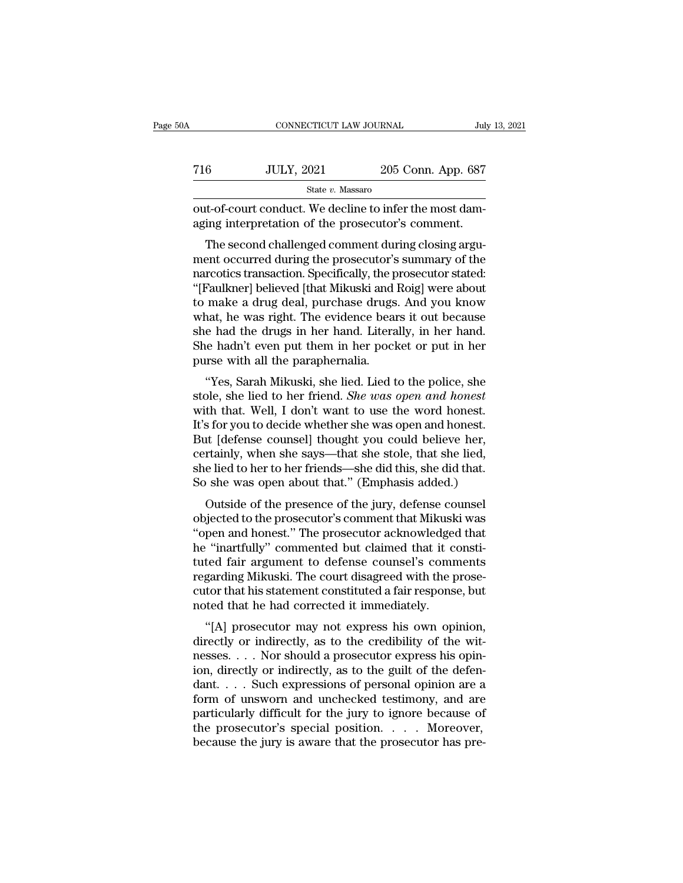out-of-court conduct. We decline to infer the most damaging interpretation of the prosecutor's comment.

The second challenged comment during closing argument occurred during the prosecutor's summary of the narcotics transaction. Specifically, the prosecutor stated: "[Faulkner] believed [that Mikuski and Roig] were about to make a drug deal, purchase drugs. And you know what, he was right. The evidence bears it out because she had the drugs in her hand. Literally, in her hand. She hadn't even put them in her pocket or put in her purse with all the paraphernalia.

"Yes, Sarah Mikuski, she lied. Lied to the police, she stole, she lied to her friend. *She was open and honest* with that. Well, I don't want to use the word honest. It's for you to decide whether she was open and honest. But [defense counsel] thought you could believe her, certainly, when she says—that she stole, that she lied, she lied to her to her friends—she did this, she did that. So she was open about that." (Emphasis added.)

Outside of the presence of the jury, defense counsel objected to the prosecutor's comment that Mikuski was "open and honest." The prosecutor acknowledged that he "inartfully" commented but claimed that it constituted fair argument to defense counsel's comments regarding Mikuski. The court disagreed with the prosecutor that his statement constituted a fair response, but noted that he had corrected it immediately.

"[A] prosecutor may not express his own opinion, directly or indirectly, as to the credibility of the witnesses. . . . Nor should a prosecutor express his opinion, directly or indirectly, as to the guilt of the defendant. . . . Such expressions of personal opinion are a form of unsworn and unchecked testimony, and are particularly difficult for the jury to ignore because of the prosecutor's special position. . . . Moreover, because the jury is aware that the prosecutor has pre-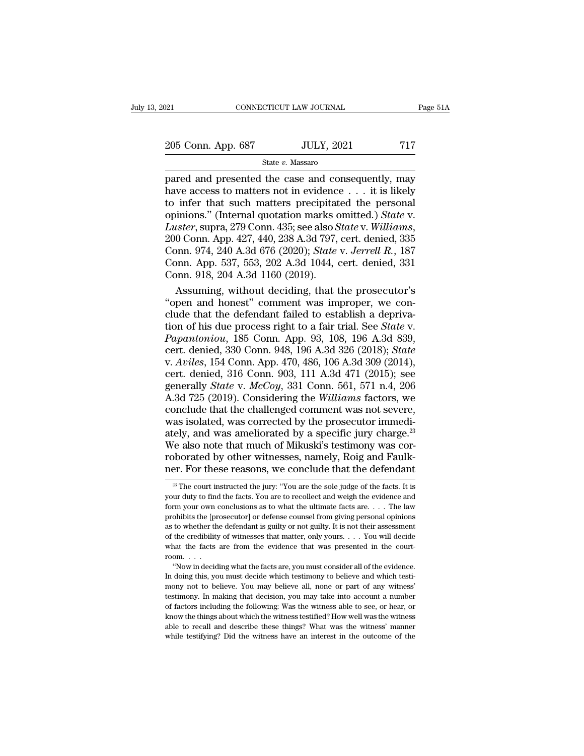pared and presented the case and consequently, may have access to matters not in evidence . . . it is likely to infer that such matters precipitated the personal opinions." (Internal quotation marks omitted.) *State* v. *Luster*, supra, 279 Conn. 435; see also *State* v. *Williams*, 200 Conn. App. 427, 440, 238 A.3d 797, cert. denied, 335 Conn. 974, 240 A.3d 676 (2020); *State* v. *Jerrell R.*, 187 Conn. App. 537, 553, 202 A.3d 1044, cert. denied, 331 Conn. 918, 204 A.3d 1160 (2019).

Assuming, without deciding, that the prosecutor's "open and honest" comment was improper, we conclude that the defendant failed to establish a deprivation of his due process right to a fair trial. See *State* v. *Papantoniou*, 185 Conn. App. 93, 108, 196 A.3d 839, cert. denied, 330 Conn. 948, 196 A.3d 326 (2018); *State* v. *Aviles*, 154 Conn. App. 470, 486, 106 A.3d 309 (2014), cert. denied, 316 Conn. 903, 111 A.3d 471 (2015); see generally *State* v. *McCoy*, 331 Conn. 561, 571 n.4, 206 A.3d 725 (2019). Considering the *Williams* factors, we conclude that the challenged comment was not severe, was isolated, was corrected by the prosecutor immediately, and was ameliorated by a specific jury charge.[23] We also note that much of Mikuski's testimony was corroborated by other witnesses, namely, Roig and Faulkner. For these reasons, we conclude that the defendant

---

[23] The court instructed the jury: "You are the sole judge of the facts. It is your duty to find the facts. You are to recollect and weigh the evidence and form your own conclusions as to what the ultimate facts are. . . . The law prohibits the [prosecutor] or defense counsel from giving personal opinions as to whether the defendant is guilty or not guilty. It is not their assessment of the credibility of witnesses that matter, only yours. . . . You will decide what the facts are from the evidence that was presented in the courtroom. . . .

"Now in deciding what the facts are, you must consider all of the evidence. In doing this, you must decide which testimony to believe and which testimony not to believe. You may believe all, none or part of any witness' testimony. In making that decision, you may take into account a number of factors including the following: Was the witness able to see, or hear, or know the things about which the witness testified? How well was the witness able to recall and describe these things? What was the witness' manner while testifying? Did the witness have an interest in the outcome of the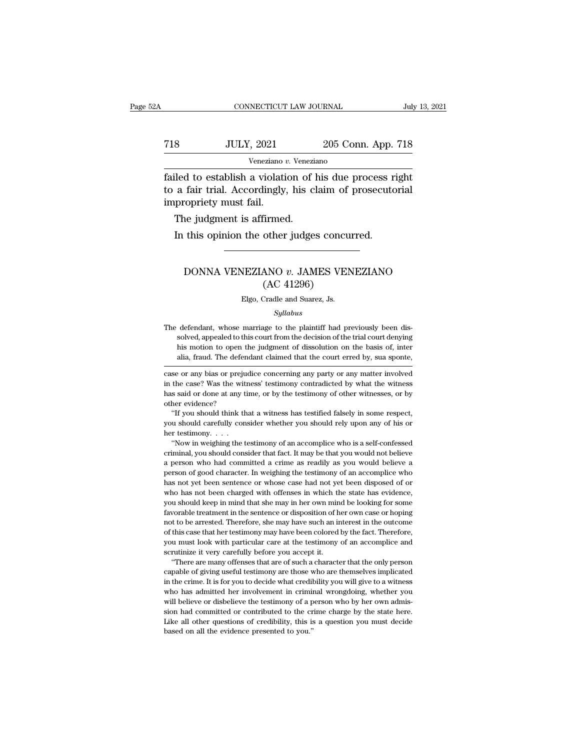failed to establish a violation of his due process right to a fair trial. Accordingly, his claim of prosecutorial impropriety must fail.

The judgment is affirmed.

In this opinion the other judges concurred.

---

# DONNA VENEZIANO *v.* JAMES VENEZIANO (AC 41296)

Elgo, Cradle and Suarez, Js.

*Syllabus*

The defendant, whose marriage to the plaintiff had previously been dissolved, appealed to this court from the decision of the trial court denying his motion to open the judgment of dissolution on the basis of, inter alia, fraud. The defendant claimed that the court erred by, sua sponte,

case or any bias or prejudice concerning any party or any matter involved in the case? Was the witness' testimony contradicted by what the witness has said or done at any time, or by the testimony of other witnesses, or by other evidence?

"If you should think that a witness has testified falsely in some respect, you should carefully consider whether you should rely upon any of his or her testimony. . . .

"Now in weighing the testimony of an accomplice who is a self-confessed criminal, you should consider that fact. It may be that you would not believe a person who had committed a crime as readily as you would believe a person of good character. In weighing the testimony of an accomplice who has not yet been sentence or whose case had not yet been disposed of or who has not been charged with offenses in which the state has evidence, you should keep in mind that she may in her own mind be looking for some favorable treatment in the sentence or disposition of her own case or hoping not to be arrested. Therefore, she may have such an interest in the outcome of this case that her testimony may have been colored by the fact. Therefore, you must look with particular care at the testimony of an accomplice and scrutinize it very carefully before you accept it.

"There are many offenses that are of such a character that the only person capable of giving useful testimony are those who are themselves implicated in the crime. It is for you to decide what credibility you will give to a witness who has admitted her involvement in criminal wrongdoing, whether you will believe or disbelieve the testimony of a person who by her own admission had committed or contributed to the crime charge by the state here. Like all other questions of credibility, this is a question you must decide based on all the evidence presented to you."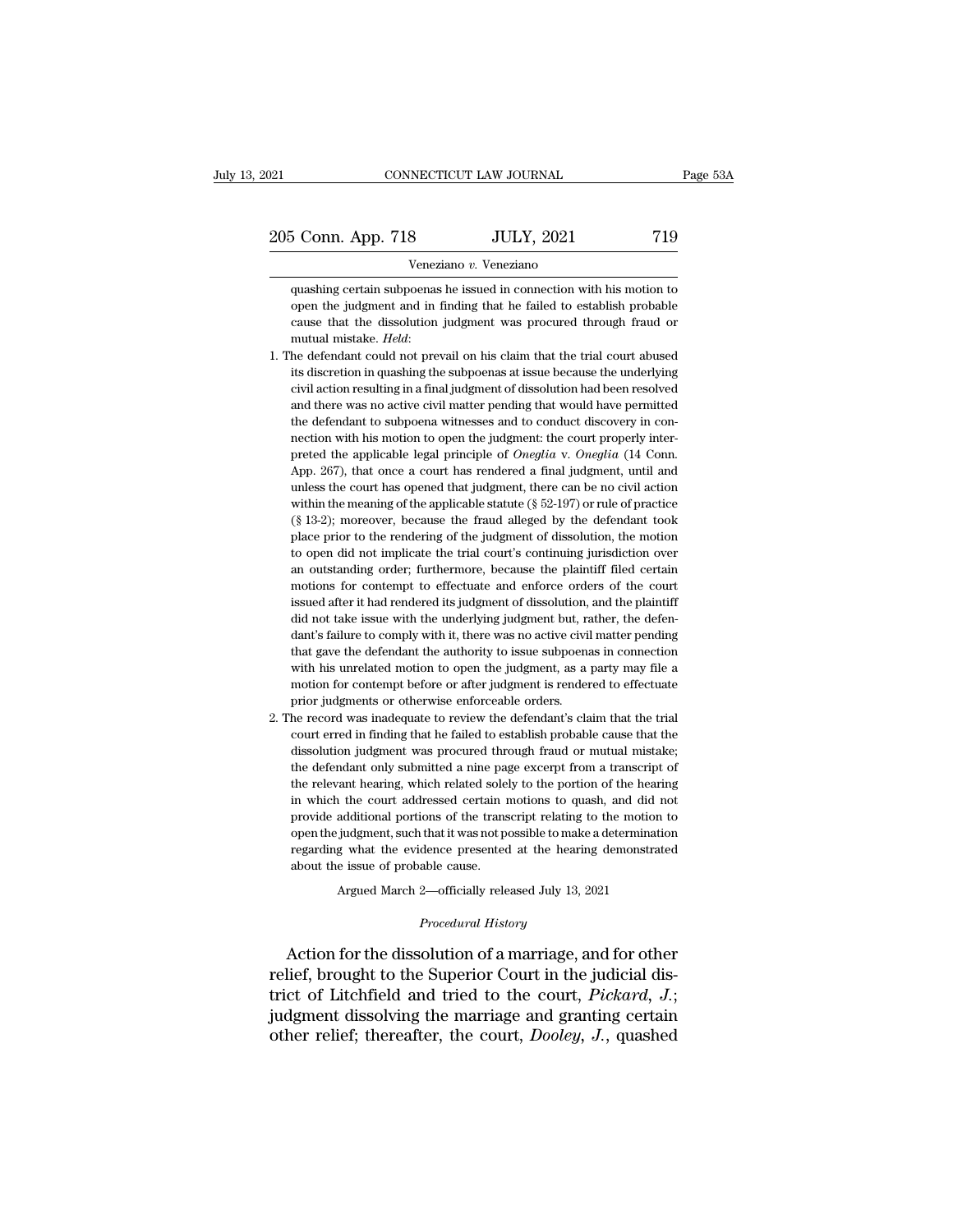quashing certain subpoenas he issued in connection with his motion to open the judgment and in finding that he failed to establish probable cause that the dissolution judgment was procured through fraud or mutual mistake. *Held*:

1. The defendant could not prevail on his claim that the trial court abused its discretion in quashing the subpoenas at issue because the underlying civil action resulting in a final judgment of dissolution had been resolved and there was no active civil matter pending that would have permitted the defendant to subpoena witnesses and to conduct discovery in connection with his motion to open the judgment: the court properly interpreted the applicable legal principle of *Oneglia* v. *Oneglia* (14 Conn. App. 267), that once a court has rendered a final judgment, until and unless the court has opened that judgment, there can be no civil action within the meaning of the applicable statute (§ 52-197) or rule of practice (§ 13-2); moreover, because the fraud alleged by the defendant took place prior to the rendering of the judgment of dissolution, the motion to open did not implicate the trial court's continuing jurisdiction over an outstanding order; furthermore, because the plaintiff filed certain motions for contempt to effectuate and enforce orders of the court issued after it had rendered its judgment of dissolution, and the plaintiff did not take issue with the underlying judgment but, rather, the defendant's failure to comply with it, there was no active civil matter pending that gave the defendant the authority to issue subpoenas in connection with his unrelated motion to open the judgment, as a party may file a motion for contempt before or after judgment is rendered to effectuate prior judgments or otherwise enforceable orders.

2. The record was inadequate to review the defendant's claim that the trial court erred in finding that he failed to establish probable cause that the dissolution judgment was procured through fraud or mutual mistake; the defendant only submitted a nine page excerpt from a transcript of the relevant hearing, which related solely to the portion of the hearing in which the court addressed certain motions to quash, and did not provide additional portions of the transcript relating to the motion to open the judgment, such that it was not possible to make a determination regarding what the evidence presented at the hearing demonstrated about the issue of probable cause.

Argued March 2—officially released July 13, 2021

*Procedural History*

Action for the dissolution of a marriage, and for other relief, brought to the Superior Court in the judicial district of Litchfield and tried to the court, *Pickard*, *J.*; judgment dissolving the marriage and granting certain other relief; thereafter, the court, *Dooley*, *J.*, quashed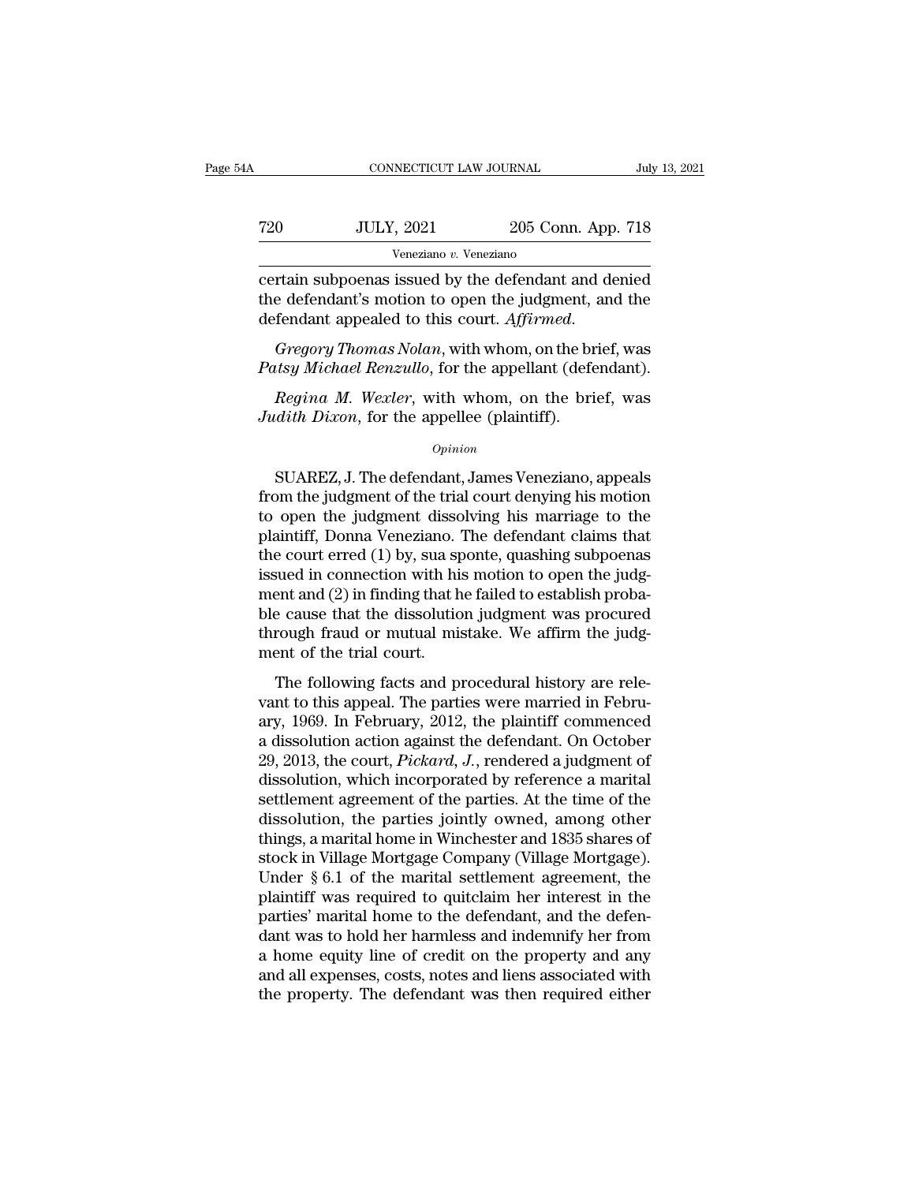certain subpoenas issued by the defendant and denied the defendant's motion to open the judgment, and the defendant appealed to this court. *Affirmed.*

*Gregory Thomas Nolan*, with whom, on the brief, was *Patsy Michael Renzullo*, for the appellant (defendant).

*Regina M. Wexler*, with whom, on the brief, was *Judith Dixon*, for the appellee (plaintiff).

*Opinion*

SUAREZ, J. The defendant, James Veneziano, appeals from the judgment of the trial court denying his motion to open the judgment dissolving his marriage to the plaintiff, Donna Veneziano. The defendant claims that the court erred (1) by, sua sponte, quashing subpoenas issued in connection with his motion to open the judgment and (2) in finding that he failed to establish probable cause that the dissolution judgment was procured through fraud or mutual mistake. We affirm the judgment of the trial court.

The following facts and procedural history are relevant to this appeal. The parties were married in February, 1969. In February, 2012, the plaintiff commenced a dissolution action against the defendant. On October 29, 2013, the court, *Pickard, J.*, rendered a judgment of dissolution, which incorporated by reference a marital settlement agreement of the parties. At the time of the dissolution, the parties jointly owned, among other things, a marital home in Winchester and 1835 shares of stock in Village Mortgage Company (Village Mortgage). Under § 6.1 of the marital settlement agreement, the plaintiff was required to quitclaim her interest in the parties' marital home to the defendant, and the defendant was to hold her harmless and indemnify her from a home equity line of credit on the property and any and all expenses, costs, notes and liens associated with the property. The defendant was then required either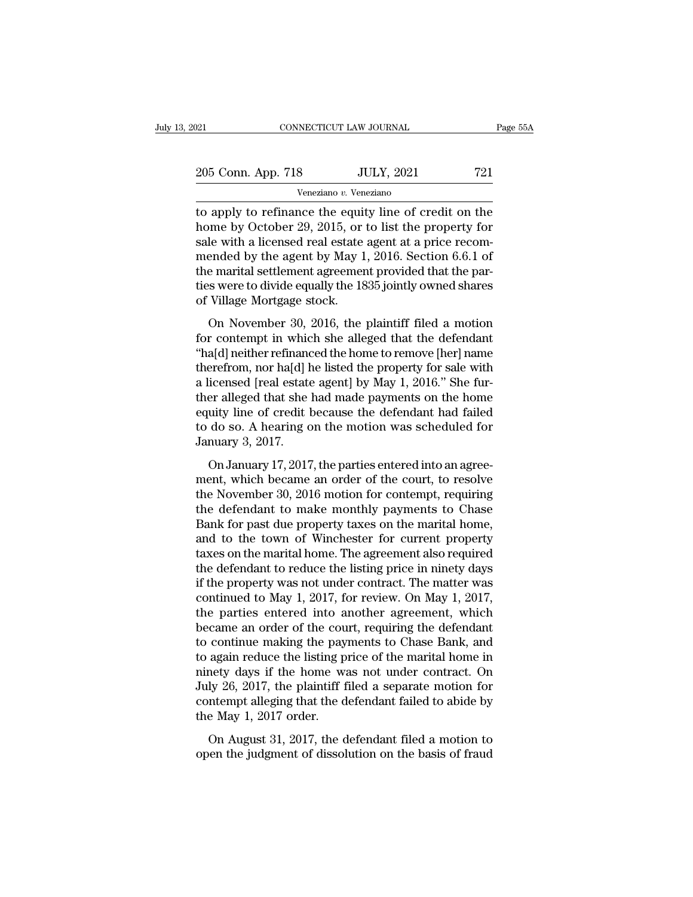to apply to refinance the equity line of credit on the home by October 29, 2015, or to list the property for sale with a licensed real estate agent at a price recommended by the agent by May 1, 2016. Section 6.6.1 of the marital settlement agreement provided that the parties were to divide equally the 1835 jointly owned shares of Village Mortgage stock.

On November 30, 2016, the plaintiff filed a motion for contempt in which she alleged that the defendant "ha[d] neither refinanced the home to remove [her] name therefrom, nor ha[d] he listed the property for sale with a licensed [real estate agent] by May 1, 2016." She further alleged that she had made payments on the home equity line of credit because the defendant had failed to do so. A hearing on the motion was scheduled for January 3, 2017.

On January 17, 2017, the parties entered into an agreement, which became an order of the court, to resolve the November 30, 2016 motion for contempt, requiring the defendant to make monthly payments to Chase Bank for past due property taxes on the marital home, and to the town of Winchester for current property taxes on the marital home. The agreement also required the defendant to reduce the listing price in ninety days if the property was not under contract. The matter was continued to May 1, 2017, for review. On May 1, 2017, the parties entered into another agreement, which became an order of the court, requiring the defendant to continue making the payments to Chase Bank, and to again reduce the listing price of the marital home in ninety days if the home was not under contract. On July 26, 2017, the plaintiff filed a separate motion for contempt alleging that the defendant failed to abide by the May 1, 2017 order.

On August 31, 2017, the defendant filed a motion to open the judgment of dissolution on the basis of fraud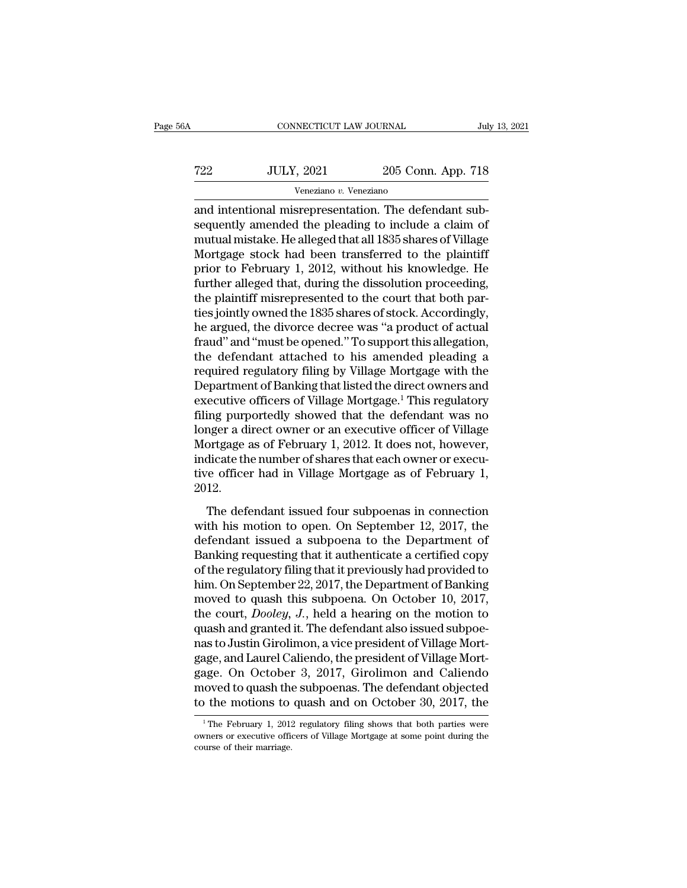and intentional misrepresentation. The defendant subsequently amended the pleading to include a claim of mutual mistake. He alleged that all 1835 shares of Village Mortgage stock had been transferred to the plaintiff prior to February 1, 2012, without his knowledge. He further alleged that, during the dissolution proceeding, the plaintiff misrepresented to the court that both parties jointly owned the 1835 shares of stock. Accordingly, he argued, the divorce decree was "a product of actual fraud" and "must be opened." To support this allegation, the defendant attached to his amended pleading a required regulatory filing by Village Mortgage with the Department of Banking that listed the direct owners and executive officers of Village Mortgage.[1] This regulatory filing purportedly showed that the defendant was no longer a direct owner or an executive officer of Village Mortgage as of February 1, 2012. It does not, however, indicate the number of shares that each owner or executive officer had in Village Mortgage as of February 1, 2012.

The defendant issued four subpoenas in connection with his motion to open. On September 12, 2017, the defendant issued a subpoena to the Department of Banking requesting that it authenticate a certified copy of the regulatory filing that it previously had provided to him. On September 22, 2017, the Department of Banking moved to quash this subpoena. On October 10, 2017, the court, *Dooley, J.*, held a hearing on the motion to quash and granted it. The defendant also issued subpoenas to Justin Girolimon, a vice president of Village Mortgage, and Laurel Caliendo, the president of Village Mortgage. On October 3, 2017, Girolimon and Caliendo moved to quash the subpoenas. The defendant objected to the motions to quash and on October 30, 2017, the

[1] The February 1, 2012 regulatory filing shows that both parties were owners or executive officers of Village Mortgage at some point during the course of their marriage.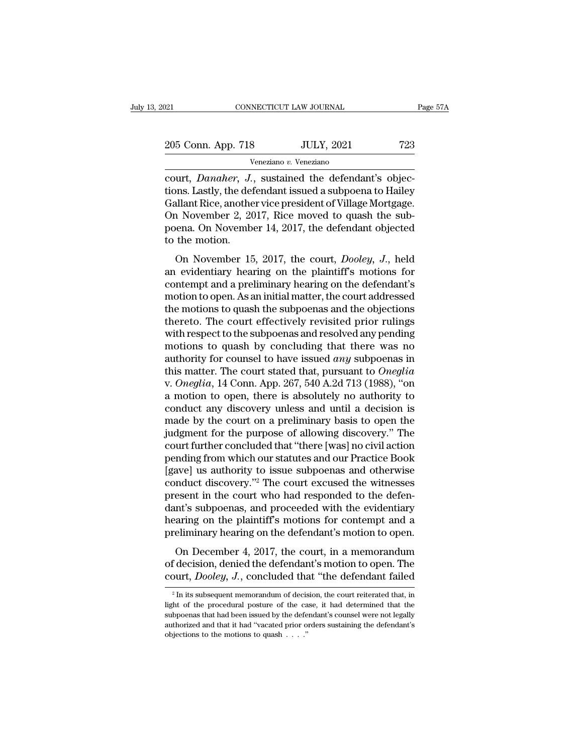court, *Danaher, J.*, sustained the defendant's objections. Lastly, the defendant issued a subpoena to Hailey Gallant Rice, another vice president of Village Mortgage. On November 2, 2017, Rice moved to quash the subpoena. On November 14, 2017, the defendant objected to the motion.

On November 15, 2017, the court, *Dooley, J.*, held an evidentiary hearing on the plaintiff's motions for contempt and a preliminary hearing on the defendant's motion to open. As an initial matter, the court addressed the motions to quash the subpoenas and the objections thereto. The court effectively revisited prior rulings with respect to the subpoenas and resolved any pending motions to quash by concluding that there was no authority for counsel to have issued *any* subpoenas in this matter. The court stated that, pursuant to *Oneglia* v. *Oneglia*, 14 Conn. App. 267, 540 A.2d 713 (1988), "on a motion to open, there is absolutely no authority to conduct any discovery unless and until a decision is made by the court on a preliminary basis to open the judgment for the purpose of allowing discovery." The court further concluded that "there [was] no civil action pending from which our statutes and our Practice Book [gave] us authority to issue subpoenas and otherwise conduct discovery."[2] The court excused the witnesses present in the court who had responded to the defendant's subpoenas, and proceeded with the evidentiary hearing on the plaintiff's motions for contempt and a preliminary hearing on the defendant's motion to open.

On December 4, 2017, the court, in a memorandum of decision, denied the defendant's motion to open. The court, *Dooley, J.*, concluded that "the defendant failed

---

[2] In its subsequent memorandum of decision, the court reiterated that, in light of the procedural posture of the case, it had determined that the subpoenas that had been issued by the defendant's counsel were not legally authorized and that it had "vacated prior orders sustaining the defendant's objections to the motions to quash . . . ."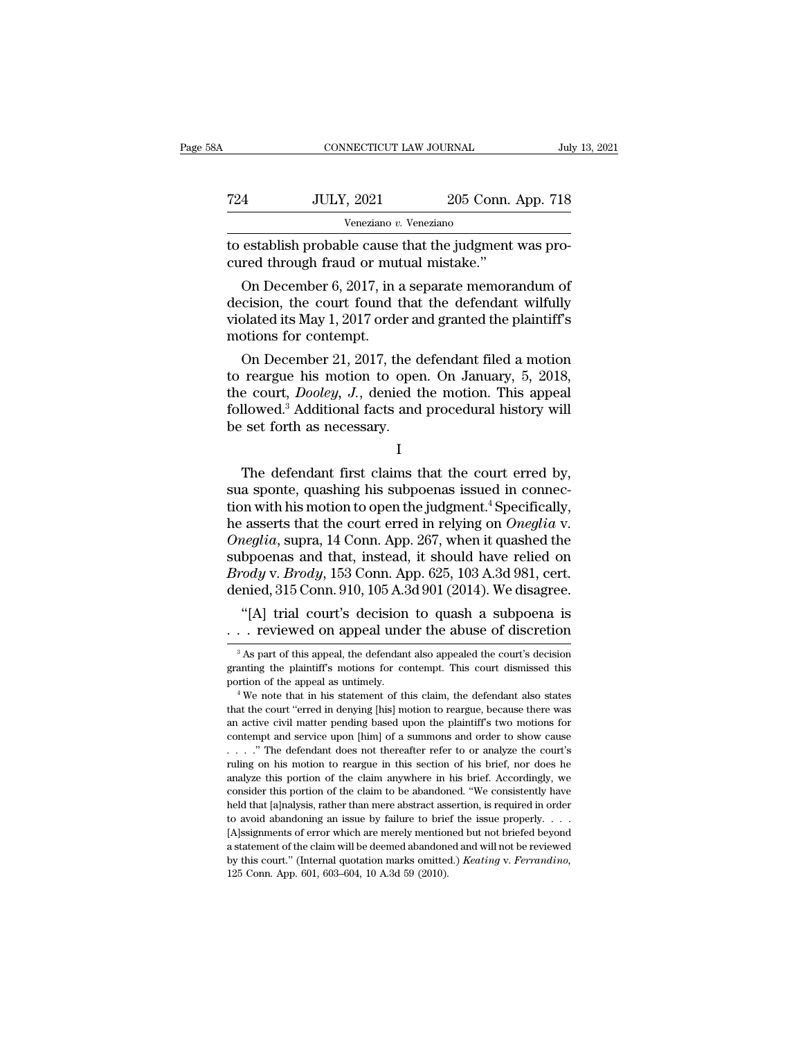to establish probable cause that the judgment was procured through fraud or mutual mistake."

On December 6, 2017, in a separate memorandum of decision, the court found that the defendant wilfully violated its May 1, 2017 order and granted the plaintiff's motions for contempt.

On December 21, 2017, the defendant filed a motion to reargue his motion to open. On January, 5, 2018, the court, *Dooley, J.*, denied the motion. This appeal followed.[3] Additional facts and procedural history will be set forth as necessary.

I

The defendant first claims that the court erred by, sua sponte, quashing his subpoenas issued in connection with his motion to open the judgment.[4] Specifically, he asserts that the court erred in relying on *Oneglia* v. *Oneglia*, supra, 14 Conn. App. 267, when it quashed the subpoenas and that, instead, it should have relied on *Brody* v. *Brody*, 153 Conn. App. 625, 103 A.3d 981, cert. denied, 315 Conn. 910, 105 A.3d 901 (2014). We disagree.

"[A] trial court's decision to quash a subpoena is . . . reviewed on appeal under the abuse of discretion

[3] As part of this appeal, the defendant also appealed the court's decision granting the plaintiff's motions for contempt. This court dismissed this portion of the appeal as untimely.

[4] We note that in his statement of this claim, the defendant also states that the court "erred in denying [his] motion to reargue, because there was an active civil matter pending based upon the plaintiff's two motions for contempt and service upon [him] of a summons and order to show cause . . . ." The defendant does not thereafter refer to or analyze the court's ruling on his motion to reargue in this section of his brief, nor does he analyze this portion of the claim anywhere in his brief. Accordingly, we consider this portion of the claim to be abandoned. "We consistently have held that [a]nalysis, rather than mere abstract assertion, is required in order to avoid abandoning an issue by failure to brief the issue properly. . . . [A]ssignments of error which are merely mentioned but not briefed beyond a statement of the claim will be deemed abandoned and will not be reviewed by this court." (Internal quotation marks omitted.) *Keating* v. *Ferrandino*, 125 Conn. App. 601, 603–604, 10 A.3d 59 (2010).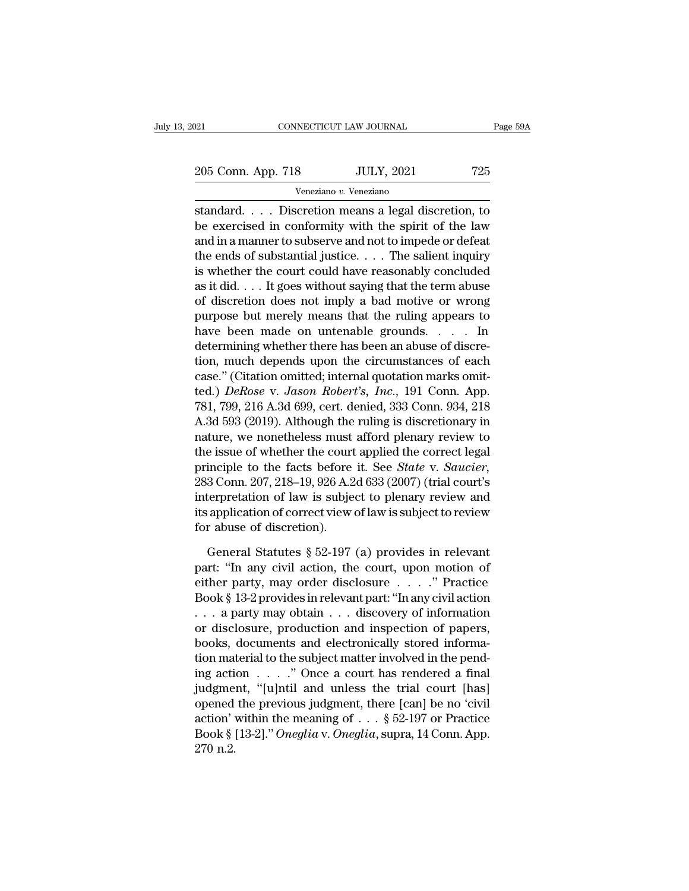standard. . . . Discretion means a legal discretion, to be exercised in conformity with the spirit of the law and in a manner to subserve and not to impede or defeat the ends of substantial justice. . . . The salient inquiry is whether the court could have reasonably concluded as it did. . . . It goes without saying that the term abuse of discretion does not imply a bad motive or wrong purpose but merely means that the ruling appears to have been made on untenable grounds. . . . In determining whether there has been an abuse of discretion, much depends upon the circumstances of each case." (Citation omitted; internal quotation marks omitted.) *DeRose* v. *Jason Robert's, Inc.*, 191 Conn. App. 781, 799, 216 A.3d 699, cert. denied, 333 Conn. 934, 218 A.3d 593 (2019). Although the ruling is discretionary in nature, we nonetheless must afford plenary review to the issue of whether the court applied the correct legal principle to the facts before it. See *State* v. *Saucier*, 283 Conn. 207, 218–19, 926 A.2d 633 (2007) (trial court's interpretation of law is subject to plenary review and its application of correct view of law is subject to review for abuse of discretion).

General Statutes § 52-197 (a) provides in relevant part: "In any civil action, the court, upon motion of either party, may order disclosure . . . ." Practice Book § 13-2 provides in relevant part: "In any civil action . . . a party may obtain . . . discovery of information or disclosure, production and inspection of papers, books, documents and electronically stored information material to the subject matter involved in the pending action . . . ." Once a court has rendered a final judgment, "[u]ntil and unless the trial court [has] opened the previous judgment, there [can] be no 'civil action' within the meaning of . . . § 52-197 or Practice Book § [13-2]." *Oneglia* v. *Oneglia*, supra, 14 Conn. App. 270 n.2.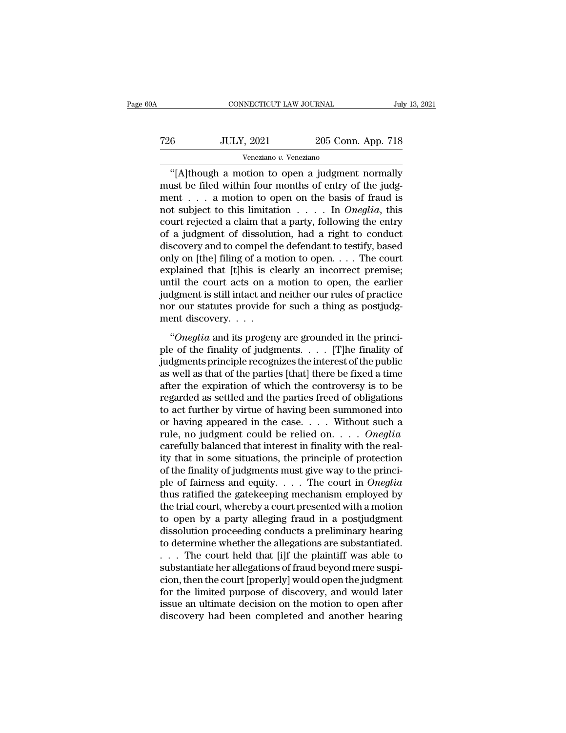"[A]though a motion to open a judgment normally must be filed within four months of entry of the judgment . . . a motion to open on the basis of fraud is not subject to this limitation . . . . In *Oneglia*, this court rejected a claim that a party, following the entry of a judgment of dissolution, had a right to conduct discovery and to compel the defendant to testify, based only on [the] filing of a motion to open. . . . The court explained that [t]his is clearly an incorrect premise; until the court acts on a motion to open, the earlier judgment is still intact and neither our rules of practice nor our statutes provide for such a thing as postjudgment discovery. . . .

"*Oneglia* and its progeny are grounded in the principle of the finality of judgments. . . . [T]he finality of judgments principle recognizes the interest of the public as well as that of the parties [that] there be fixed a time after the expiration of which the controversy is to be regarded as settled and the parties freed of obligations to act further by virtue of having been summoned into or having appeared in the case. . . . Without such a rule, no judgment could be relied on. . . . *Oneglia* carefully balanced that interest in finality with the reality that in some situations, the principle of protection of the finality of judgments must give way to the principle of fairness and equity. . . . The court in *Oneglia* thus ratified the gatekeeping mechanism employed by the trial court, whereby a court presented with a motion to open by a party alleging fraud in a postjudgment dissolution proceeding conducts a preliminary hearing to determine whether the allegations are substantiated. . . . The court held that [i]f the plaintiff was able to substantiate her allegations of fraud beyond mere suspicion, then the court [properly] would open the judgment for the limited purpose of discovery, and would later issue an ultimate decision on the motion to open after discovery had been completed and another hearing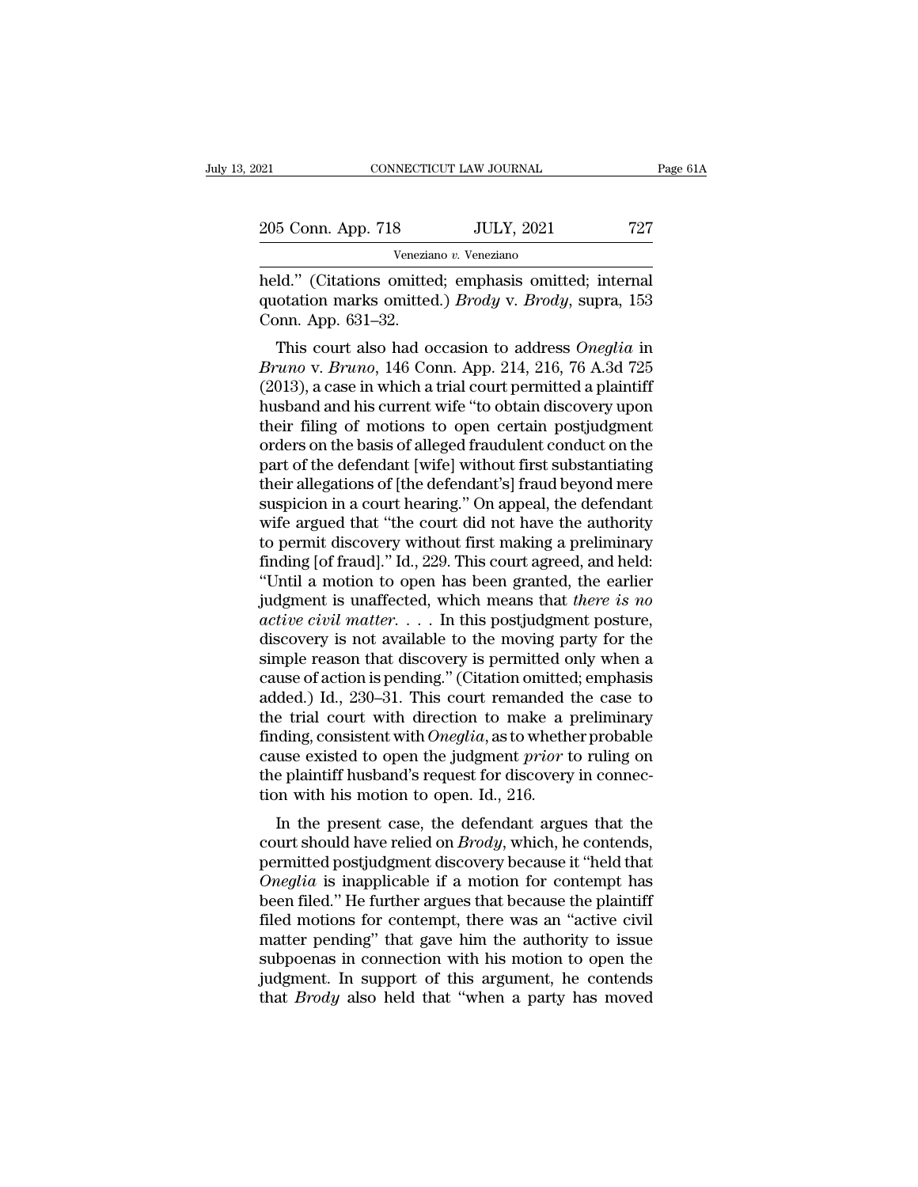held." (Citations omitted; emphasis omitted; internal quotation marks omitted.) *Brody* v. *Brody*, supra, 153 Conn. App. 631–32.

This court also had occasion to address *Oneglia* in *Bruno* v. *Bruno*, 146 Conn. App. 214, 216, 76 A.3d 725 (2013), a case in which a trial court permitted a plaintiff husband and his current wife "to obtain discovery upon their filing of motions to open certain postjudgment orders on the basis of alleged fraudulent conduct on the part of the defendant [wife] without first substantiating their allegations of [the defendant's] fraud beyond mere suspicion in a court hearing." On appeal, the defendant wife argued that "the court did not have the authority to permit discovery without first making a preliminary finding [of fraud]." Id., 229. This court agreed, and held: "Until a motion to open has been granted, the earlier judgment is unaffected, which means that *there is no active civil matter*. . . . In this postjudgment posture, discovery is not available to the moving party for the simple reason that discovery is permitted only when a cause of action is pending." (Citation omitted; emphasis added.) Id., 230–31. This court remanded the case to the trial court with direction to make a preliminary finding, consistent with *Oneglia*, as to whether probable cause existed to open the judgment *prior* to ruling on the plaintiff husband's request for discovery in connection with his motion to open. Id., 216.

In the present case, the defendant argues that the court should have relied on *Brody*, which, he contends, permitted postjudgment discovery because it "held that *Oneglia* is inapplicable if a motion for contempt has been filed." He further argues that because the plaintiff filed motions for contempt, there was an "active civil matter pending" that gave him the authority to issue subpoenas in connection with his motion to open the judgment. In support of this argument, he contends that *Brody* also held that "when a party has moved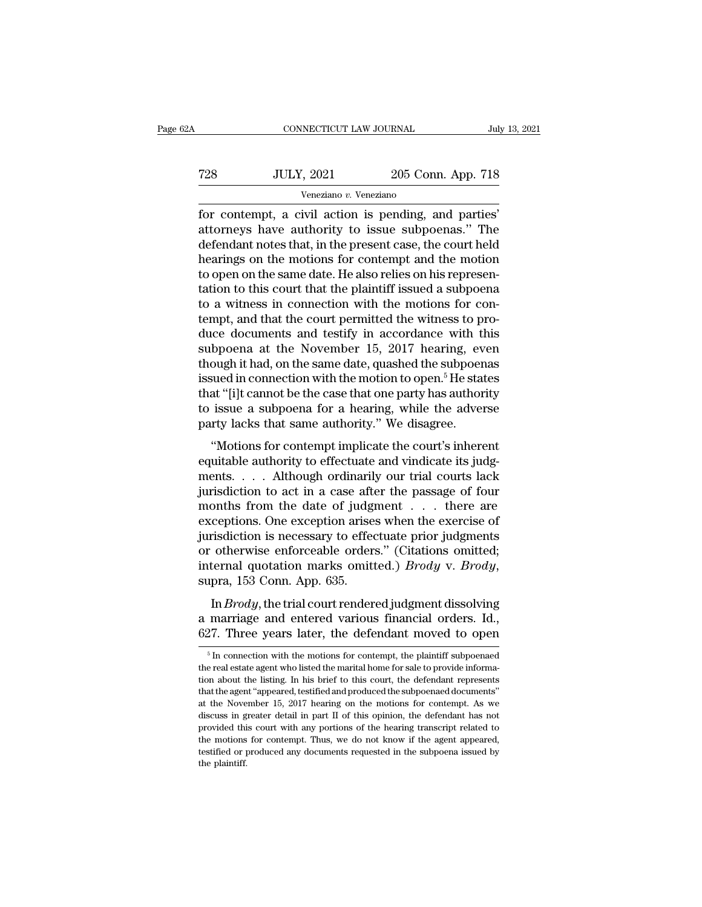for contempt, a civil action is pending, and parties' attorneys have authority to issue subpoenas." The defendant notes that, in the present case, the court held hearings on the motions for contempt and the motion to open on the same date. He also relies on his representation to this court that the plaintiff issued a subpoena to a witness in connection with the motions for contempt, and that the court permitted the witness to produce documents and testify in accordance with this subpoena at the November 15, 2017 hearing, even though it had, on the same date, quashed the subpoenas issued in connection with the motion to open.[5] He states that "[i]t cannot be the case that one party has authority to issue a subpoena for a hearing, while the adverse party lacks that same authority." We disagree.

"Motions for contempt implicate the court's inherent equitable authority to effectuate and vindicate its judgments. . . . Although ordinarily our trial courts lack jurisdiction to act in a case after the passage of four months from the date of judgment . . . there are exceptions. One exception arises when the exercise of jurisdiction is necessary to effectuate prior judgments or otherwise enforceable orders." (Citations omitted; internal quotation marks omitted.) *Brody* v. *Brody*, supra, 153 Conn. App. 635.

In *Brody*, the trial court rendered judgment dissolving a marriage and entered various financial orders. Id., 627. Three years later, the defendant moved to open

[5] In connection with the motions for contempt, the plaintiff subpoenaed the real estate agent who listed the marital home for sale to provide information about the listing. In his brief to this court, the defendant represents that the agent "appeared, testified and produced the subpoenaed documents" at the November 15, 2017 hearing on the motions for contempt. As we discuss in greater detail in part II of this opinion, the defendant has not provided this court with any portions of the hearing transcript related to the motions for contempt. Thus, we do not know if the agent appeared, testified or produced any documents requested in the subpoena issued by the plaintiff.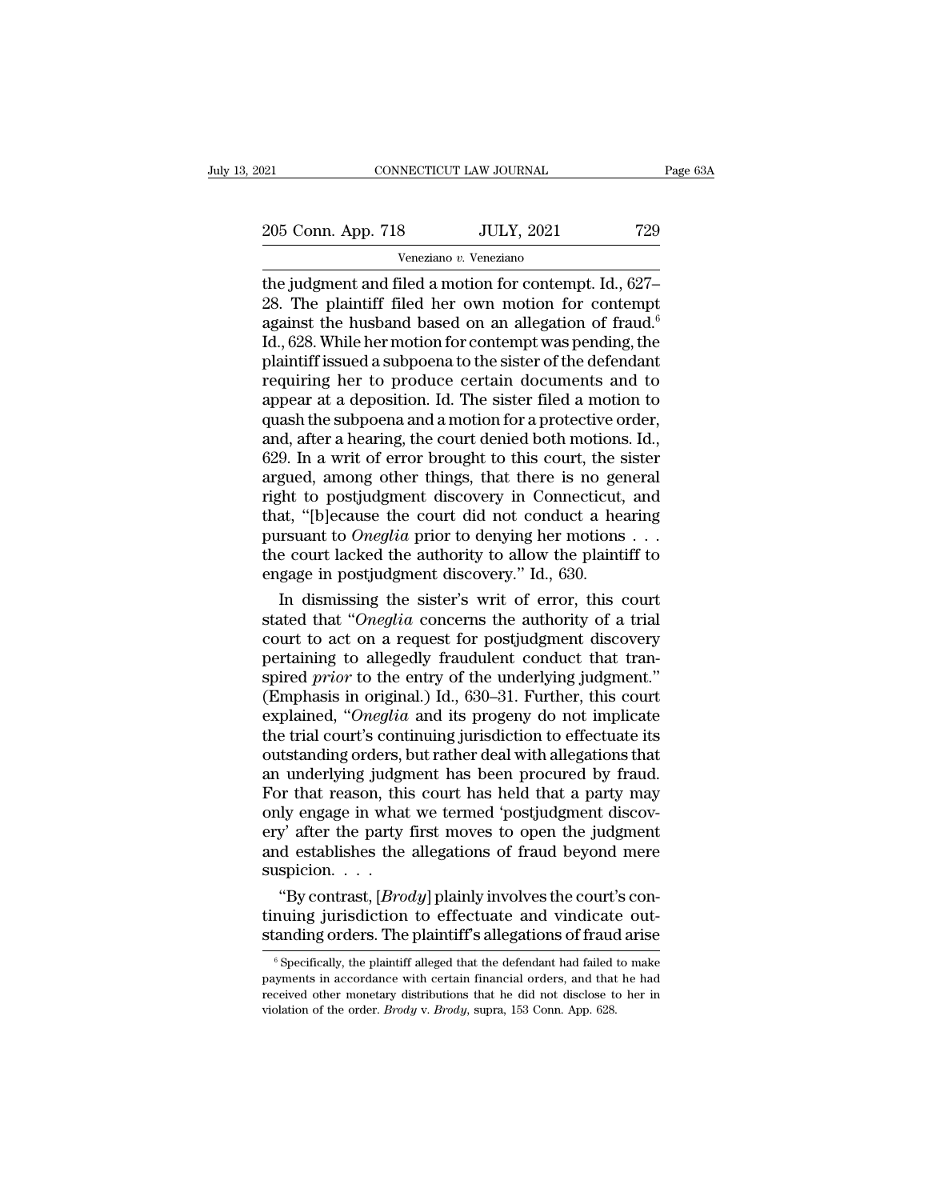the judgment and filed a motion for contempt. Id., 627–28. The plaintiff filed her own motion for contempt against the husband based on an allegation of fraud.[6] Id., 628. While her motion for contempt was pending, the plaintiff issued a subpoena to the sister of the defendant requiring her to produce certain documents and to appear at a deposition. Id. The sister filed a motion to quash the subpoena and a motion for a protective order, and, after a hearing, the court denied both motions. Id., 629. In a writ of error brought to this court, the sister argued, among other things, that there is no general right to postjudgment discovery in Connecticut, and that, "[b]ecause the court did not conduct a hearing pursuant to *Oneglia* prior to denying her motions . . . the court lacked the authority to allow the plaintiff to engage in postjudgment discovery." Id., 630.

In dismissing the sister's writ of error, this court stated that "*Oneglia* concerns the authority of a trial court to act on a request for postjudgment discovery pertaining to allegedly fraudulent conduct that transpired *prior* to the entry of the underlying judgment." (Emphasis in original.) Id., 630–31. Further, this court explained, "*Oneglia* and its progeny do not implicate the trial court's continuing jurisdiction to effectuate its outstanding orders, but rather deal with allegations that an underlying judgment has been procured by fraud. For that reason, this court has held that a party may only engage in what we termed 'postjudgment discovery' after the party first moves to open the judgment and establishes the allegations of fraud beyond mere suspicion. . . .

"By contrast, [*Brody*] plainly involves the court's continuing jurisdiction to effectuate and vindicate outstanding orders. The plaintiff's allegations of fraud arise

[6] Specifically, the plaintiff alleged that the defendant had failed to make payments in accordance with certain financial orders, and that he had received other monetary distributions that he did not disclose to her in violation of the order. *Brody* v. *Brody*, supra, 153 Conn. App. 628.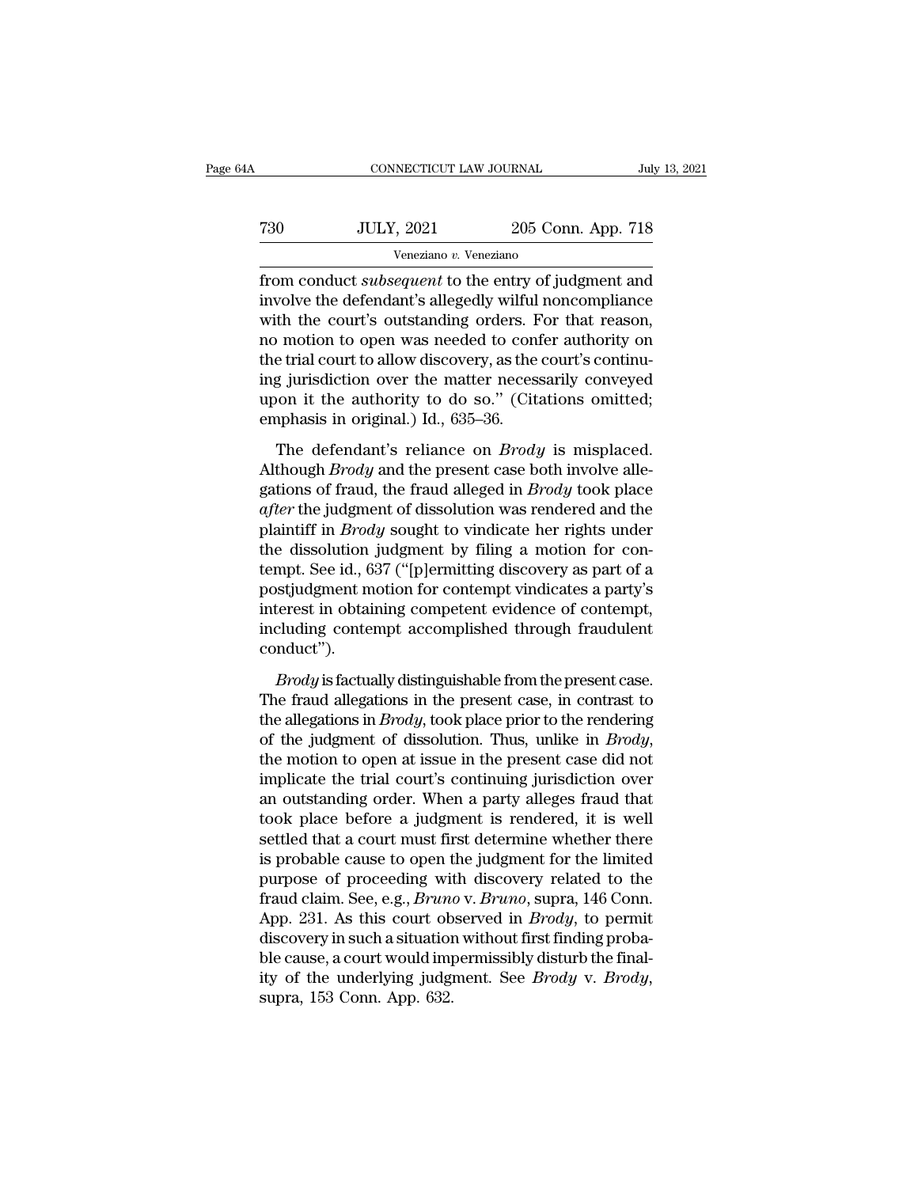from conduct *subsequent* to the entry of judgment and involve the defendant's allegedly wilful noncompliance with the court's outstanding orders. For that reason, no motion to open was needed to confer authority on the trial court to allow discovery, as the court's continuing jurisdiction over the matter necessarily conveyed upon it the authority to do so." (Citations omitted; emphasis in original.) Id., 635–36.

The defendant's reliance on *Brody* is misplaced. Although *Brody* and the present case both involve allegations of fraud, the fraud alleged in *Brody* took place *after* the judgment of dissolution was rendered and the plaintiff in *Brody* sought to vindicate her rights under the dissolution judgment by filing a motion for contempt. See id., 637 ("[p]ermitting discovery as part of a postjudgment motion for contempt vindicates a party's interest in obtaining competent evidence of contempt, including contempt accomplished through fraudulent conduct").

*Brody* is factually distinguishable from the present case. The fraud allegations in the present case, in contrast to the allegations in *Brody*, took place prior to the rendering of the judgment of dissolution. Thus, unlike in *Brody*, the motion to open at issue in the present case did not implicate the trial court's continuing jurisdiction over an outstanding order. When a party alleges fraud that took place before a judgment is rendered, it is well settled that a court must first determine whether there is probable cause to open the judgment for the limited purpose of proceeding with discovery related to the fraud claim. See, e.g., *Bruno* v. *Bruno*, supra, 146 Conn. App. 231. As this court observed in *Brody*, to permit discovery in such a situation without first finding probable cause, a court would impermissibly disturb the finality of the underlying judgment. See *Brody* v. *Brody*, supra, 153 Conn. App. 632.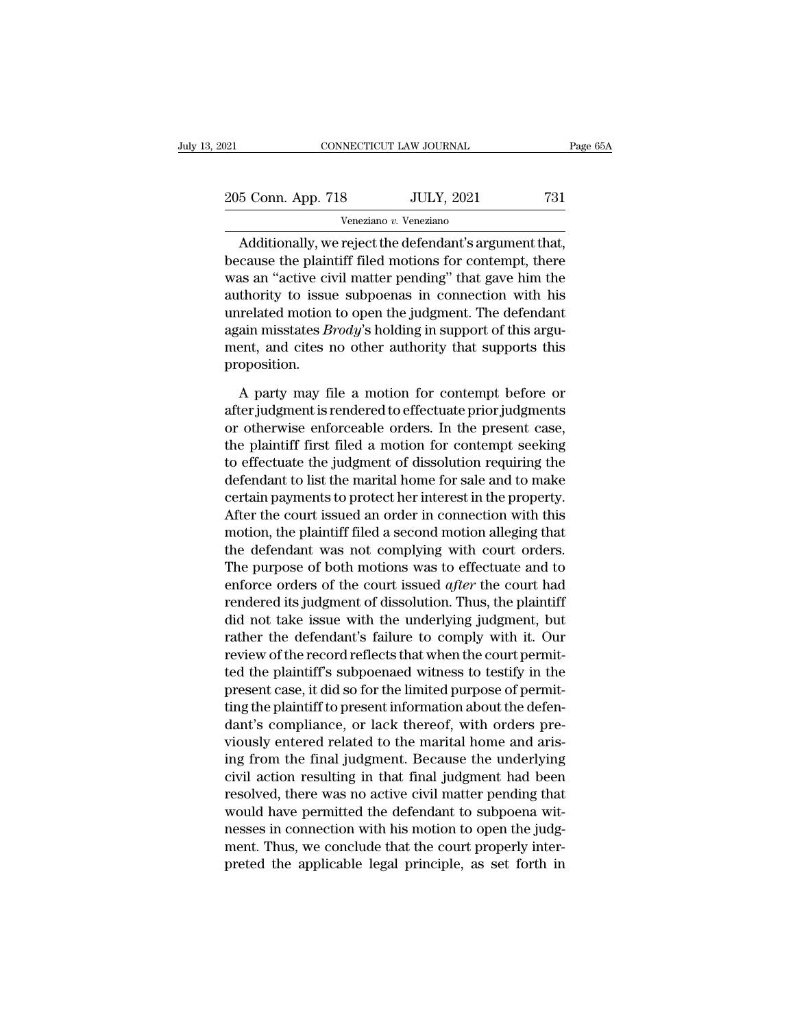Additionally, we reject the defendant's argument that, because the plaintiff filed motions for contempt, there was an "active civil matter pending" that gave him the authority to issue subpoenas in connection with his unrelated motion to open the judgment. The defendant again misstates *Brody*'s holding in support of this argument, and cites no other authority that supports this proposition.

A party may file a motion for contempt before or after judgment is rendered to effectuate prior judgments or otherwise enforceable orders. In the present case, the plaintiff first filed a motion for contempt seeking to effectuate the judgment of dissolution requiring the defendant to list the marital home for sale and to make certain payments to protect her interest in the property. After the court issued an order in connection with this motion, the plaintiff filed a second motion alleging that the defendant was not complying with court orders. The purpose of both motions was to effectuate and to enforce orders of the court issued *after* the court had rendered its judgment of dissolution. Thus, the plaintiff did not take issue with the underlying judgment, but rather the defendant's failure to comply with it. Our review of the record reflects that when the court permitted the plaintiff's subpoenaed witness to testify in the present case, it did so for the limited purpose of permitting the plaintiff to present information about the defendant's compliance, or lack thereof, with orders previously entered related to the marital home and arising from the final judgment. Because the underlying civil action resulting in that final judgment had been resolved, there was no active civil matter pending that would have permitted the defendant to subpoena witnesses in connection with his motion to open the judgment. Thus, we conclude that the court properly interpreted the applicable legal principle, as set forth in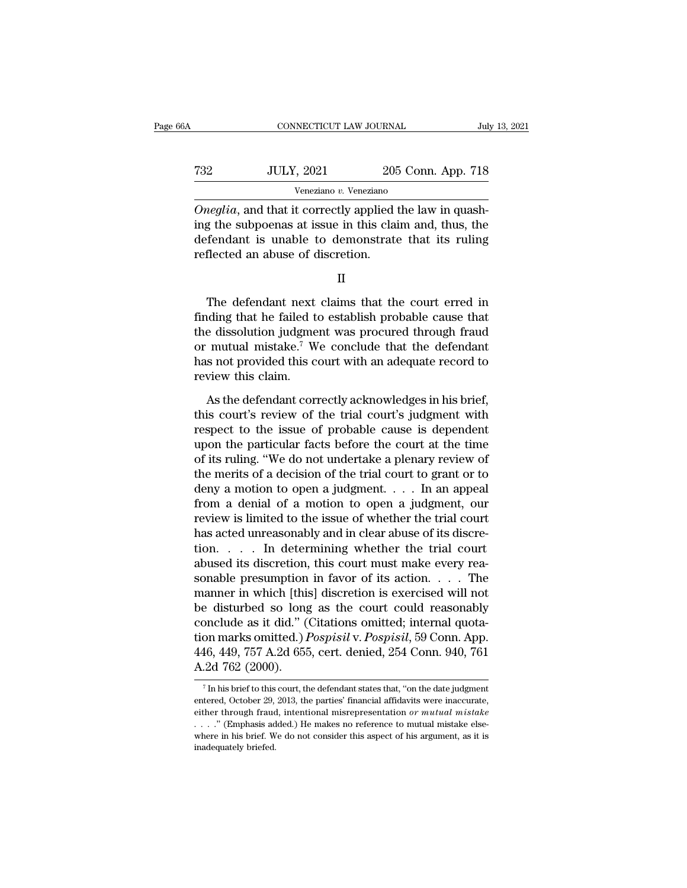*Oneglia*, and that it correctly applied the law in quashing the subpoenas at issue in this claim and, thus, the defendant is unable to demonstrate that its ruling reflected an abuse of discretion.

II

The defendant next claims that the court erred in finding that he failed to establish probable cause that the dissolution judgment was procured through fraud or mutual mistake.[7] We conclude that the defendant has not provided this court with an adequate record to review this claim.

As the defendant correctly acknowledges in his brief, this court's review of the trial court's judgment with respect to the issue of probable cause is dependent upon the particular facts before the court at the time of its ruling. "We do not undertake a plenary review of the merits of a decision of the trial court to grant or to deny a motion to open a judgment. . . . In an appeal from a denial of a motion to open a judgment, our review is limited to the issue of whether the trial court has acted unreasonably and in clear abuse of its discretion. . . . In determining whether the trial court abused its discretion, this court must make every reasonable presumption in favor of its action. . . . The manner in which [this] discretion is exercised will not be disturbed so long as the court could reasonably conclude as it did." (Citations omitted; internal quotation marks omitted.) *Pospisil* v. *Pospisil*, 59 Conn. App. 446, 449, 757 A.2d 655, cert. denied, 254 Conn. 940, 761 A.2d 762 (2000).

[7] In his brief to this court, the defendant states that, "on the date judgment entered, October 29, 2013, the parties' financial affidavits were inaccurate, either through fraud, intentional misrepresentation *or mutual mistake* . . . ." (Emphasis added.) He makes no reference to mutual mistake elsewhere in his brief. We do not consider this aspect of his argument, as it is inadequately briefed.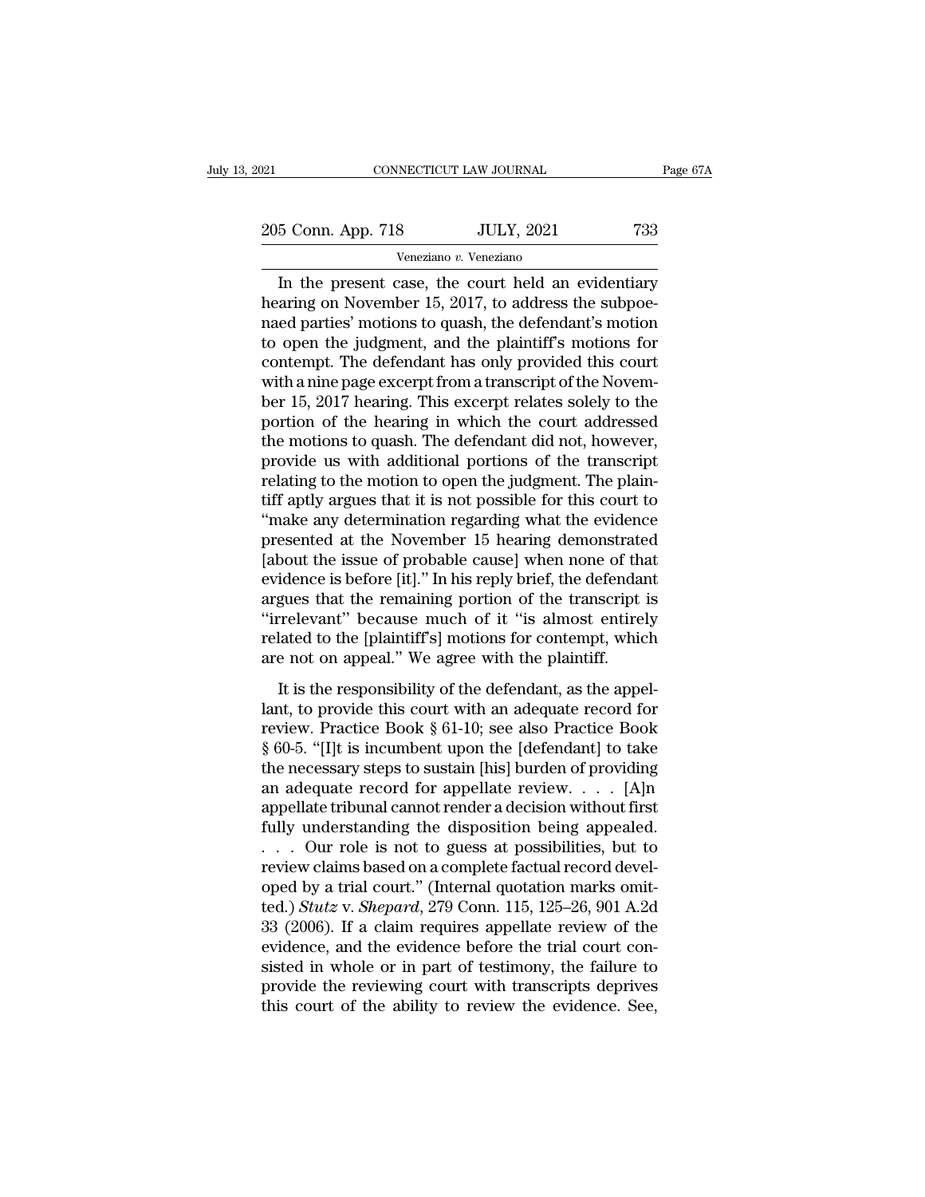In the present case, the court held an evidentiary hearing on November 15, 2017, to address the subpoenaed parties' motions to quash, the defendant's motion to open the judgment, and the plaintiff's motions for contempt. The defendant has only provided this court with a nine page excerpt from a transcript of the November 15, 2017 hearing. This excerpt relates solely to the portion of the hearing in which the court addressed the motions to quash. The defendant did not, however, provide us with additional portions of the transcript relating to the motion to open the judgment. The plaintiff aptly argues that it is not possible for this court to "make any determination regarding what the evidence presented at the November 15 hearing demonstrated [about the issue of probable cause] when none of that evidence is before [it]." In his reply brief, the defendant argues that the remaining portion of the transcript is "irrelevant" because much of it "is almost entirely related to the [plaintiff's] motions for contempt, which are not on appeal." We agree with the plaintiff.

It is the responsibility of the defendant, as the appellant, to provide this court with an adequate record for review. Practice Book § 61-10; see also Practice Book § 60-5. "[I]t is incumbent upon the [defendant] to take the necessary steps to sustain [his] burden of providing an adequate record for appellate review. . . . [A]n appellate tribunal cannot render a decision without first fully understanding the disposition being appealed. . . . Our role is not to guess at possibilities, but to review claims based on a complete factual record developed by a trial court." (Internal quotation marks omitted.) *Stutz* v. *Shepard*, 279 Conn. 115, 125–26, 901 A.2d 33 (2006). If a claim requires appellate review of the evidence, and the evidence before the trial court consisted in whole or in part of testimony, the failure to provide the reviewing court with transcripts deprives this court of the ability to review the evidence. See,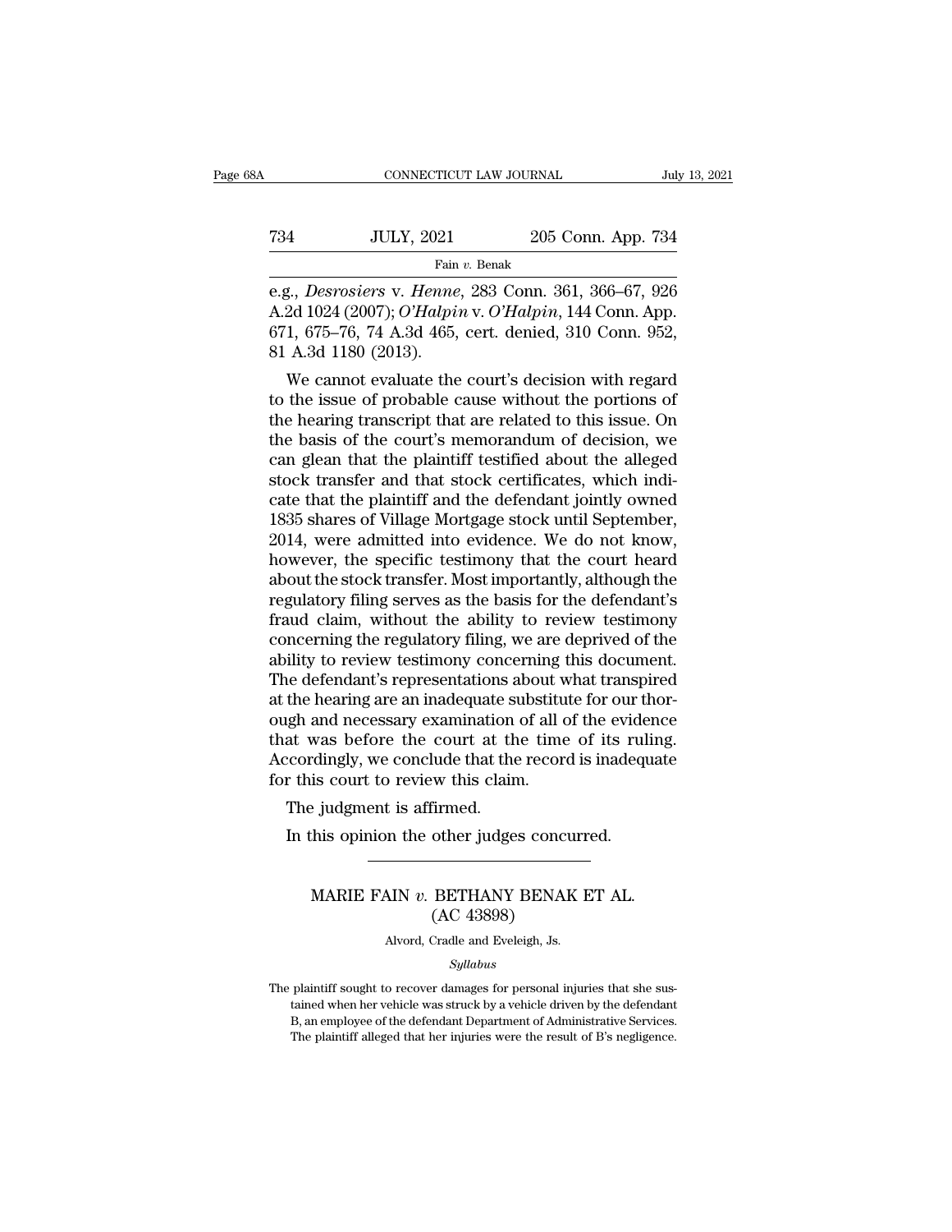e.g., *Desrosiers* v. *Henne*, 283 Conn. 361, 366–67, 926 A.2d 1024 (2007); *O'Halpin* v. *O'Halpin*, 144 Conn. App. 671, 675–76, 74 A.3d 465, cert. denied, 310 Conn. 952, 81 A.3d 1180 (2013).

We cannot evaluate the court's decision with regard to the issue of probable cause without the portions of the hearing transcript that are related to this issue. On the basis of the court's memorandum of decision, we can glean that the plaintiff testified about the alleged stock transfer and that stock certificates, which indicate that the plaintiff and the defendant jointly owned 1835 shares of Village Mortgage stock until September, 2014, were admitted into evidence. We do not know, however, the specific testimony that the court heard about the stock transfer. Most importantly, although the regulatory filing serves as the basis for the defendant's fraud claim, without the ability to review testimony concerning the regulatory filing, we are deprived of the ability to review testimony concerning this document. The defendant's representations about what transpired at the hearing are an inadequate substitute for our thorough and necessary examination of all of the evidence that was before the court at the time of its ruling. Accordingly, we conclude that the record is inadequate for this court to review this claim.

The judgment is affirmed.

In this opinion the other judges concurred.

---

# MARIE FAIN *v.* BETHANY BENAK ET AL.
## (AC 43898)

Alvord, Cradle and Eveleigh, Js.

*Syllabus*

The plaintiff sought to recover damages for personal injuries that she sustained when her vehicle was struck by a vehicle driven by the defendant B, an employee of the defendant Department of Administrative Services. The plaintiff alleged that her injuries were the result of B's negligence.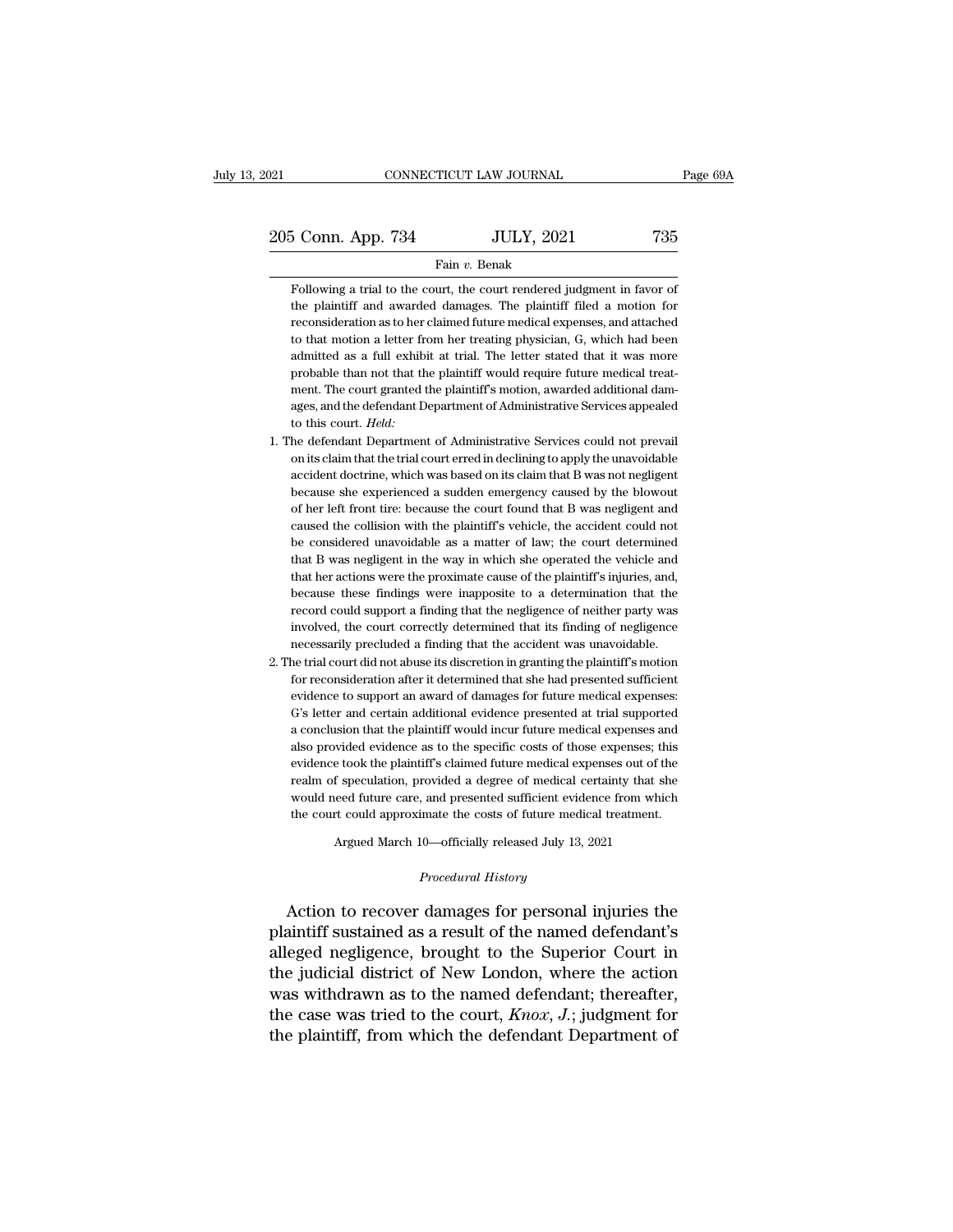Following a trial to the court, the court rendered judgment in favor of the plaintiff and awarded damages. The plaintiff filed a motion for reconsideration as to her claimed future medical expenses, and attached to that motion a letter from her treating physician, G, which had been admitted as a full exhibit at trial. The letter stated that it was more probable than not that the plaintiff would require future medical treatment. The court granted the plaintiff's motion, awarded additional damages, and the defendant Department of Administrative Services appealed to this court. *Held:*

1. The defendant Department of Administrative Services could not prevail on its claim that the trial court erred in declining to apply the unavoidable accident doctrine, which was based on its claim that B was not negligent because she experienced a sudden emergency caused by the blowout of her left front tire: because the court found that B was negligent and caused the collision with the plaintiff's vehicle, the accident could not be considered unavoidable as a matter of law; the court determined that B was negligent in the way in which she operated the vehicle and that her actions were the proximate cause of the plaintiff's injuries, and, because these findings were inapposite to a determination that the record could support a finding that the negligence of neither party was involved, the court correctly determined that its finding of negligence necessarily precluded a finding that the accident was unavoidable.

2. The trial court did not abuse its discretion in granting the plaintiff's motion for reconsideration after it determined that she had presented sufficient evidence to support an award of damages for future medical expenses: G's letter and certain additional evidence presented at trial supported a conclusion that the plaintiff would incur future medical expenses and also provided evidence as to the specific costs of those expenses; this evidence took the plaintiff's claimed future medical expenses out of the realm of speculation, provided a degree of medical certainty that she would need future care, and presented sufficient evidence from which the court could approximate the costs of future medical treatment.

Argued March 10—officially released July 13, 2021

*Procedural History*

Action to recover damages for personal injuries the plaintiff sustained as a result of the named defendant's alleged negligence, brought to the Superior Court in the judicial district of New London, where the action was withdrawn as to the named defendant; thereafter, the case was tried to the court, *Knox, J.*; judgment for the plaintiff, from which the defendant Department of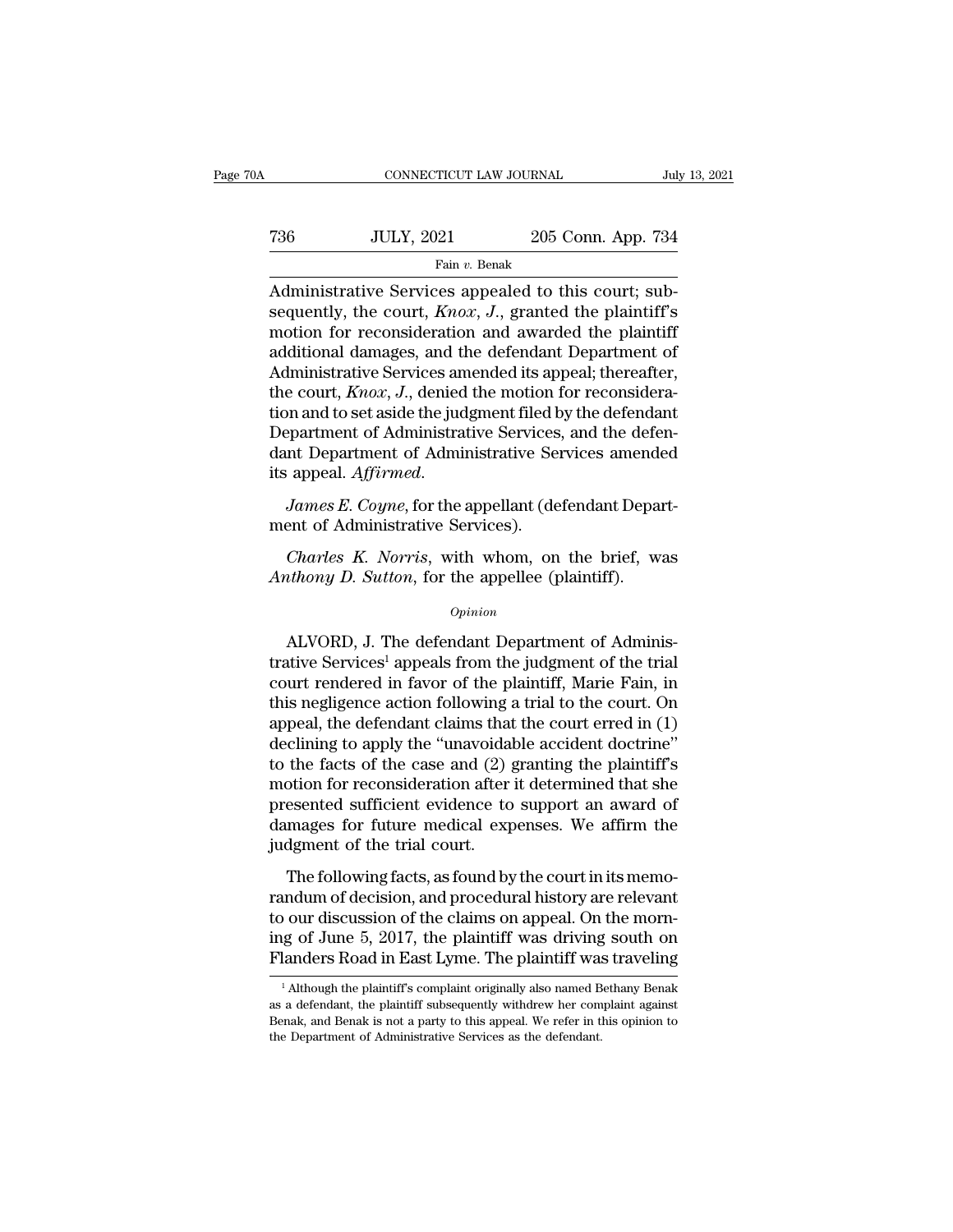Administrative Services appealed to this court; subsequently, the court, *Knox, J.*, granted the plaintiff's motion for reconsideration and awarded the plaintiff additional damages, and the defendant Department of Administrative Services amended its appeal; thereafter, the court, *Knox, J.*, denied the motion for reconsideration and to set aside the judgment filed by the defendant Department of Administrative Services, and the defendant Department of Administrative Services amended its appeal. *Affirmed.*

*James E. Coyne*, for the appellant (defendant Department of Administrative Services).

*Charles K. Norris*, with whom, on the brief, was *Anthony D. Sutton*, for the appellee (plaintiff).

*Opinion*

ALVORD, J. The defendant Department of Administrative Services[1] appeals from the judgment of the trial court rendered in favor of the plaintiff, Marie Fain, in this negligence action following a trial to the court. On appeal, the defendant claims that the court erred in (1) declining to apply the "unavoidable accident doctrine" to the facts of the case and (2) granting the plaintiff's motion for reconsideration after it determined that she presented sufficient evidence to support an award of damages for future medical expenses. We affirm the judgment of the trial court.

The following facts, as found by the court in its memorandum of decision, and procedural history are relevant to our discussion of the claims on appeal. On the morning of June 5, 2017, the plaintiff was driving south on Flanders Road in East Lyme. The plaintiff was traveling

[1] Although the plaintiff's complaint originally also named Bethany Benak as a defendant, the plaintiff subsequently withdrew her complaint against Benak, and Benak is not a party to this appeal. We refer in this opinion to the Department of Administrative Services as the defendant.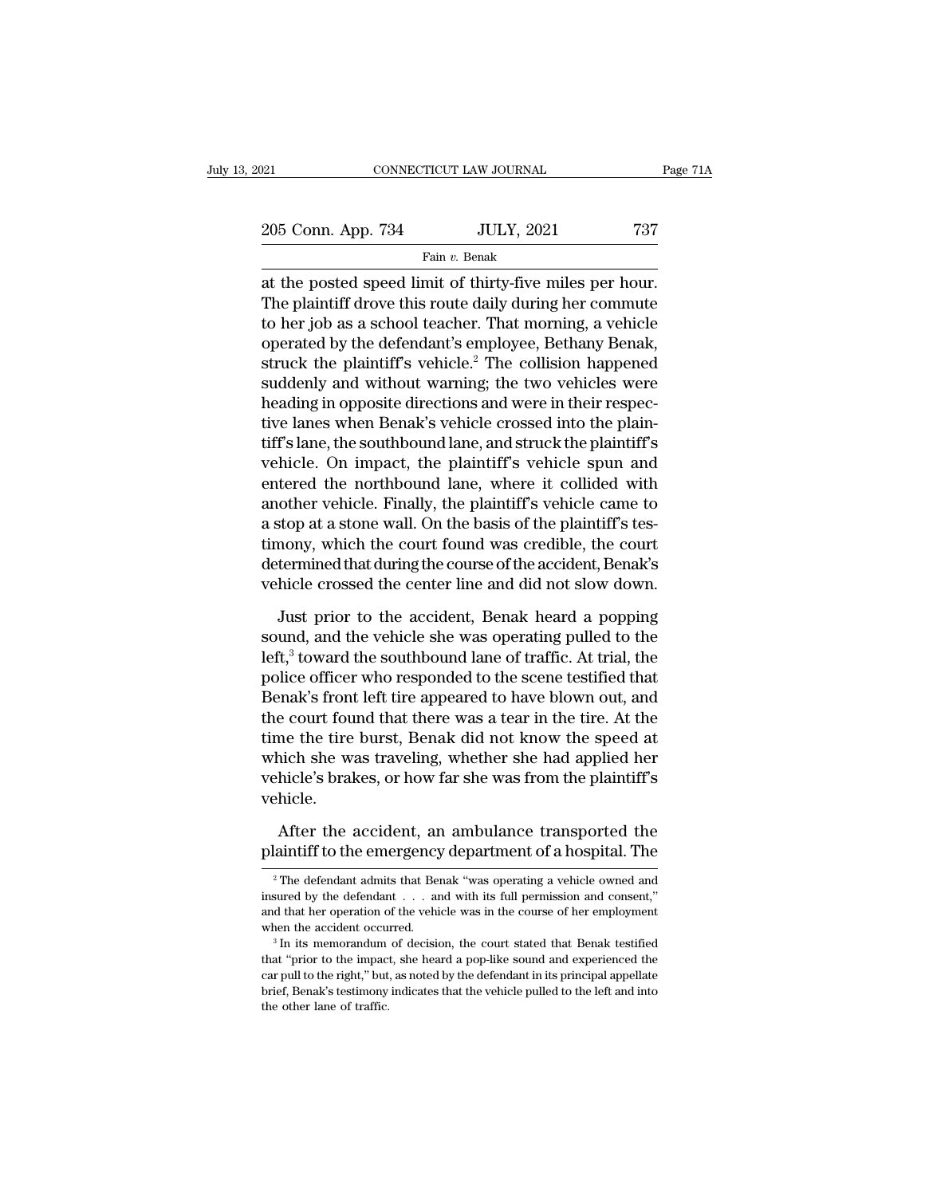at the posted speed limit of thirty-five miles per hour. The plaintiff drove this route daily during her commute to her job as a school teacher. That morning, a vehicle operated by the defendant's employee, Bethany Benak, struck the plaintiff's vehicle.[2] The collision happened suddenly and without warning; the two vehicles were heading in opposite directions and were in their respective lanes when Benak's vehicle crossed into the plaintiff's lane, the southbound lane, and struck the plaintiff's vehicle. On impact, the plaintiff's vehicle spun and entered the northbound lane, where it collided with another vehicle. Finally, the plaintiff's vehicle came to a stop at a stone wall. On the basis of the plaintiff's testimony, which the court found was credible, the court determined that during the course of the accident, Benak's vehicle crossed the center line and did not slow down.

Just prior to the accident, Benak heard a popping sound, and the vehicle she was operating pulled to the left,[3] toward the southbound lane of traffic. At trial, the police officer who responded to the scene testified that Benak's front left tire appeared to have blown out, and the court found that there was a tear in the tire. At the time the tire burst, Benak did not know the speed at which she was traveling, whether she had applied her vehicle's brakes, or how far she was from the plaintiff's vehicle.

After the accident, an ambulance transported the plaintiff to the emergency department of a hospital. The

[2] The defendant admits that Benak "was operating a vehicle owned and insured by the defendant . . . and with its full permission and consent," and that her operation of the vehicle was in the course of her employment when the accident occurred.

[3] In its memorandum of decision, the court stated that Benak testified that "prior to the impact, she heard a pop-like sound and experienced the car pull to the right," but, as noted by the defendant in its principal appellate brief, Benak's testimony indicates that the vehicle pulled to the left and into the other lane of traffic.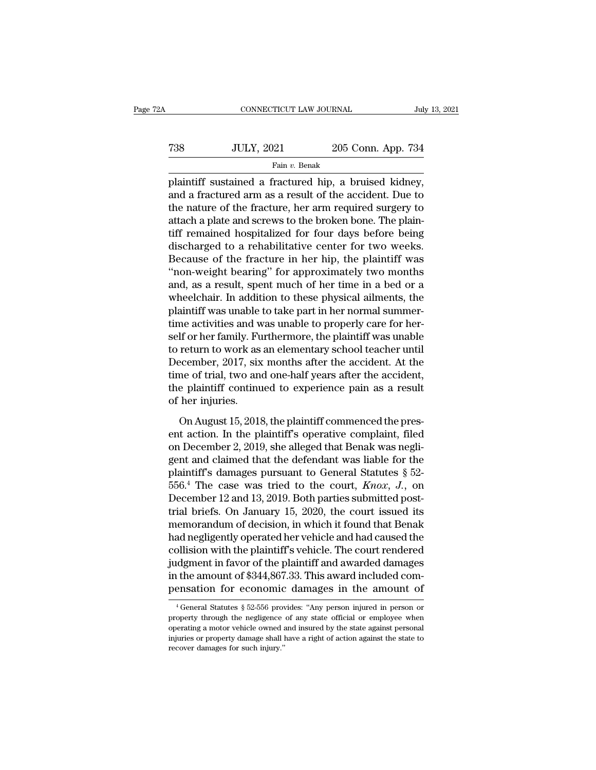plaintiff sustained a fractured hip, a bruised kidney, and a fractured arm as a result of the accident. Due to the nature of the fracture, her arm required surgery to attach a plate and screws to the broken bone. The plaintiff remained hospitalized for four days before being discharged to a rehabilitative center for two weeks. Because of the fracture in her hip, the plaintiff was "non-weight bearing" for approximately two months and, as a result, spent much of her time in a bed or a wheelchair. In addition to these physical ailments, the plaintiff was unable to take part in her normal summertime activities and was unable to properly care for herself or her family. Furthermore, the plaintiff was unable to return to work as an elementary school teacher until December, 2017, six months after the accident. At the time of trial, two and one-half years after the accident, the plaintiff continued to experience pain as a result of her injuries.

On August 15, 2018, the plaintiff commenced the present action. In the plaintiff's operative complaint, filed on December 2, 2019, she alleged that Benak was negligent and claimed that the defendant was liable for the plaintiff's damages pursuant to General Statutes § 52-556.[4] The case was tried to the court, *Knox, J.*, on December 12 and 13, 2019. Both parties submitted posttrial briefs. On January 15, 2020, the court issued its memorandum of decision, in which it found that Benak had negligently operated her vehicle and had caused the collision with the plaintiff's vehicle. The court rendered judgment in favor of the plaintiff and awarded damages in the amount of $344,867.33. This award included compensation for economic damages in the amount of

[4] General Statutes § 52-556 provides: "Any person injured in person or property through the negligence of any state official or employee when operating a motor vehicle owned and insured by the state against personal injuries or property damage shall have a right of action against the state to recover damages for such injury."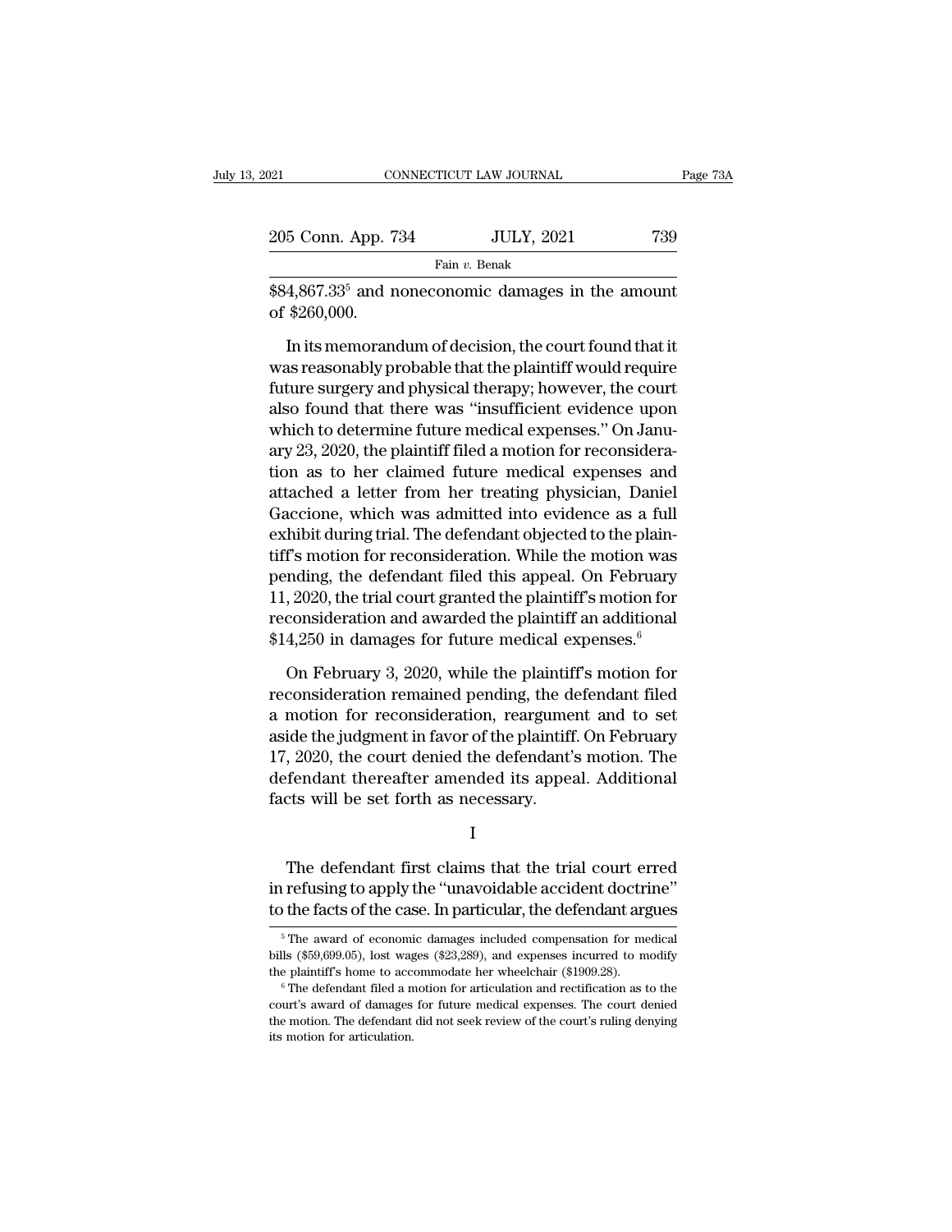$84,867.33[5] and noneconomic damages in the amount of $260,000.

In its memorandum of decision, the court found that it was reasonably probable that the plaintiff would require future surgery and physical therapy; however, the court also found that there was "insufficient evidence upon which to determine future medical expenses." On January 23, 2020, the plaintiff filed a motion for reconsideration as to her claimed future medical expenses and attached a letter from her treating physician, Daniel Gaccione, which was admitted into evidence as a full exhibit during trial. The defendant objected to the plaintiff's motion for reconsideration. While the motion was pending, the defendant filed this appeal. On February 11, 2020, the trial court granted the plaintiff's motion for reconsideration and awarded the plaintiff an additional $14,250 in damages for future medical expenses.[6]

On February 3, 2020, while the plaintiff's motion for reconsideration remained pending, the defendant filed a motion for reconsideration, reargument and to set aside the judgment in favor of the plaintiff. On February 17, 2020, the court denied the defendant's motion. The defendant thereafter amended its appeal. Additional facts will be set forth as necessary.

I

The defendant first claims that the trial court erred in refusing to apply the "unavoidable accident doctrine" to the facts of the case. In particular, the defendant argues

[5] The award of economic damages included compensation for medical bills ($59,699.05), lost wages ($23,289), and expenses incurred to modify the plaintiff's home to accommodate her wheelchair ($1909.28).

[6] The defendant filed a motion for articulation and rectification as to the court's award of damages for future medical expenses. The court denied the motion. The defendant did not seek review of the court's ruling denying its motion for articulation.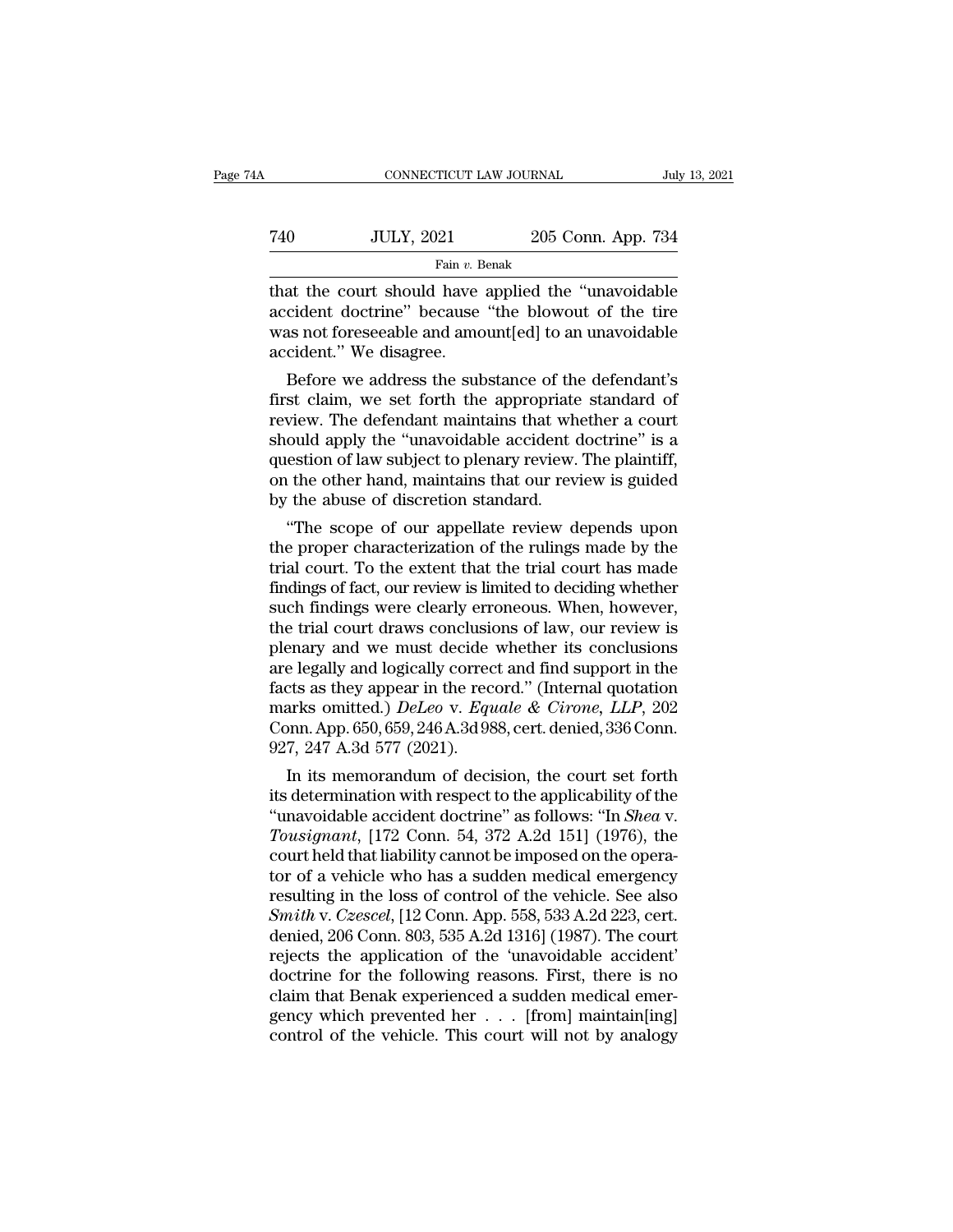that the court should have applied the "unavoidable accident doctrine" because "the blowout of the tire was not foreseeable and amount[ed] to an unavoidable accident." We disagree.

Before we address the substance of the defendant's first claim, we set forth the appropriate standard of review. The defendant maintains that whether a court should apply the "unavoidable accident doctrine" is a question of law subject to plenary review. The plaintiff, on the other hand, maintains that our review is guided by the abuse of discretion standard.

"The scope of our appellate review depends upon the proper characterization of the rulings made by the trial court. To the extent that the trial court has made findings of fact, our review is limited to deciding whether such findings were clearly erroneous. When, however, the trial court draws conclusions of law, our review is plenary and we must decide whether its conclusions are legally and logically correct and find support in the facts as they appear in the record." (Internal quotation marks omitted.) *DeLeo* v. *Equale & Cirone, LLP*, 202 Conn. App. 650, 659, 246 A.3d 988, cert. denied, 336 Conn. 927, 247 A.3d 577 (2021).

In its memorandum of decision, the court set forth its determination with respect to the applicability of the "unavoidable accident doctrine" as follows: "In *Shea* v. *Tousignant*, [172 Conn. 54, 372 A.2d 151] (1976), the court held that liability cannot be imposed on the operator of a vehicle who has a sudden medical emergency resulting in the loss of control of the vehicle. See also *Smith* v. *Czescel*, [12 Conn. App. 558, 533 A.2d 223, cert. denied, 206 Conn. 803, 535 A.2d 1316] (1987). The court rejects the application of the 'unavoidable accident' doctrine for the following reasons. First, there is no claim that Benak experienced a sudden medical emergency which prevented her . . . [from] maintain[ing] control of the vehicle. This court will not by analogy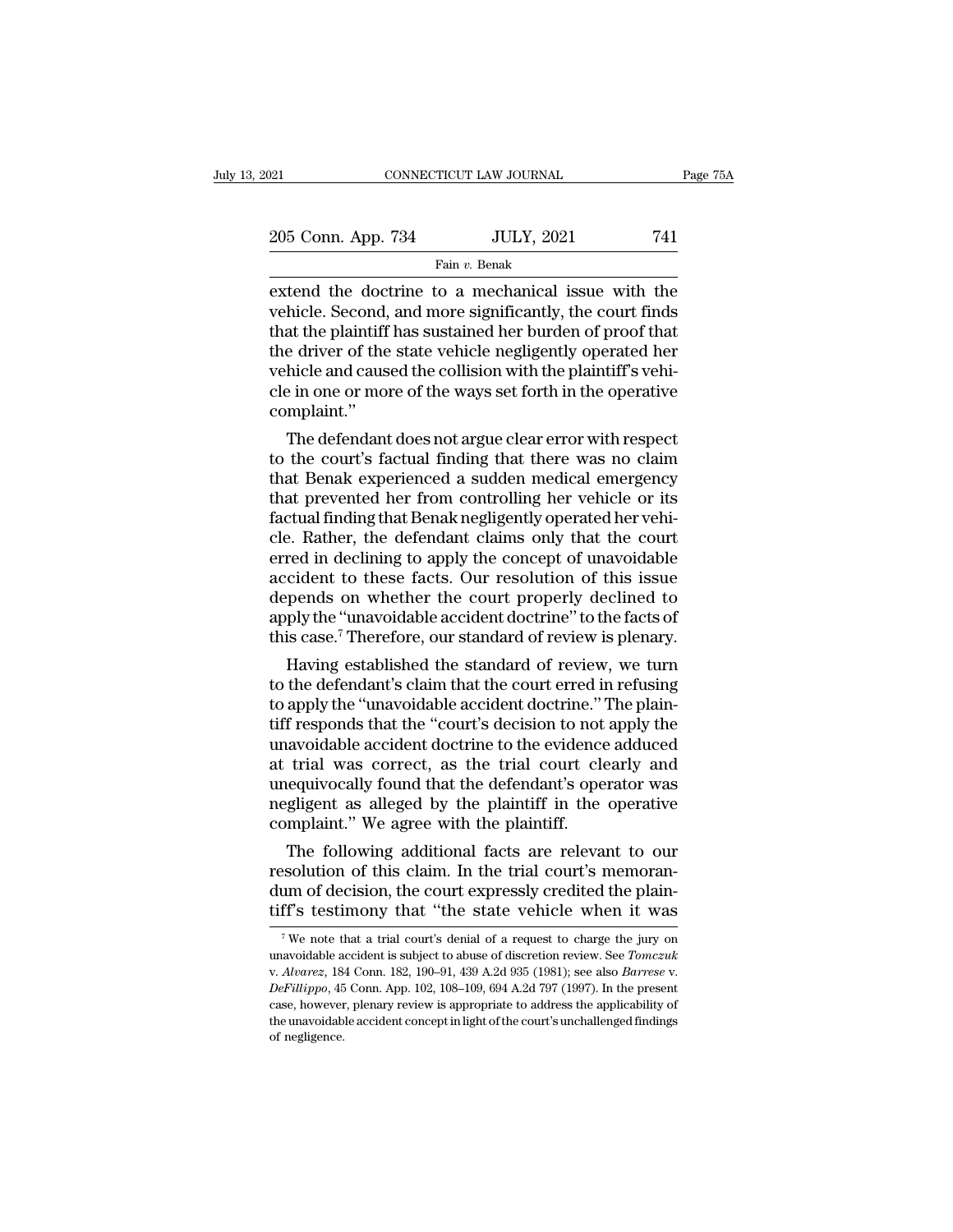extend the doctrine to a mechanical issue with the vehicle. Second, and more significantly, the court finds that the plaintiff has sustained her burden of proof that the driver of the state vehicle negligently operated her vehicle and caused the collision with the plaintiff's vehicle in one or more of the ways set forth in the operative complaint."

The defendant does not argue clear error with respect to the court's factual finding that there was no claim that Benak experienced a sudden medical emergency that prevented her from controlling her vehicle or its factual finding that Benak negligently operated her vehicle. Rather, the defendant claims only that the court erred in declining to apply the concept of unavoidable accident to these facts. Our resolution of this issue depends on whether the court properly declined to apply the "unavoidable accident doctrine" to the facts of this case.[7] Therefore, our standard of review is plenary.

Having established the standard of review, we turn to the defendant's claim that the court erred in refusing to apply the "unavoidable accident doctrine." The plaintiff responds that the "court's decision to not apply the unavoidable accident doctrine to the evidence adduced at trial was correct, as the trial court clearly and unequivocally found that the defendant's operator was negligent as alleged by the plaintiff in the operative complaint." We agree with the plaintiff.

The following additional facts are relevant to our resolution of this claim. In the trial court's memorandum of decision, the court expressly credited the plaintiff's testimony that "the state vehicle when it was

[7] We note that a trial court's denial of a request to charge the jury on unavoidable accident is subject to abuse of discretion review. See *Tomczuk* v. *Alvarez*, 184 Conn. 182, 190–91, 439 A.2d 935 (1981); see also *Barrese* v. *DeFillippo*, 45 Conn. App. 102, 108–109, 694 A.2d 797 (1997). In the present case, however, plenary review is appropriate to address the applicability of the unavoidable accident concept in light of the court's unchallenged findings of negligence.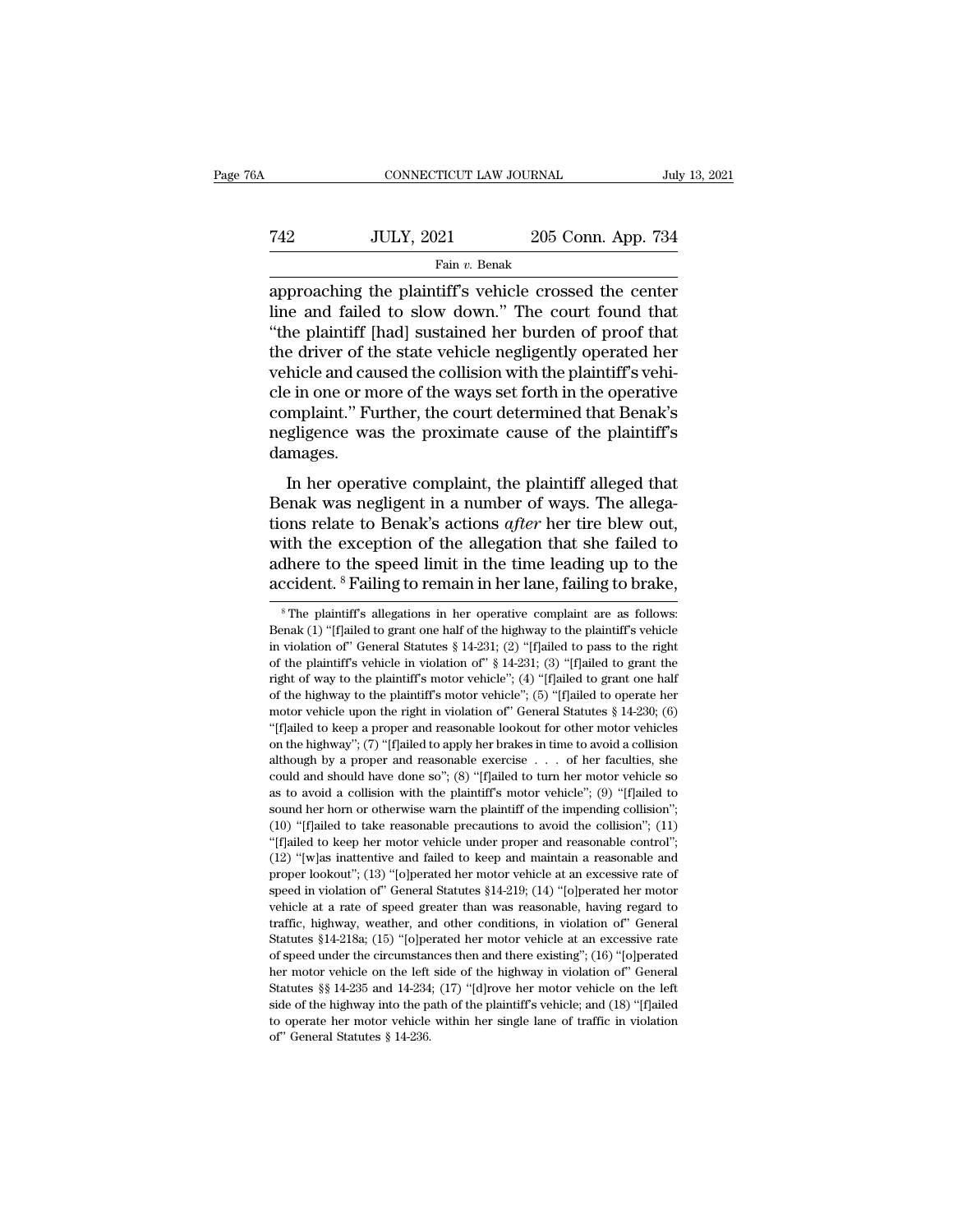approaching the plaintiff's vehicle crossed the center line and failed to slow down." The court found that "the plaintiff [had] sustained her burden of proof that the driver of the state vehicle negligently operated her vehicle and caused the collision with the plaintiff's vehicle in one or more of the ways set forth in the operative complaint." Further, the court determined that Benak's negligence was the proximate cause of the plaintiff's damages.

In her operative complaint, the plaintiff alleged that Benak was negligent in a number of ways. The allegations relate to Benak's actions *after* her tire blew out, with the exception of the allegation that she failed to adhere to the speed limit in the time leading up to the accident. [8] Failing to remain in her lane, failing to brake,

[8] The plaintiff's allegations in her operative complaint are as follows: Benak (1) "[f]ailed to grant one half of the highway to the plaintiff's vehicle in violation of" General Statutes § 14-231; (2) "[f]ailed to pass to the right of the plaintiff's vehicle in violation of" § 14-231; (3) "[f]ailed to grant the right of way to the plaintiff's motor vehicle"; (4) "[f]ailed to grant one half of the highway to the plaintiff's motor vehicle"; (5) "[f]ailed to operate her motor vehicle upon the right in violation of" General Statutes § 14-230; (6) "[f]ailed to keep a proper and reasonable lookout for other motor vehicles on the highway"; (7) "[f]ailed to apply her brakes in time to avoid a collision although by a proper and reasonable exercise . . . of her faculties, she could and should have done so"; (8) "[f]ailed to turn her motor vehicle so as to avoid a collision with the plaintiff's motor vehicle"; (9) "[f]ailed to sound her horn or otherwise warn the plaintiff of the impending collision"; (10) "[f]ailed to take reasonable precautions to avoid the collision"; (11) "[f]ailed to keep her motor vehicle under proper and reasonable control"; (12) "[w]as inattentive and failed to keep and maintain a reasonable and proper lookout"; (13) "[o]perated her motor vehicle at an excessive rate of speed in violation of" General Statutes §14-219; (14) "[o]perated her motor vehicle at a rate of speed greater than was reasonable, having regard to traffic, highway, weather, and other conditions, in violation of" General Statutes §14-218a; (15) "[o]perated her motor vehicle at an excessive rate of speed under the circumstances then and there existing"; (16) "[o]perated her motor vehicle on the left side of the highway in violation of" General Statutes §§ 14-235 and 14-234; (17) "[d]rove her motor vehicle on the left side of the highway into the path of the plaintiff's vehicle; and (18) "[f]ailed to operate her motor vehicle within her single lane of traffic in violation of" General Statutes § 14-236.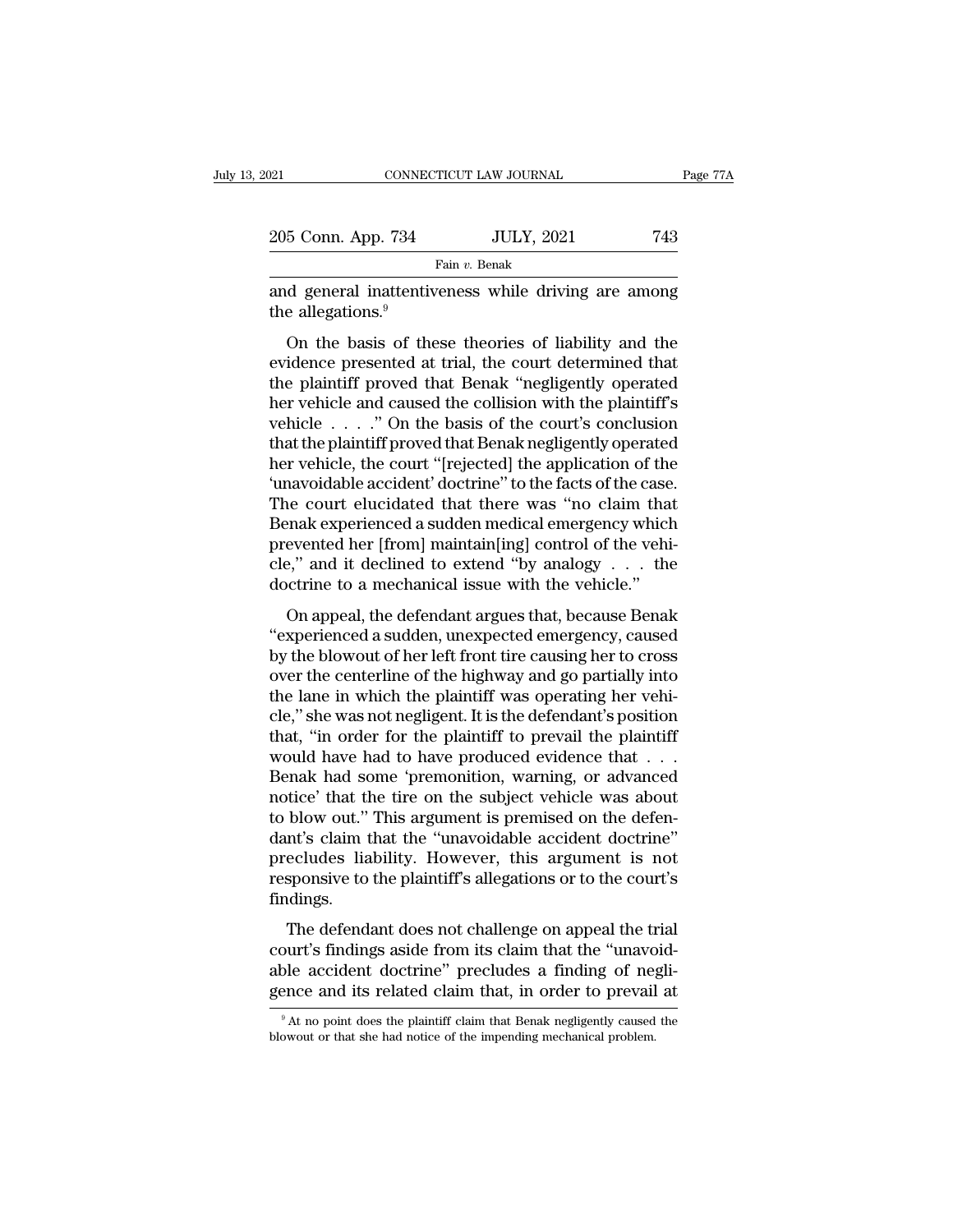and general inattentiveness while driving are among the allegations.[9]

On the basis of these theories of liability and the evidence presented at trial, the court determined that the plaintiff proved that Benak "negligently operated her vehicle and caused the collision with the plaintiff's vehicle . . . ." On the basis of the court's conclusion that the plaintiff proved that Benak negligently operated her vehicle, the court "[rejected] the application of the 'unavoidable accident' doctrine" to the facts of the case. The court elucidated that there was "no claim that Benak experienced a sudden medical emergency which prevented her [from] maintain[ing] control of the vehicle," and it declined to extend "by analogy . . . the doctrine to a mechanical issue with the vehicle."

On appeal, the defendant argues that, because Benak "experienced a sudden, unexpected emergency, caused by the blowout of her left front tire causing her to cross over the centerline of the highway and go partially into the lane in which the plaintiff was operating her vehicle," she was not negligent. It is the defendant's position that, "in order for the plaintiff to prevail the plaintiff would have had to have produced evidence that . . . Benak had some 'premonition, warning, or advanced notice' that the tire on the subject vehicle was about to blow out." This argument is premised on the defendant's claim that the "unavoidable accident doctrine" precludes liability. However, this argument is not responsive to the plaintiff's allegations or to the court's findings.

The defendant does not challenge on appeal the trial court's findings aside from its claim that the "unavoidable accident doctrine" precludes a finding of negligence and its related claim that, in order to prevail at

[9] At no point does the plaintiff claim that Benak negligently caused the blowout or that she had notice of the impending mechanical problem.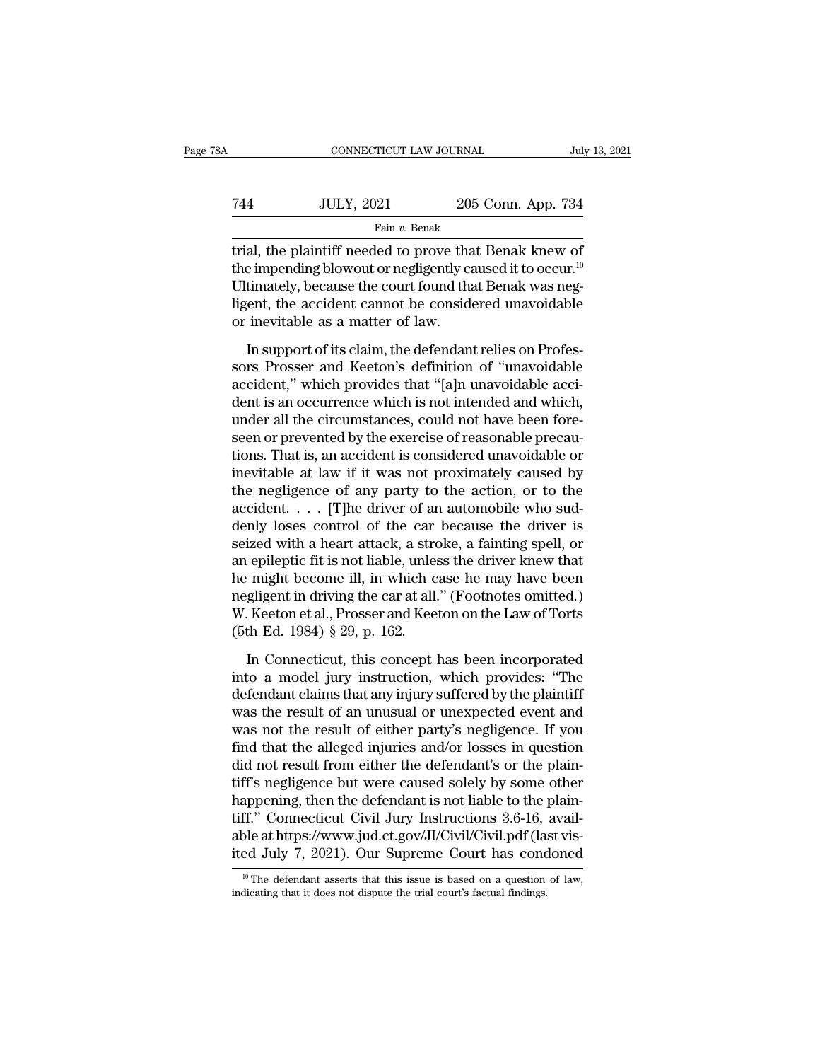trial, the plaintiff needed to prove that Benak knew of the impending blowout or negligently caused it to occur.[10] Ultimately, because the court found that Benak was negligent, the accident cannot be considered unavoidable or inevitable as a matter of law.

In support of its claim, the defendant relies on Professors Prosser and Keeton's definition of "unavoidable accident," which provides that "[a]n unavoidable accident is an occurrence which is not intended and which, under all the circumstances, could not have been foreseen or prevented by the exercise of reasonable precautions. That is, an accident is considered unavoidable or inevitable at law if it was not proximately caused by the negligence of any party to the action, or to the accident. . . . [T]he driver of an automobile who suddenly loses control of the car because the driver is seized with a heart attack, a stroke, a fainting spell, or an epileptic fit is not liable, unless the driver knew that he might become ill, in which case he may have been negligent in driving the car at all." (Footnotes omitted.) W. Keeton et al., Prosser and Keeton on the Law of Torts (5th Ed. 1984) § 29, p. 162.

In Connecticut, this concept has been incorporated into a model jury instruction, which provides: "The defendant claims that any injury suffered by the plaintiff was the result of an unusual or unexpected event and was not the result of either party's negligence. If you find that the alleged injuries and/or losses in question did not result from either the defendant's or the plaintiff's negligence but were caused solely by some other happening, then the defendant is not liable to the plaintiff." Connecticut Civil Jury Instructions 3.6-16, available at https://www.jud.ct.gov/JI/Civil/Civil.pdf (last visited July 7, 2021). Our Supreme Court has condoned

[10] The defendant asserts that this issue is based on a question of law, indicating that it does not dispute the trial court's factual findings.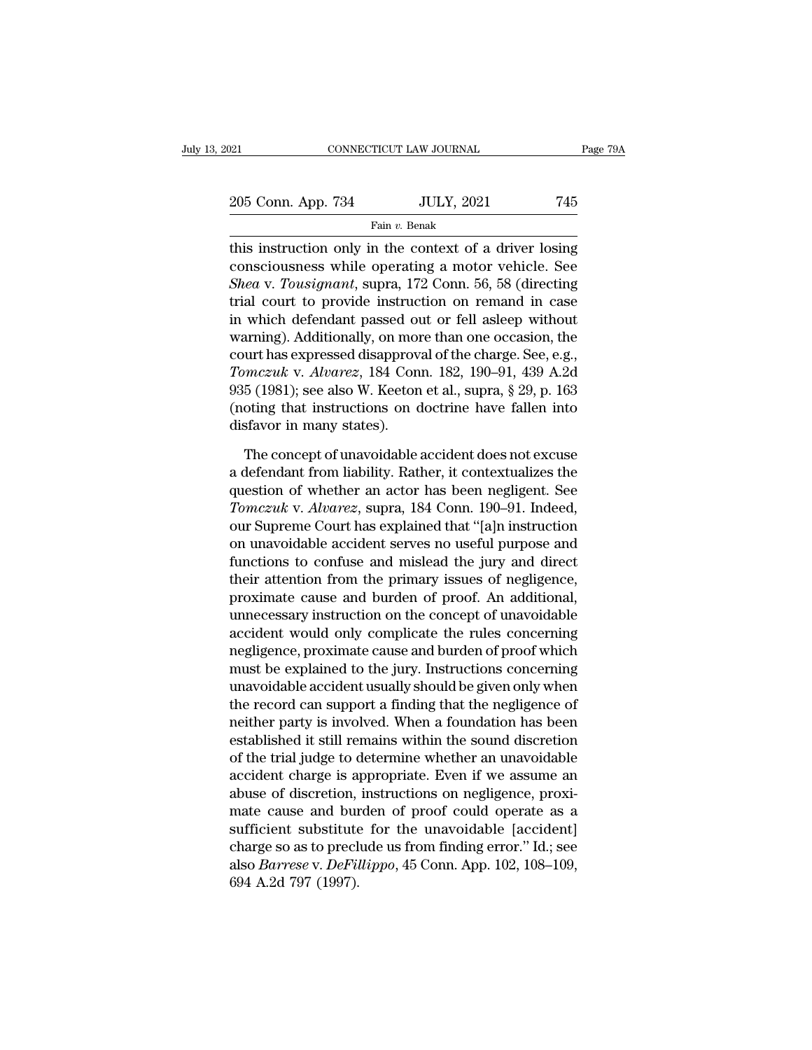this instruction only in the context of a driver losing consciousness while operating a motor vehicle. See *Shea* v. *Tousignant*, supra, 172 Conn. 56, 58 (directing trial court to provide instruction on remand in case in which defendant passed out or fell asleep without warning). Additionally, on more than one occasion, the court has expressed disapproval of the charge. See, e.g., *Tomczuk* v. *Alvarez*, 184 Conn. 182, 190–91, 439 A.2d 935 (1981); see also W. Keeton et al., supra, § 29, p. 163 (noting that instructions on doctrine have fallen into disfavor in many states).

The concept of unavoidable accident does not excuse a defendant from liability. Rather, it contextualizes the question of whether an actor has been negligent. See *Tomczuk* v. *Alvarez*, supra, 184 Conn. 190–91. Indeed, our Supreme Court has explained that "[a]n instruction on unavoidable accident serves no useful purpose and functions to confuse and mislead the jury and direct their attention from the primary issues of negligence, proximate cause and burden of proof. An additional, unnecessary instruction on the concept of unavoidable accident would only complicate the rules concerning negligence, proximate cause and burden of proof which must be explained to the jury. Instructions concerning unavoidable accident usually should be given only when the record can support a finding that the negligence of neither party is involved. When a foundation has been established it still remains within the sound discretion of the trial judge to determine whether an unavoidable accident charge is appropriate. Even if we assume an abuse of discretion, instructions on negligence, proximate cause and burden of proof could operate as a sufficient substitute for the unavoidable [accident] charge so as to preclude us from finding error." Id.; see also *Barrese* v. *DeFillippo*, 45 Conn. App. 102, 108–109, 694 A.2d 797 (1997).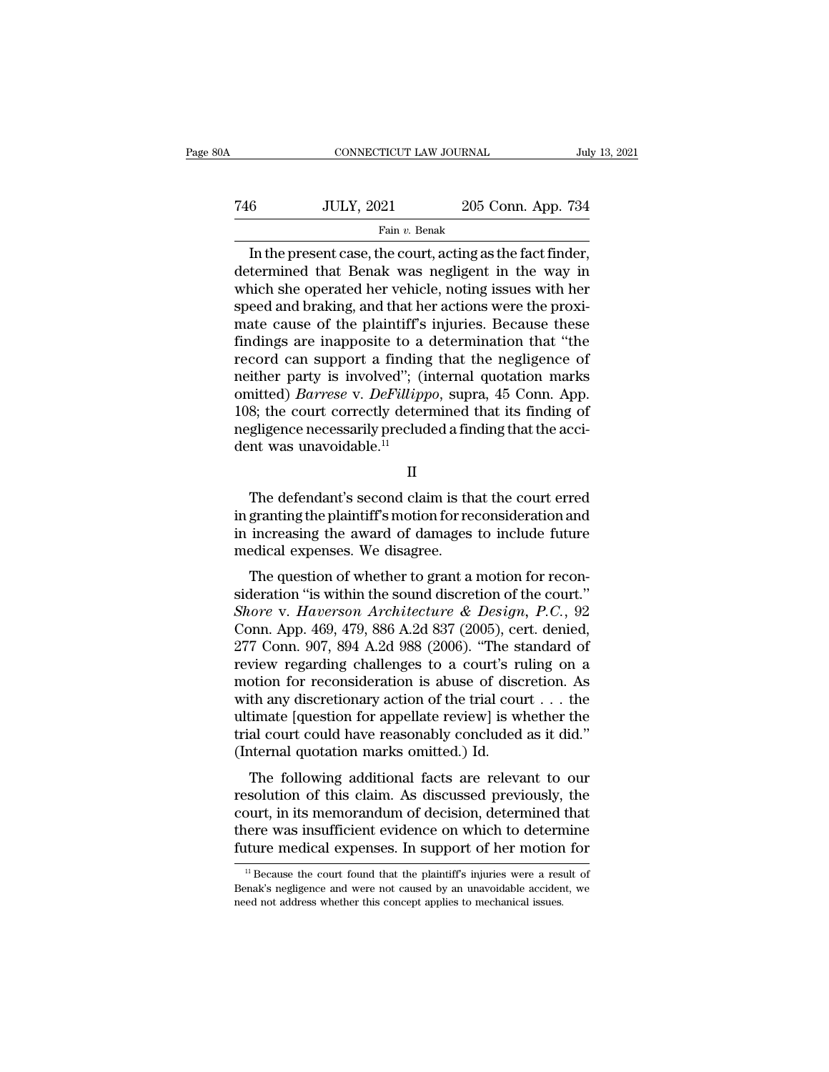In the present case, the court, acting as the fact finder, determined that Benak was negligent in the way in which she operated her vehicle, noting issues with her speed and braking, and that her actions were the proximate cause of the plaintiff's injuries. Because these findings are inapposite to a determination that "the record can support a finding that the negligence of neither party is involved"; (internal quotation marks omitted) *Barrese* v. *DeFillippo*, supra, 45 Conn. App. 108; the court correctly determined that its finding of negligence necessarily precluded a finding that the accident was unavoidable.[11]

II

The defendant's second claim is that the court erred in granting the plaintiff's motion for reconsideration and in increasing the award of damages to include future medical expenses. We disagree.

The question of whether to grant a motion for reconsideration "is within the sound discretion of the court." *Shore* v. *Haverson Architecture & Design, P.C.*, 92 Conn. App. 469, 479, 886 A.2d 837 (2005), cert. denied, 277 Conn. 907, 894 A.2d 988 (2006). "The standard of review regarding challenges to a court's ruling on a motion for reconsideration is abuse of discretion. As with any discretionary action of the trial court . . . the ultimate [question for appellate review] is whether the trial court could have reasonably concluded as it did." (Internal quotation marks omitted.) Id.

The following additional facts are relevant to our resolution of this claim. As discussed previously, the court, in its memorandum of decision, determined that there was insufficient evidence on which to determine future medical expenses. In support of her motion for

[11] Because the court found that the plaintiff's injuries were a result of Benak's negligence and were not caused by an unavoidable accident, we need not address whether this concept applies to mechanical issues.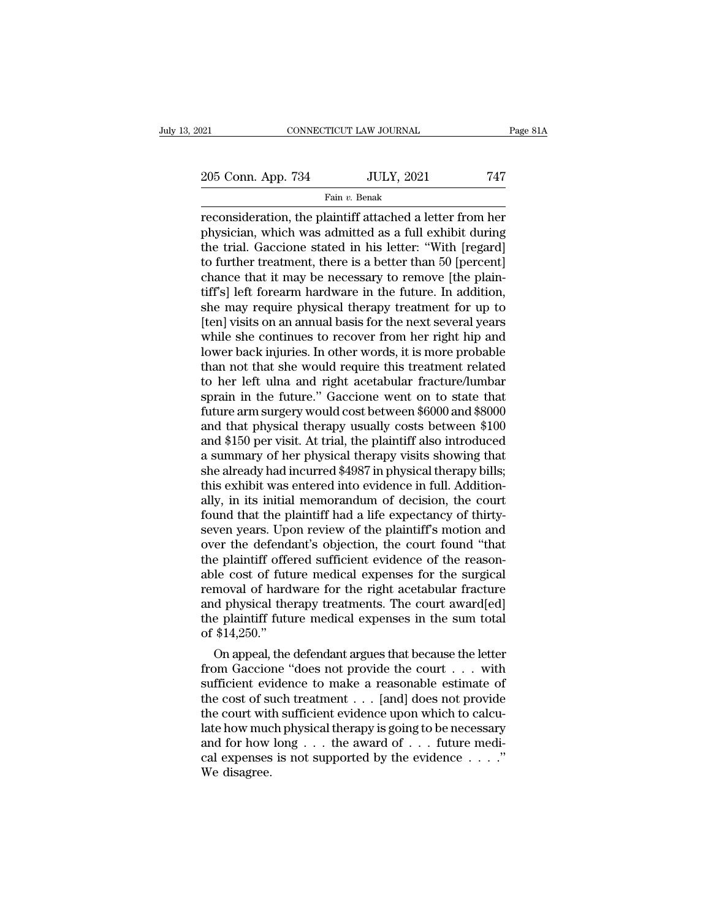reconsideration, the plaintiff attached a letter from her physician, which was admitted as a full exhibit during the trial. Gaccione stated in his letter: "With [regard] to further treatment, there is a better than 50 [percent] chance that it may be necessary to remove [the plaintiff's] left forearm hardware in the future. In addition, she may require physical therapy treatment for up to [ten] visits on an annual basis for the next several years while she continues to recover from her right hip and lower back injuries. In other words, it is more probable than not that she would require this treatment related to her left ulna and right acetabular fracture/lumbar sprain in the future." Gaccione went on to state that future arm surgery would cost between $6000 and $8000 and that physical therapy usually costs between $100 and $150 per visit. At trial, the plaintiff also introduced a summary of her physical therapy visits showing that she already had incurred $4987 in physical therapy bills; this exhibit was entered into evidence in full. Additionally, in its initial memorandum of decision, the court found that the plaintiff had a life expectancy of thirty-seven years. Upon review of the plaintiff's motion and over the defendant's objection, the court found "that the plaintiff offered sufficient evidence of the reasonable cost of future medical expenses for the surgical removal of hardware for the right acetabular fracture and physical therapy treatments. The court award[ed] the plaintiff future medical expenses in the sum total of $14,250."

On appeal, the defendant argues that because the letter from Gaccione "does not provide the court . . . with sufficient evidence to make a reasonable estimate of the cost of such treatment . . . [and] does not provide the court with sufficient evidence upon which to calculate how much physical therapy is going to be necessary and for how long . . . the award of . . . future medical expenses is not supported by the evidence . . . ." We disagree.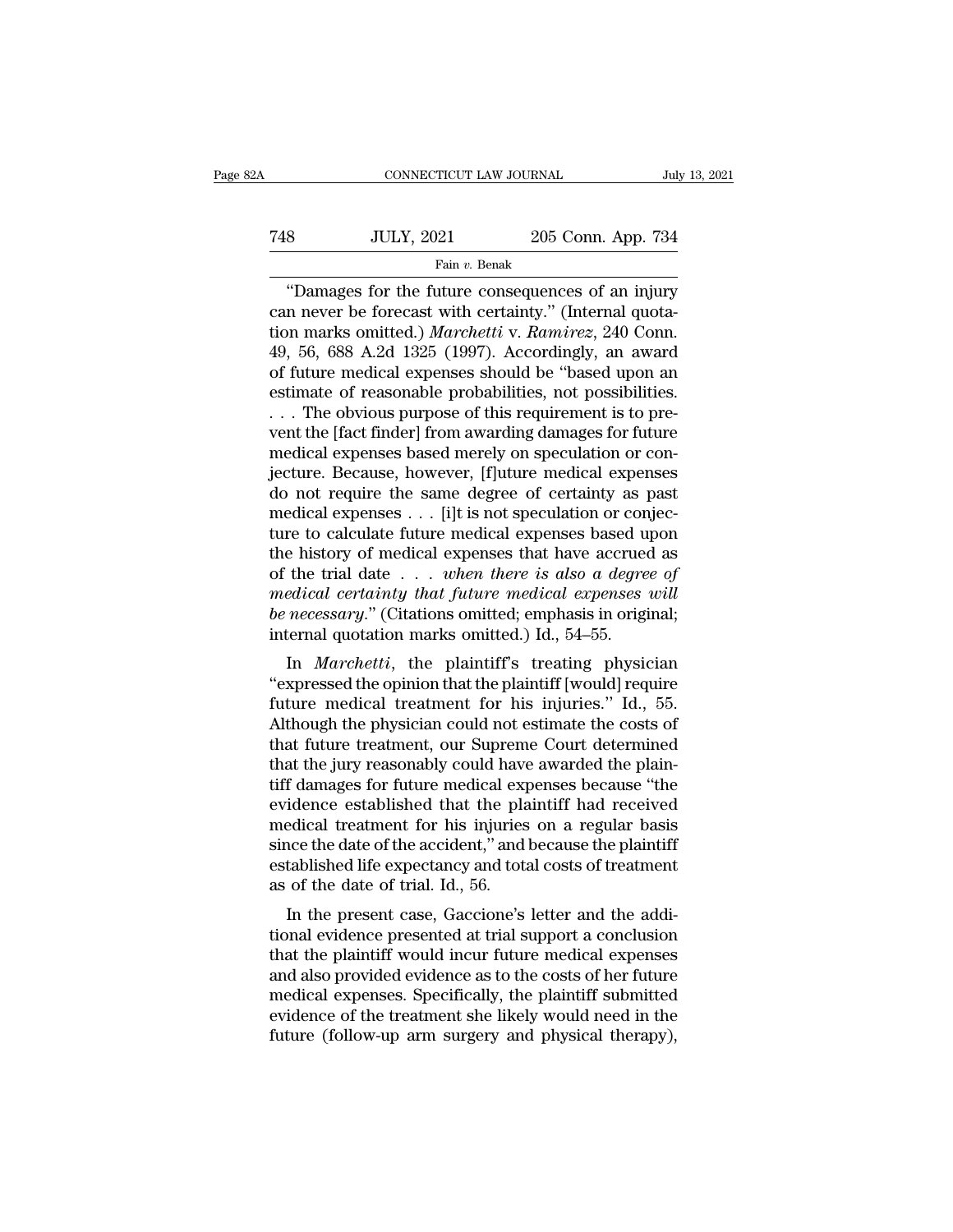"Damages for the future consequences of an injury can never be forecast with certainty." (Internal quotation marks omitted.) *Marchetti* v. *Ramirez*, 240 Conn. 49, 56, 688 A.2d 1325 (1997). Accordingly, an award of future medical expenses should be "based upon an estimate of reasonable probabilities, not possibilities. . . . The obvious purpose of this requirement is to prevent the [fact finder] from awarding damages for future medical expenses based merely on speculation or conjecture. Because, however, [f]uture medical expenses do not require the same degree of certainty as past medical expenses . . . [i]t is not speculation or conjecture to calculate future medical expenses based upon the history of medical expenses that have accrued as of the trial date . . . *when there is also a degree of medical certainty that future medical expenses will be necessary*." (Citations omitted; emphasis in original; internal quotation marks omitted.) Id., 54–55.

In *Marchetti*, the plaintiff's treating physician "expressed the opinion that the plaintiff [would] require future medical treatment for his injuries." Id., 55. Although the physician could not estimate the costs of that future treatment, our Supreme Court determined that the jury reasonably could have awarded the plaintiff damages for future medical expenses because "the evidence established that the plaintiff had received medical treatment for his injuries on a regular basis since the date of the accident," and because the plaintiff established life expectancy and total costs of treatment as of the date of trial. Id., 56.

In the present case, Gaccione's letter and the additional evidence presented at trial support a conclusion that the plaintiff would incur future medical expenses and also provided evidence as to the costs of her future medical expenses. Specifically, the plaintiff submitted evidence of the treatment she likely would need in the future (follow-up arm surgery and physical therapy),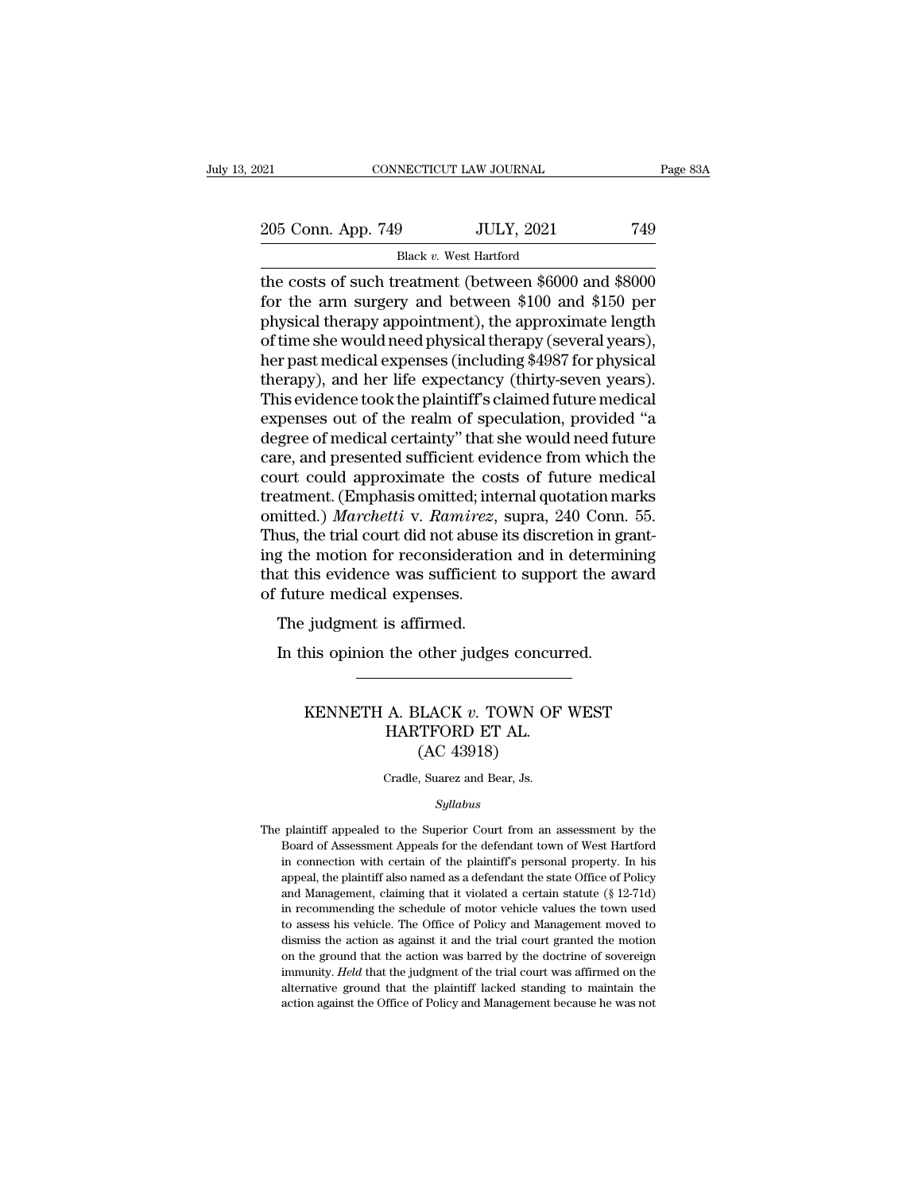the costs of such treatment (between $6000 and $8000 for the arm surgery and between $100 and $150 per physical therapy appointment), the approximate length of time she would need physical therapy (several years), her past medical expenses (including $4987 for physical therapy), and her life expectancy (thirty-seven years). This evidence took the plaintiff's claimed future medical expenses out of the realm of speculation, provided "a degree of medical certainty" that she would need future care, and presented sufficient evidence from which the court could approximate the costs of future medical treatment. (Emphasis omitted; internal quotation marks omitted.) *Marchetti* v. *Ramirez*, supra, 240 Conn. 55. Thus, the trial court did not abuse its discretion in granting the motion for reconsideration and in determining that this evidence was sufficient to support the award of future medical expenses.

The judgment is affirmed.

In this opinion the other judges concurred.

---

# KENNETH A. BLACK *v.* TOWN OF WEST HARTFORD ET AL.
## (AC 43918)

Cradle, Suarez and Bear, Js.

*Syllabus*

The plaintiff appealed to the Superior Court from an assessment by the Board of Assessment Appeals for the defendant town of West Hartford in connection with certain of the plaintiff's personal property. In his appeal, the plaintiff also named as a defendant the state Office of Policy and Management, claiming that it violated a certain statute (§ 12-71d) in recommending the schedule of motor vehicle values the town used to assess his vehicle. The Office of Policy and Management moved to dismiss the action as against it and the trial court granted the motion on the ground that the action was barred by the doctrine of sovereign immunity. *Held* that the judgment of the trial court was affirmed on the alternative ground that the plaintiff lacked standing to maintain the action against the Office of Policy and Management because he was not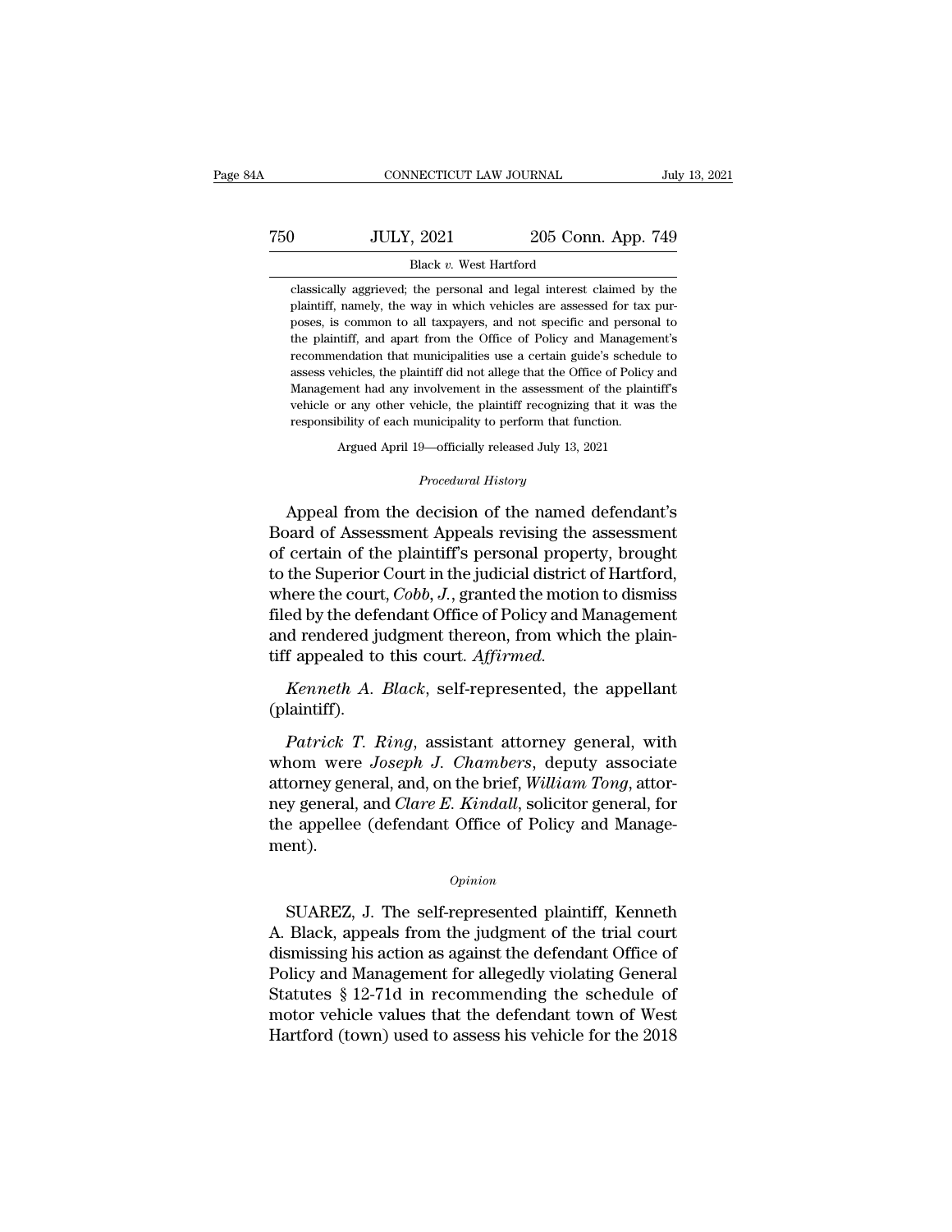classically aggrieved; the personal and legal interest claimed by the plaintiff, namely, the way in which vehicles are assessed for tax purposes, is common to all taxpayers, and not specific and personal to the plaintiff, and apart from the Office of Policy and Management's recommendation that municipalities use a certain guide's schedule to assess vehicles, the plaintiff did not allege that the Office of Policy and Management had any involvement in the assessment of the plaintiff's vehicle or any other vehicle, the plaintiff recognizing that it was the responsibility of each municipality to perform that function.

Argued April 19—officially released July 13, 2021

*Procedural History*

Appeal from the decision of the named defendant's Board of Assessment Appeals revising the assessment of certain of the plaintiff's personal property, brought to the Superior Court in the judicial district of Hartford, where the court, *Cobb, J.*, granted the motion to dismiss filed by the defendant Office of Policy and Management and rendered judgment thereon, from which the plaintiff appealed to this court. *Affirmed.*

*Kenneth A. Black*, self-represented, the appellant (plaintiff).

*Patrick T. Ring*, assistant attorney general, with whom were *Joseph J. Chambers*, deputy associate attorney general, and, on the brief, *William Tong*, attorney general, and *Clare E. Kindall*, solicitor general, for the appellee (defendant Office of Policy and Management).

*Opinion*

SUAREZ, J. The self-represented plaintiff, Kenneth A. Black, appeals from the judgment of the trial court dismissing his action as against the defendant Office of Policy and Management for allegedly violating General Statutes § 12-71d in recommending the schedule of motor vehicle values that the defendant town of West Hartford (town) used to assess his vehicle for the 2018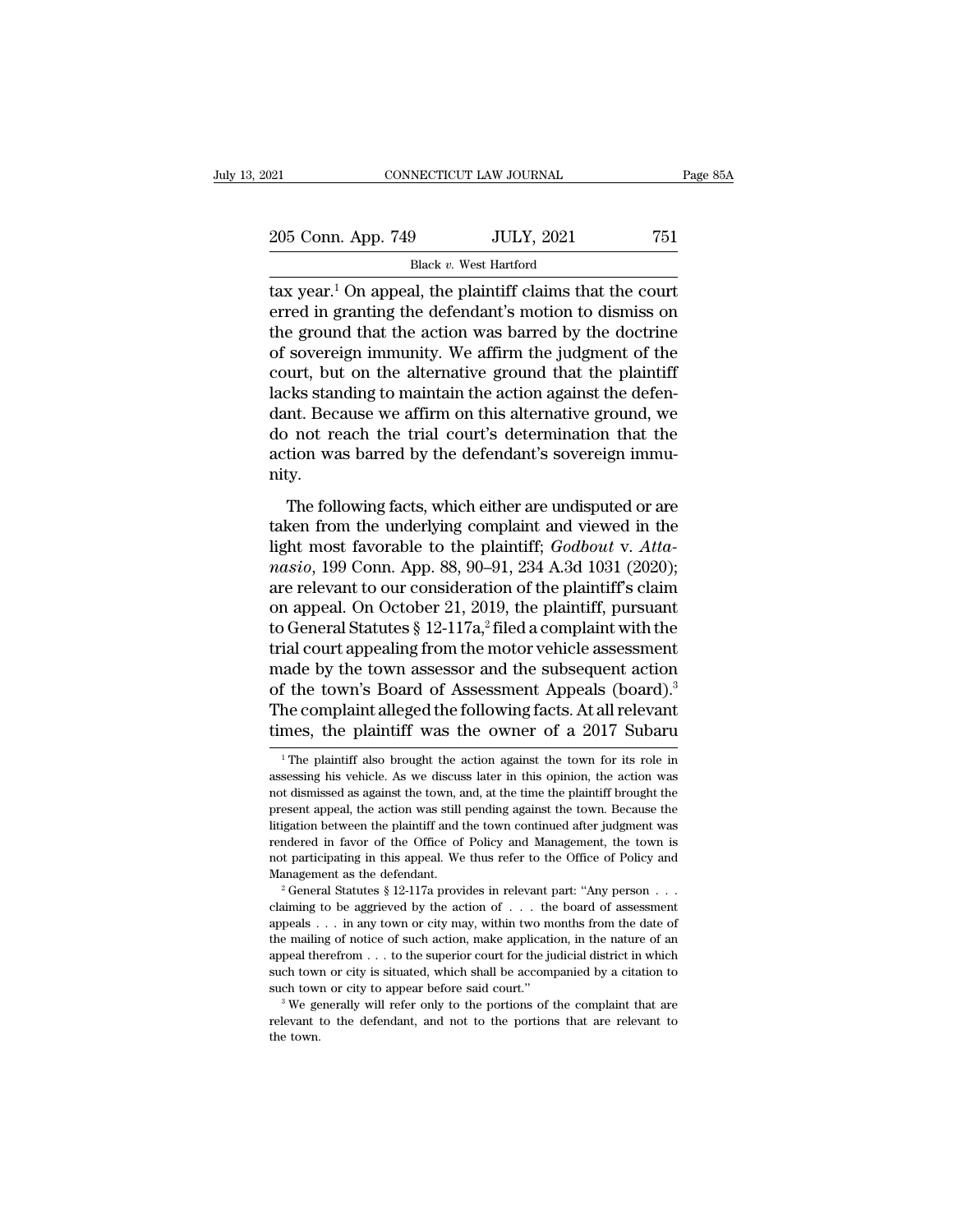tax year.[1] On appeal, the plaintiff claims that the court erred in granting the defendant's motion to dismiss on the ground that the action was barred by the doctrine of sovereign immunity. We affirm the judgment of the court, but on the alternative ground that the plaintiff lacks standing to maintain the action against the defendant. Because we affirm on this alternative ground, we do not reach the trial court's determination that the action was barred by the defendant's sovereign immunity.

The following facts, which either are undisputed or are taken from the underlying complaint and viewed in the light most favorable to the plaintiff; *Godbout* v. *Attanasio*, 199 Conn. App. 88, 90–91, 234 A.3d 1031 (2020); are relevant to our consideration of the plaintiff's claim on appeal. On October 21, 2019, the plaintiff, pursuant to General Statutes § 12-117a,[2] filed a complaint with the trial court appealing from the motor vehicle assessment made by the town assessor and the subsequent action of the town's Board of Assessment Appeals (board).[3] The complaint alleged the following facts. At all relevant times, the plaintiff was the owner of a 2017 Subaru

---

[1] The plaintiff also brought the action against the town for its role in assessing his vehicle. As we discuss later in this opinion, the action was not dismissed as against the town, and, at the time the plaintiff brought the present appeal, the action was still pending against the town. Because the litigation between the plaintiff and the town continued after judgment was rendered in favor of the Office of Policy and Management, the town is not participating in this appeal. We thus refer to the Office of Policy and Management as the defendant.

[2] General Statutes § 12-117a provides in relevant part: "Any person . . . claiming to be aggrieved by the action of . . . the board of assessment appeals . . . in any town or city may, within two months from the date of the mailing of notice of such action, make application, in the nature of an appeal therefrom . . . to the superior court for the judicial district in which such town or city is situated, which shall be accompanied by a citation to such town or city to appear before said court."

[3] We generally will refer only to the portions of the complaint that are relevant to the defendant, and not to the portions that are relevant to the town.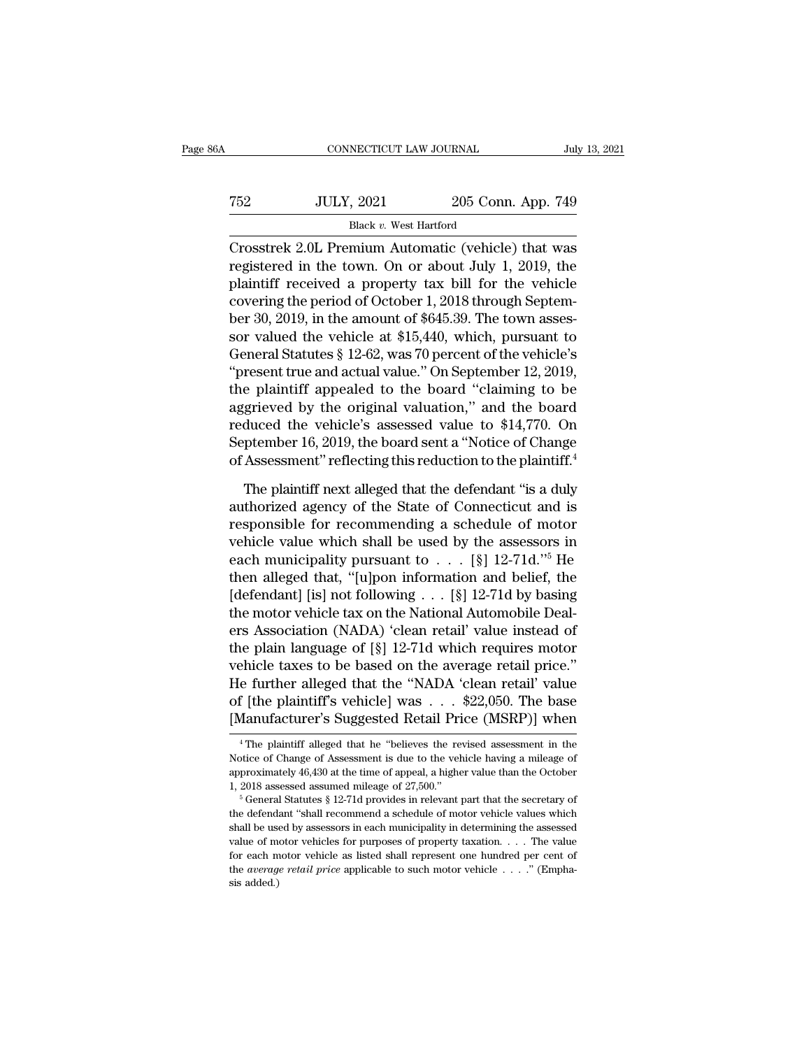Crosstrek 2.0L Premium Automatic (vehicle) that was registered in the town. On or about July 1, 2019, the plaintiff received a property tax bill for the vehicle covering the period of October 1, 2018 through September 30, 2019, in the amount of $645.39. The town assessor valued the vehicle at $15,440, which, pursuant to General Statutes § 12-62, was 70 percent of the vehicle's "present true and actual value." On September 12, 2019, the plaintiff appealed to the board "claiming to be aggrieved by the original valuation," and the board reduced the vehicle's assessed value to $14,770. On September 16, 2019, the board sent a "Notice of Change of Assessment" reflecting this reduction to the plaintiff.[4]

The plaintiff next alleged that the defendant "is a duly authorized agency of the State of Connecticut and is responsible for recommending a schedule of motor vehicle value which shall be used by the assessors in each municipality pursuant to . . . [§] 12-71d."[5] He then alleged that, "[u]pon information and belief, the [defendant] [is] not following . . . [§] 12-71d by basing the motor vehicle tax on the National Automobile Dealers Association (NADA) 'clean retail' value instead of the plain language of [§] 12-71d which requires motor vehicle taxes to be based on the average retail price." He further alleged that the "NADA 'clean retail' value of [the plaintiff's vehicle] was . . . $22,050. The base [Manufacturer's Suggested Retail Price (MSRP)] when

[4] The plaintiff alleged that he "believes the revised assessment in the Notice of Change of Assessment is due to the vehicle having a mileage of approximately 46,430 at the time of appeal, a higher value than the October 1, 2018 assessed assumed mileage of 27,500."

[5] General Statutes § 12-71d provides in relevant part that the secretary of the defendant "shall recommend a schedule of motor vehicle values which shall be used by assessors in each municipality in determining the assessed value of motor vehicles for purposes of property taxation. . . . The value for each motor vehicle as listed shall represent one hundred per cent of the *average retail price* applicable to such motor vehicle . . . ." (Emphasis added.)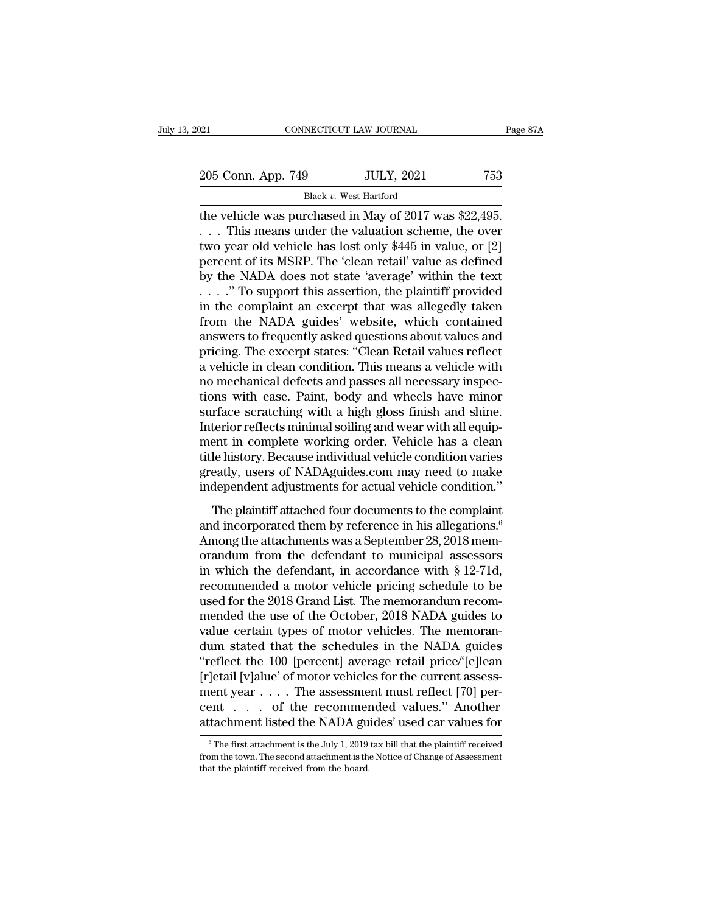the vehicle was purchased in May of 2017 was $22,495. . . . This means under the valuation scheme, the over two year old vehicle has lost only $445 in value, or [2] percent of its MSRP. The 'clean retail' value as defined by the NADA does not state 'average' within the text . . . ." To support this assertion, the plaintiff provided in the complaint an excerpt that was allegedly taken from the NADA guides' website, which contained answers to frequently asked questions about values and pricing. The excerpt states: "Clean Retail values reflect a vehicle in clean condition. This means a vehicle with no mechanical defects and passes all necessary inspections with ease. Paint, body and wheels have minor surface scratching with a high gloss finish and shine. Interior reflects minimal soiling and wear with all equipment in complete working order. Vehicle has a clean title history. Because individual vehicle condition varies greatly, users of NADAguides.com may need to make independent adjustments for actual vehicle condition."

The plaintiff attached four documents to the complaint and incorporated them by reference in his allegations.[6] Among the attachments was a September 28, 2018 memorandum from the defendant to municipal assessors in which the defendant, in accordance with § 12-71d, recommended a motor vehicle pricing schedule to be used for the 2018 Grand List. The memorandum recommended the use of the October, 2018 NADA guides to value certain types of motor vehicles. The memorandum stated that the schedules in the NADA guides "reflect the 100 [percent] average retail price/'[c]lean [r]etail [v]alue' of motor vehicles for the current assessment year . . . . The assessment must reflect [70] percent . . . of the recommended values." Another attachment listed the NADA guides' used car values for

[6] The first attachment is the July 1, 2019 tax bill that the plaintiff received from the town. The second attachment is the Notice of Change of Assessment that the plaintiff received from the board.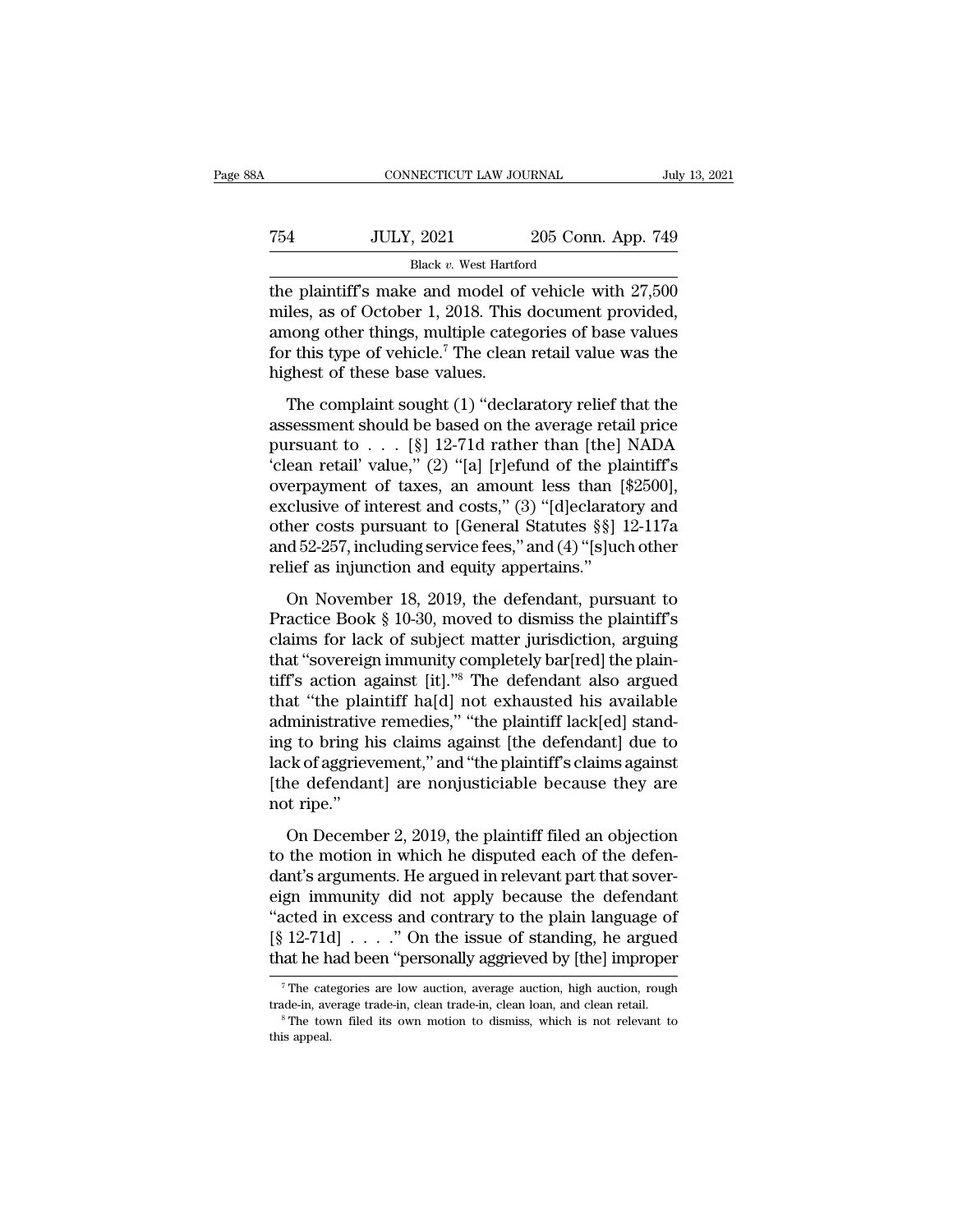the plaintiff's make and model of vehicle with 27,500 miles, as of October 1, 2018. This document provided, among other things, multiple categories of base values for this type of vehicle.[7] The clean retail value was the highest of these base values.

The complaint sought (1) "declaratory relief that the assessment should be based on the average retail price pursuant to . . . [§] 12-71d rather than [the] NADA 'clean retail' value," (2) "[a] [r]efund of the plaintiff's overpayment of taxes, an amount less than [$2500], exclusive of interest and costs," (3) "[d]eclaratory and other costs pursuant to [General Statutes §§] 12-117a and 52-257, including service fees," and (4) "[s]uch other relief as injunction and equity appertains."

On November 18, 2019, the defendant, pursuant to Practice Book § 10-30, moved to dismiss the plaintiff's claims for lack of subject matter jurisdiction, arguing that "sovereign immunity completely bar[red] the plaintiff's action against [it]."[8] The defendant also argued that "the plaintiff ha[d] not exhausted his available administrative remedies," "the plaintiff lack[ed] standing to bring his claims against [the defendant] due to lack of aggrievement," and "the plaintiff's claims against [the defendant] are nonjusticiable because they are not ripe."

On December 2, 2019, the plaintiff filed an objection to the motion in which he disputed each of the defendant's arguments. He argued in relevant part that sovereign immunity did not apply because the defendant "acted in excess and contrary to the plain language of [§ 12-71d] . . . ." On the issue of standing, he argued that he had been "personally aggrieved by [the] improper

---

[7] The categories are low auction, average auction, high auction, rough trade-in, average trade-in, clean trade-in, clean loan, and clean retail.

[8] The town filed its own motion to dismiss, which is not relevant to this appeal.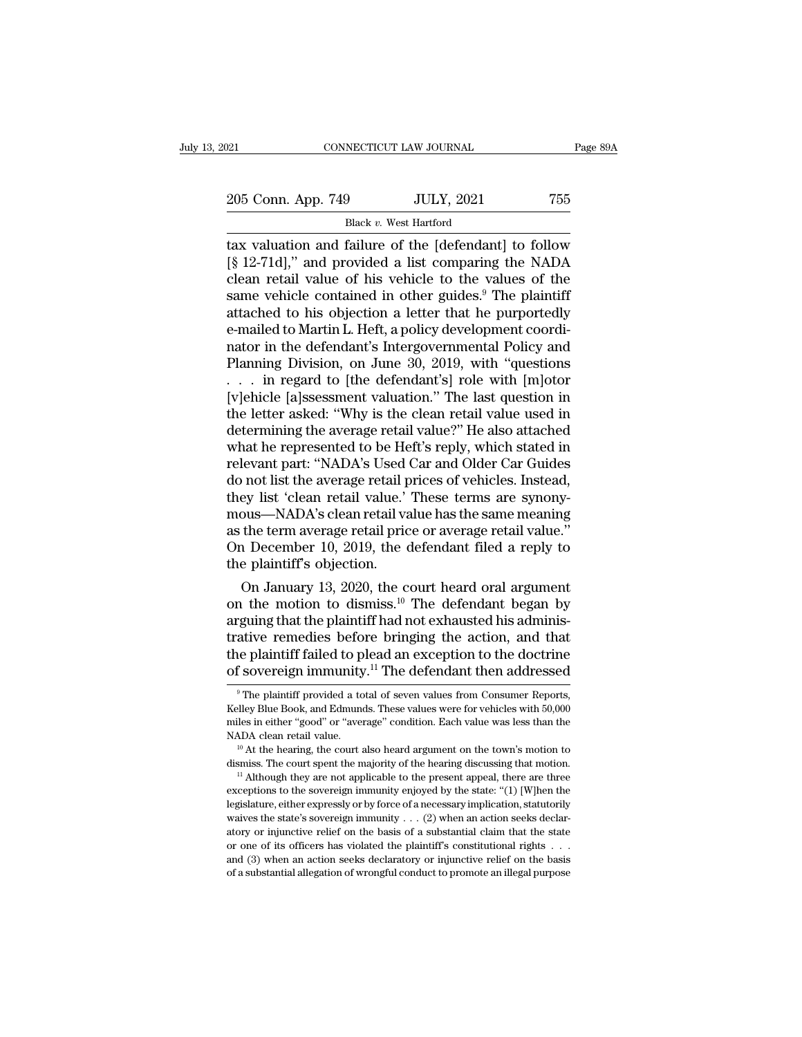tax valuation and failure of the [defendant] to follow [§ 12-71d],'' and provided a list comparing the NADA clean retail value of his vehicle to the values of the same vehicle contained in other guides.[9] The plaintiff attached to his objection a letter that he purportedly e-mailed to Martin L. Heft, a policy development coordinator in the defendant's Intergovernmental Policy and Planning Division, on June 30, 2019, with ''questions . . . in regard to [the defendant's] role with [m]otor [v]ehicle [a]ssessment valuation.'' The last question in the letter asked: ''Why is the clean retail value used in determining the average retail value?'' He also attached what he represented to be Heft's reply, which stated in relevant part: ''NADA's Used Car and Older Car Guides do not list the average retail prices of vehicles. Instead, they list 'clean retail value.' These terms are synonymous—NADA's clean retail value has the same meaning as the term average retail price or average retail value.'' On December 10, 2019, the defendant filed a reply to the plaintiff's objection.

On January 13, 2020, the court heard oral argument on the motion to dismiss.[10] The defendant began by arguing that the plaintiff had not exhausted his administrative remedies before bringing the action, and that the plaintiff failed to plead an exception to the doctrine of sovereign immunity.[11] The defendant then addressed

---

[9] The plaintiff provided a total of seven values from Consumer Reports, Kelley Blue Book, and Edmunds. These values were for vehicles with 50,000 miles in either ''good'' or ''average'' condition. Each value was less than the NADA clean retail value.

[10] At the hearing, the court also heard argument on the town's motion to dismiss. The court spent the majority of the hearing discussing that motion.

[11] Although they are not applicable to the present appeal, there are three exceptions to the sovereign immunity enjoyed by the state: ''(1) [W]hen the legislature, either expressly or by force of a necessary implication, statutorily waives the state's sovereign immunity . . . (2) when an action seeks declaratory or injunctive relief on the basis of a substantial claim that the state or one of its officers has violated the plaintiff's constitutional rights . . . and (3) when an action seeks declaratory or injunctive relief on the basis of a substantial allegation of wrongful conduct to promote an illegal purpose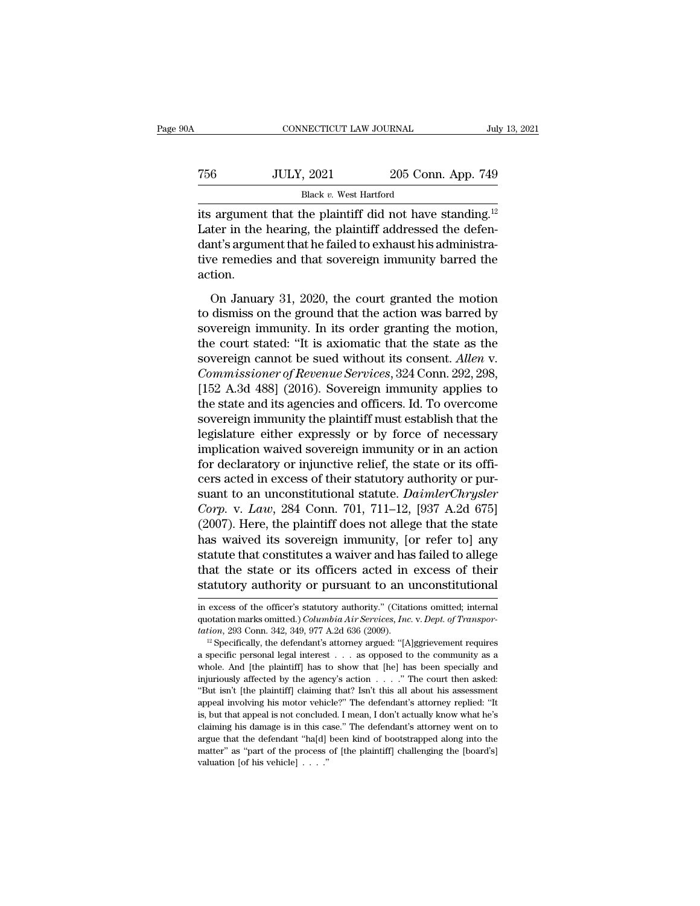its argument that the plaintiff did not have standing.[12] Later in the hearing, the plaintiff addressed the defendant's argument that he failed to exhaust his administrative remedies and that sovereign immunity barred the action.

On January 31, 2020, the court granted the motion to dismiss on the ground that the action was barred by sovereign immunity. In its order granting the motion, the court stated: "It is axiomatic that the state as the sovereign cannot be sued without its consent. *Allen* v. *Commissioner of Revenue Services*, 324 Conn. 292, 298, [152 A.3d 488] (2016). Sovereign immunity applies to the state and its agencies and officers. Id. To overcome sovereign immunity the plaintiff must establish that the legislature either expressly or by force of necessary implication waived sovereign immunity or in an action for declaratory or injunctive relief, the state or its officers acted in excess of their statutory authority or pursuant to an unconstitutional statute. *DaimlerChrysler Corp.* v. *Law*, 284 Conn. 701, 711–12, [937 A.2d 675] (2007). Here, the plaintiff does not allege that the state has waived its sovereign immunity, [or refer to] any statute that constitutes a waiver and has failed to allege that the state or its officers acted in excess of their statutory authority or pursuant to an unconstitutional

---

in excess of the officer's statutory authority." (Citations omitted; internal quotation marks omitted.) *Columbia Air Services, Inc.* v. *Dept. of Transportation*, 293 Conn. 342, 349, 977 A.2d 636 (2009).

[12] Specifically, the defendant's attorney argued: "[A]ggrievement requires a specific personal legal interest . . . as opposed to the community as a whole. And [the plaintiff] has to show that [he] has been specially and injuriously affected by the agency's action . . . ." The court then asked: "But isn't [the plaintiff] claiming that? Isn't this all about his assessment appeal involving his motor vehicle?" The defendant's attorney replied: "It is, but that appeal is not concluded. I mean, I don't actually know what he's claiming his damage is in this case." The defendant's attorney went on to argue that the defendant "ha[d] been kind of bootstrapped along into the matter" as "part of the process of [the plaintiff] challenging the [board's] valuation [of his vehicle] . . . ."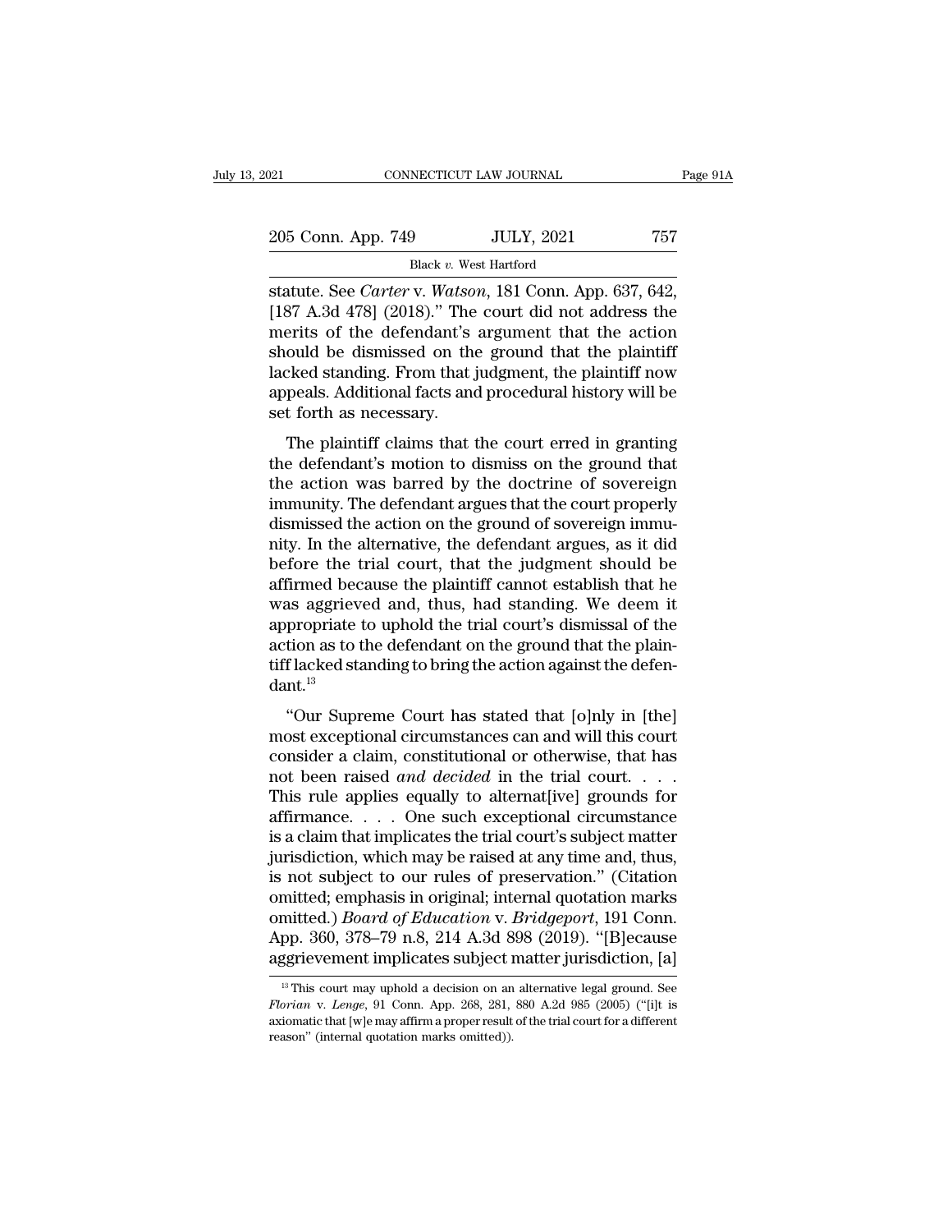statute. See *Carter* v. *Watson*, 181 Conn. App. 637, 642, [187 A.3d 478] (2018)." The court did not address the merits of the defendant's argument that the action should be dismissed on the ground that the plaintiff lacked standing. From that judgment, the plaintiff now appeals. Additional facts and procedural history will be set forth as necessary.

The plaintiff claims that the court erred in granting the defendant's motion to dismiss on the ground that the action was barred by the doctrine of sovereign immunity. The defendant argues that the court properly dismissed the action on the ground of sovereign immunity. In the alternative, the defendant argues, as it did before the trial court, that the judgment should be affirmed because the plaintiff cannot establish that he was aggrieved and, thus, had standing. We deem it appropriate to uphold the trial court's dismissal of the action as to the defendant on the ground that the plaintiff lacked standing to bring the action against the defendant.[13]

"Our Supreme Court has stated that [o]nly in [the] most exceptional circumstances can and will this court consider a claim, constitutional or otherwise, that has not been raised *and decided* in the trial court. . . . This rule applies equally to alternat[ive] grounds for affirmance. . . . One such exceptional circumstance is a claim that implicates the trial court's subject matter jurisdiction, which may be raised at any time and, thus, is not subject to our rules of preservation." (Citation omitted; emphasis in original; internal quotation marks omitted.) *Board of Education* v. *Bridgeport*, 191 Conn. App. 360, 378–79 n.8, 214 A.3d 898 (2019). "[B]ecause aggrievement implicates subject matter jurisdiction, [a]

[13] This court may uphold a decision on an alternative legal ground. See *Florian* v. *Lenge*, 91 Conn. App. 268, 281, 880 A.2d 985 (2005) ("[i]t is axiomatic that [w]e may affirm a proper result of the trial court for a different reason" (internal quotation marks omitted)).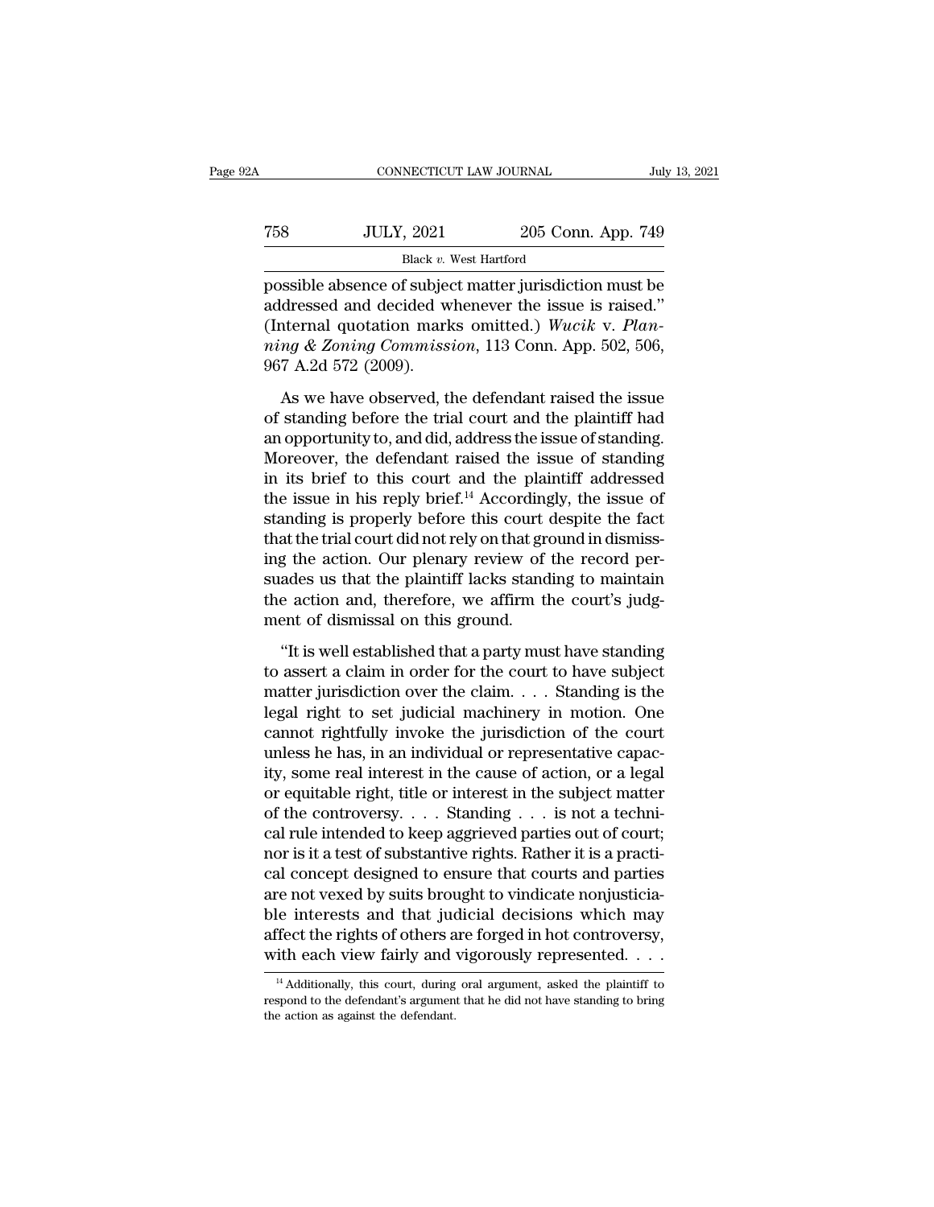possible absence of subject matter jurisdiction must be addressed and decided whenever the issue is raised." (Internal quotation marks omitted.) *Wucik* v. *Planning & Zoning Commission*, 113 Conn. App. 502, 506, 967 A.2d 572 (2009).

As we have observed, the defendant raised the issue of standing before the trial court and the plaintiff had an opportunity to, and did, address the issue of standing. Moreover, the defendant raised the issue of standing in its brief to this court and the plaintiff addressed the issue in his reply brief.[14] Accordingly, the issue of standing is properly before this court despite the fact that the trial court did not rely on that ground in dismissing the action. Our plenary review of the record persuades us that the plaintiff lacks standing to maintain the action and, therefore, we affirm the court's judgment of dismissal on this ground.

"It is well established that a party must have standing to assert a claim in order for the court to have subject matter jurisdiction over the claim. . . . Standing is the legal right to set judicial machinery in motion. One cannot rightfully invoke the jurisdiction of the court unless he has, in an individual or representative capacity, some real interest in the cause of action, or a legal or equitable right, title or interest in the subject matter of the controversy. . . . Standing . . . is not a technical rule intended to keep aggrieved parties out of court; nor is it a test of substantive rights. Rather it is a practical concept designed to ensure that courts and parties are not vexed by suits brought to vindicate nonjusticiable interests and that judicial decisions which may affect the rights of others are forged in hot controversy, with each view fairly and vigorously represented. . . .

[14] Additionally, this court, during oral argument, asked the plaintiff to respond to the defendant's argument that he did not have standing to bring the action as against the defendant.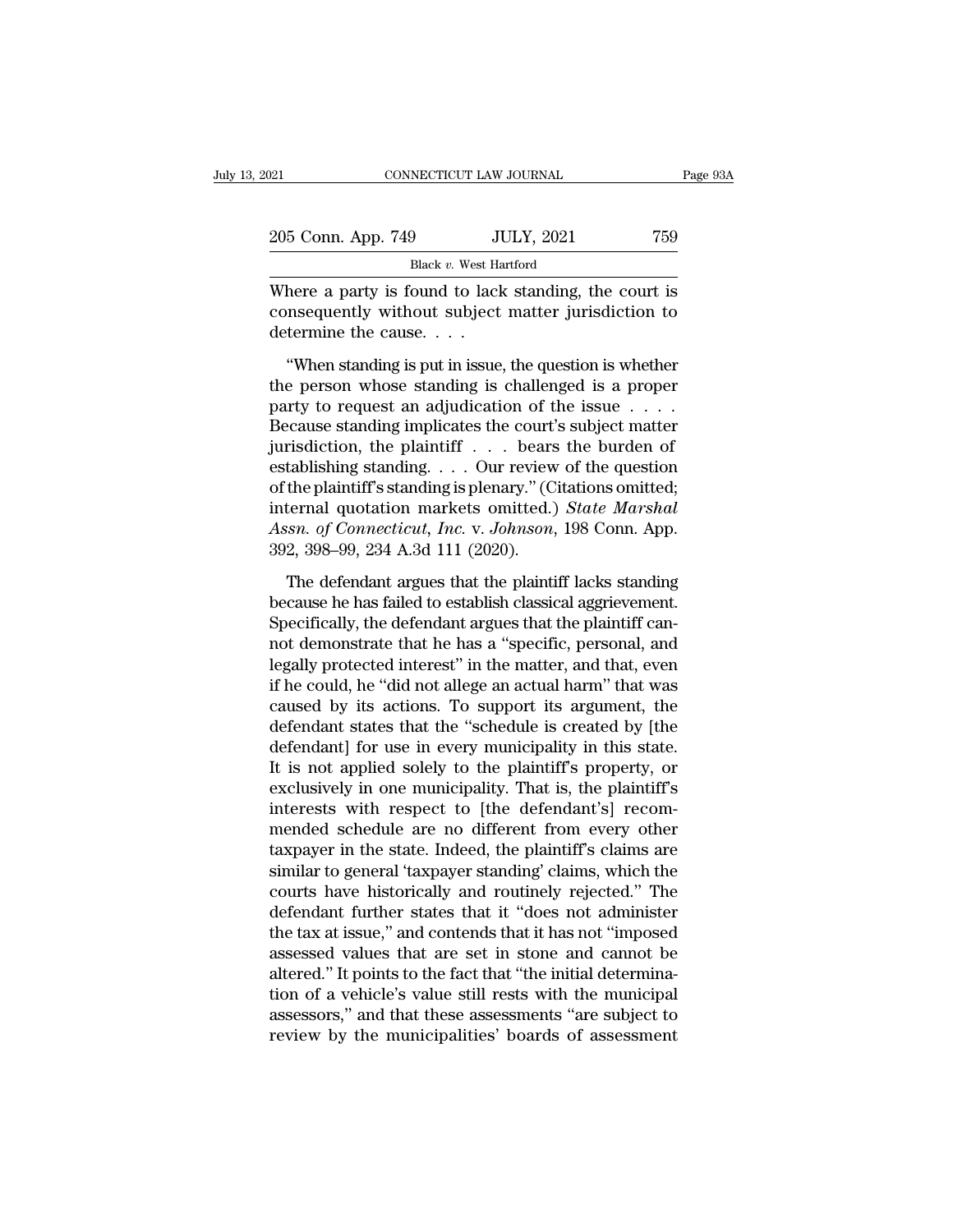Where a party is found to lack standing, the court is consequently without subject matter jurisdiction to determine the cause. . . .

"When standing is put in issue, the question is whether the person whose standing is challenged is a proper party to request an adjudication of the issue . . . . Because standing implicates the court's subject matter jurisdiction, the plaintiff . . . bears the burden of establishing standing. . . . Our review of the question of the plaintiff's standing is plenary." (Citations omitted; internal quotation markets omitted.) *State Marshal Assn. of Connecticut, Inc.* v. *Johnson*, 198 Conn. App. 392, 398–99, 234 A.3d 111 (2020).

The defendant argues that the plaintiff lacks standing because he has failed to establish classical aggrievement. Specifically, the defendant argues that the plaintiff cannot demonstrate that he has a "specific, personal, and legally protected interest" in the matter, and that, even if he could, he "did not allege an actual harm" that was caused by its actions. To support its argument, the defendant states that the "schedule is created by [the defendant] for use in every municipality in this state. It is not applied solely to the plaintiff's property, or exclusively in one municipality. That is, the plaintiff's interests with respect to [the defendant's] recommended schedule are no different from every other taxpayer in the state. Indeed, the plaintiff's claims are similar to general 'taxpayer standing' claims, which the courts have historically and routinely rejected." The defendant further states that it "does not administer the tax at issue," and contends that it has not "imposed assessed values that are set in stone and cannot be altered." It points to the fact that "the initial determination of a vehicle's value still rests with the municipal assessors," and that these assessments "are subject to review by the municipalities' boards of assessment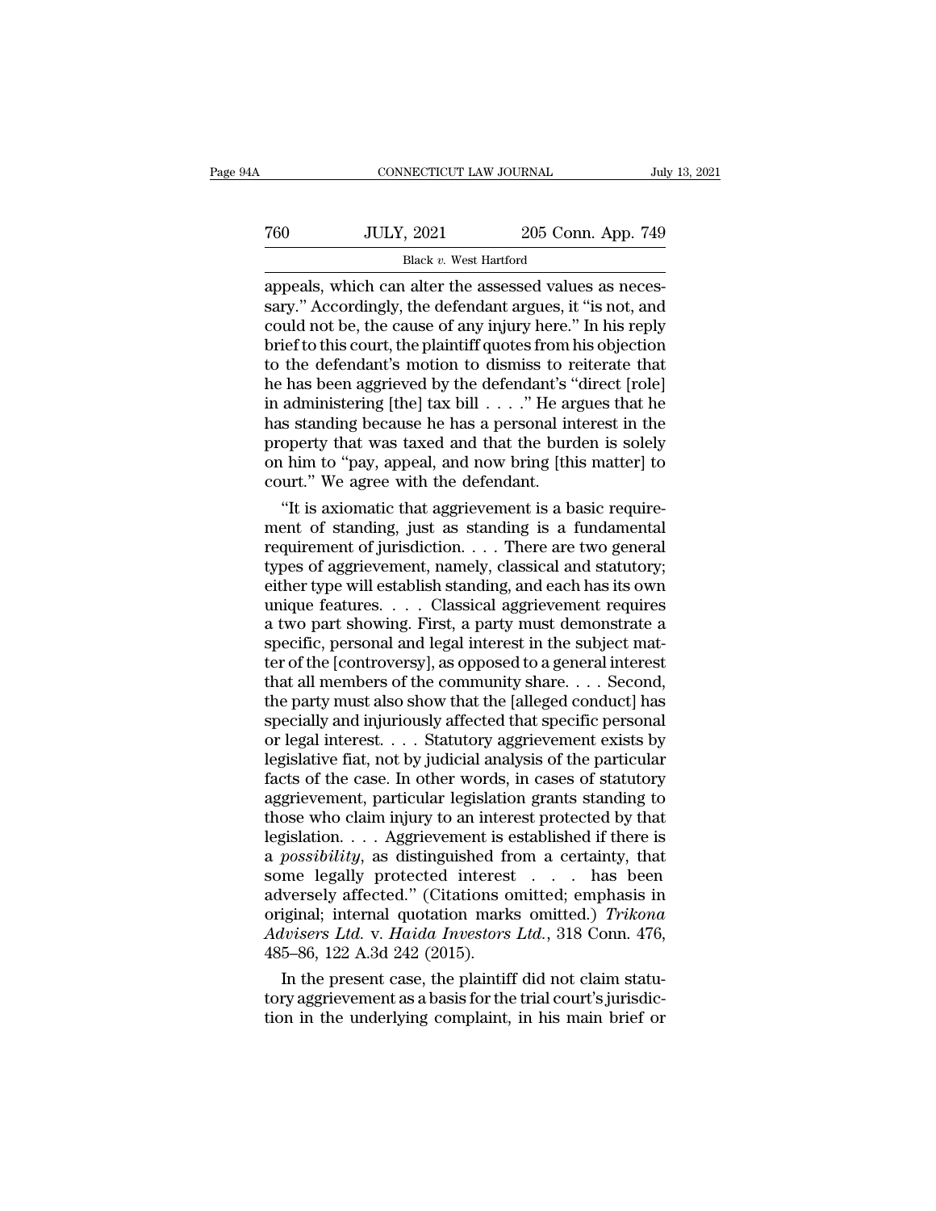appeals, which can alter the assessed values as necessary." Accordingly, the defendant argues, it "is not, and could not be, the cause of any injury here." In his reply brief to this court, the plaintiff quotes from his objection to the defendant's motion to dismiss to reiterate that he has been aggrieved by the defendant's "direct [role] in administering [the] tax bill . . . ." He argues that he has standing because he has a personal interest in the property that was taxed and that the burden is solely on him to "pay, appeal, and now bring [this matter] to court." We agree with the defendant.

"It is axiomatic that aggrievement is a basic requirement of standing, just as standing is a fundamental requirement of jurisdiction. . . . There are two general types of aggrievement, namely, classical and statutory; either type will establish standing, and each has its own unique features. . . . Classical aggrievement requires a two part showing. First, a party must demonstrate a specific, personal and legal interest in the subject matter of the [controversy], as opposed to a general interest that all members of the community share. . . . Second, the party must also show that the [alleged conduct] has specially and injuriously affected that specific personal or legal interest. . . . Statutory aggrievement exists by legislative fiat, not by judicial analysis of the particular facts of the case. In other words, in cases of statutory aggrievement, particular legislation grants standing to those who claim injury to an interest protected by that legislation. . . . Aggrievement is established if there is a *possibility*, as distinguished from a certainty, that some legally protected interest . . . has been adversely affected." (Citations omitted; emphasis in original; internal quotation marks omitted.) *Trikona Advisers Ltd.* v. *Haida Investors Ltd.*, 318 Conn. 476, 485–86, 122 A.3d 242 (2015).

In the present case, the plaintiff did not claim statutory aggrievement as a basis for the trial court's jurisdiction in the underlying complaint, in his main brief or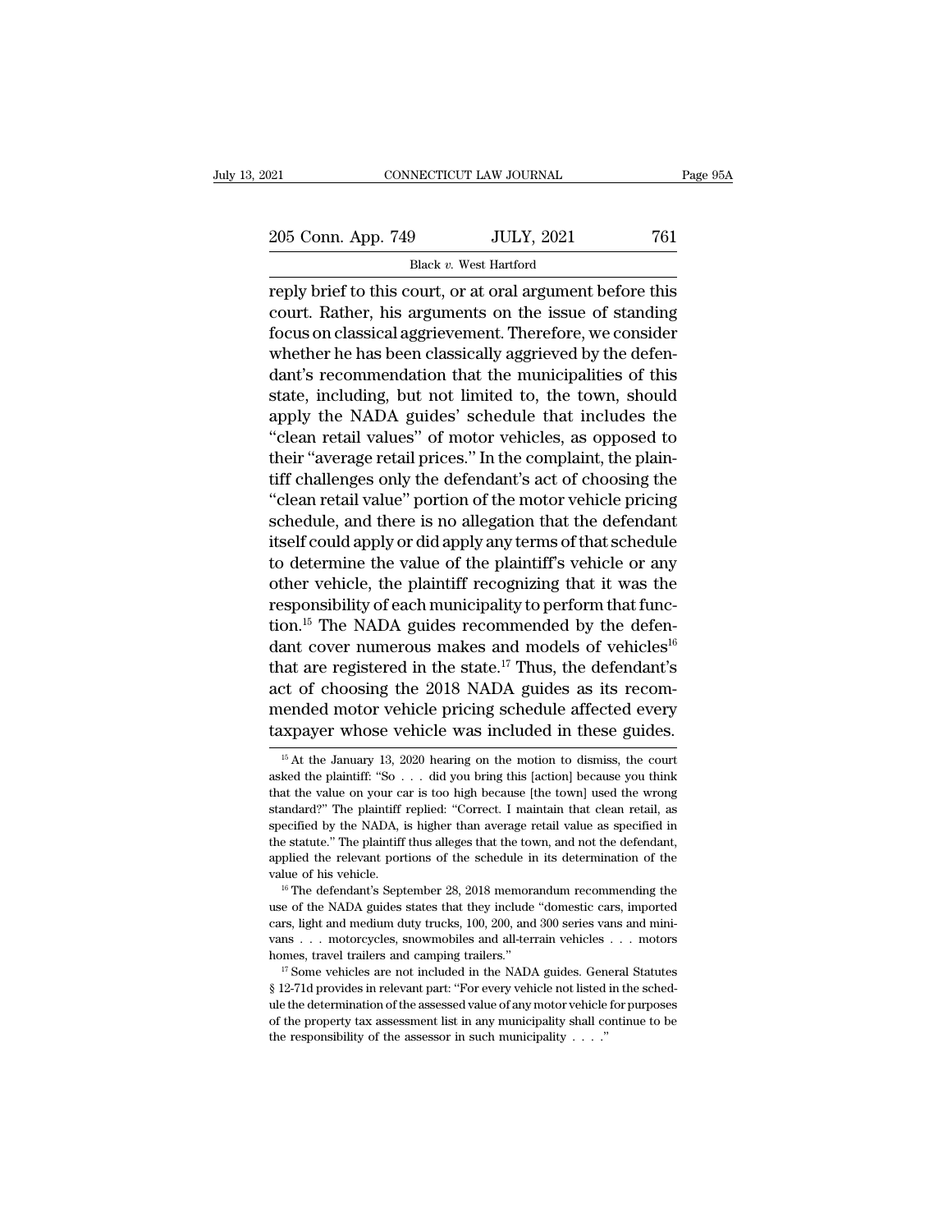reply brief to this court, or at oral argument before this court. Rather, his arguments on the issue of standing focus on classical aggrievement. Therefore, we consider whether he has been classically aggrieved by the defendant's recommendation that the municipalities of this state, including, but not limited to, the town, should apply the NADA guides' schedule that includes the "clean retail values" of motor vehicles, as opposed to their "average retail prices." In the complaint, the plaintiff challenges only the defendant's act of choosing the "clean retail value" portion of the motor vehicle pricing schedule, and there is no allegation that the defendant itself could apply or did apply any terms of that schedule to determine the value of the plaintiff's vehicle or any other vehicle, the plaintiff recognizing that it was the responsibility of each municipality to perform that function.[15] The NADA guides recommended by the defendant cover numerous makes and models of vehicles[16] that are registered in the state.[17] Thus, the defendant's act of choosing the 2018 NADA guides as its recommended motor vehicle pricing schedule affected every taxpayer whose vehicle was included in these guides.

[15] At the January 13, 2020 hearing on the motion to dismiss, the court asked the plaintiff: "So . . . did you bring this [action] because you think that the value on your car is too high because [the town] used the wrong standard?" The plaintiff replied: "Correct. I maintain that clean retail, as specified by the NADA, is higher than average retail value as specified in the statute." The plaintiff thus alleges that the town, and not the defendant, applied the relevant portions of the schedule in its determination of the value of his vehicle.

[16] The defendant's September 28, 2018 memorandum recommending the use of the NADA guides states that they include "domestic cars, imported cars, light and medium duty trucks, 100, 200, and 300 series vans and minivans . . . motorcycles, snowmobiles and all-terrain vehicles . . . motors homes, travel trailers and camping trailers."

[17] Some vehicles are not included in the NADA guides. General Statutes § 12-71d provides in relevant part: "For every vehicle not listed in the schedule the determination of the assessed value of any motor vehicle for purposes of the property tax assessment list in any municipality shall continue to be the responsibility of the assessor in such municipality . . . ."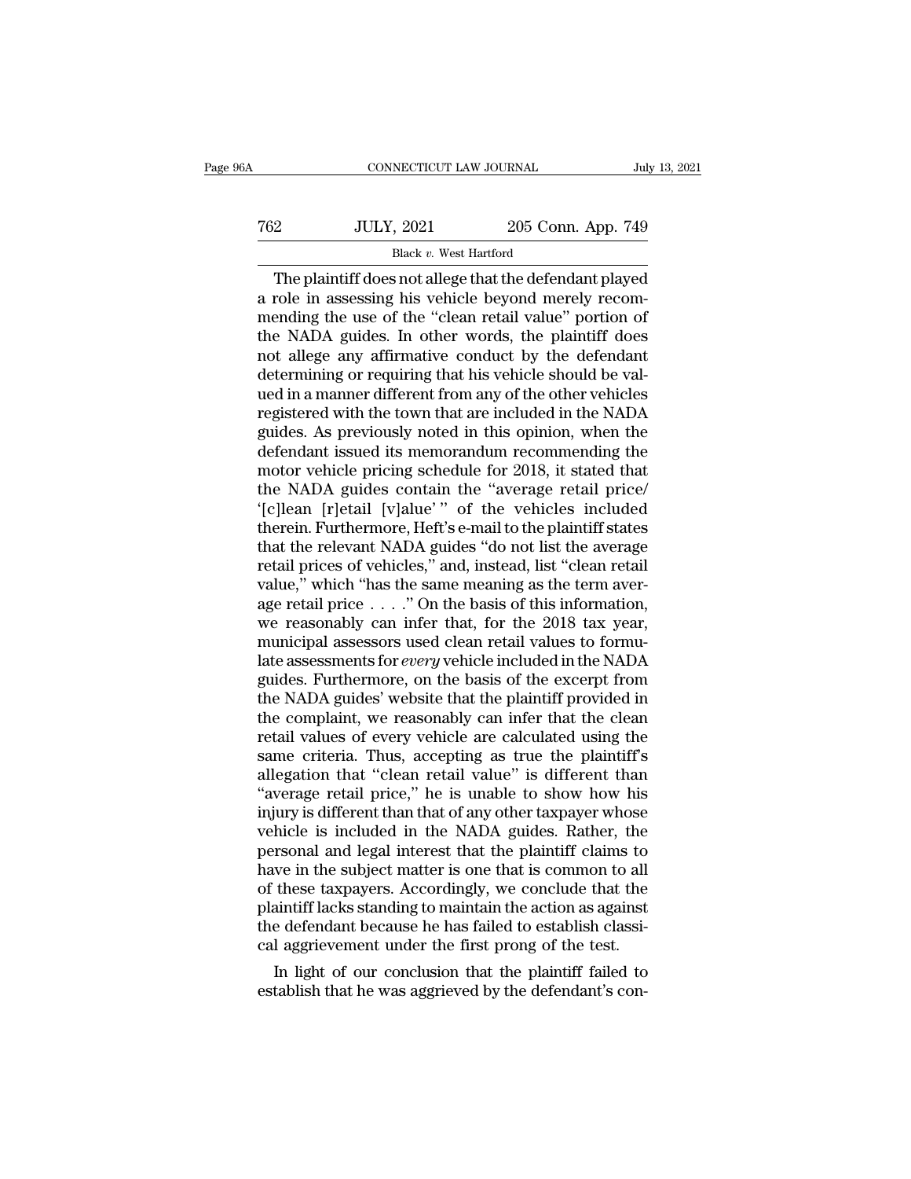The plaintiff does not allege that the defendant played a role in assessing his vehicle beyond merely recommending the use of the "clean retail value" portion of the NADA guides. In other words, the plaintiff does not allege any affirmative conduct by the defendant determining or requiring that his vehicle should be valued in a manner different from any of the other vehicles registered with the town that are included in the NADA guides. As previously noted in this opinion, when the defendant issued its memorandum recommending the motor vehicle pricing schedule for 2018, it stated that the NADA guides contain the "average retail price/ '[c]lean [r]etail [v]alue' " of the vehicles included therein. Furthermore, Heft's e-mail to the plaintiff states that the relevant NADA guides "do not list the average retail prices of vehicles," and, instead, list "clean retail value," which "has the same meaning as the term average retail price . . . ." On the basis of this information, we reasonably can infer that, for the 2018 tax year, municipal assessors used clean retail values to formulate assessments for *every* vehicle included in the NADA guides. Furthermore, on the basis of the excerpt from the NADA guides' website that the plaintiff provided in the complaint, we reasonably can infer that the clean retail values of every vehicle are calculated using the same criteria. Thus, accepting as true the plaintiff's allegation that "clean retail value" is different than "average retail price," he is unable to show how his injury is different than that of any other taxpayer whose vehicle is included in the NADA guides. Rather, the personal and legal interest that the plaintiff claims to have in the subject matter is one that is common to all of these taxpayers. Accordingly, we conclude that the plaintiff lacks standing to maintain the action as against the defendant because he has failed to establish classical aggrievement under the first prong of the test.

In light of our conclusion that the plaintiff failed to establish that he was aggrieved by the defendant's con-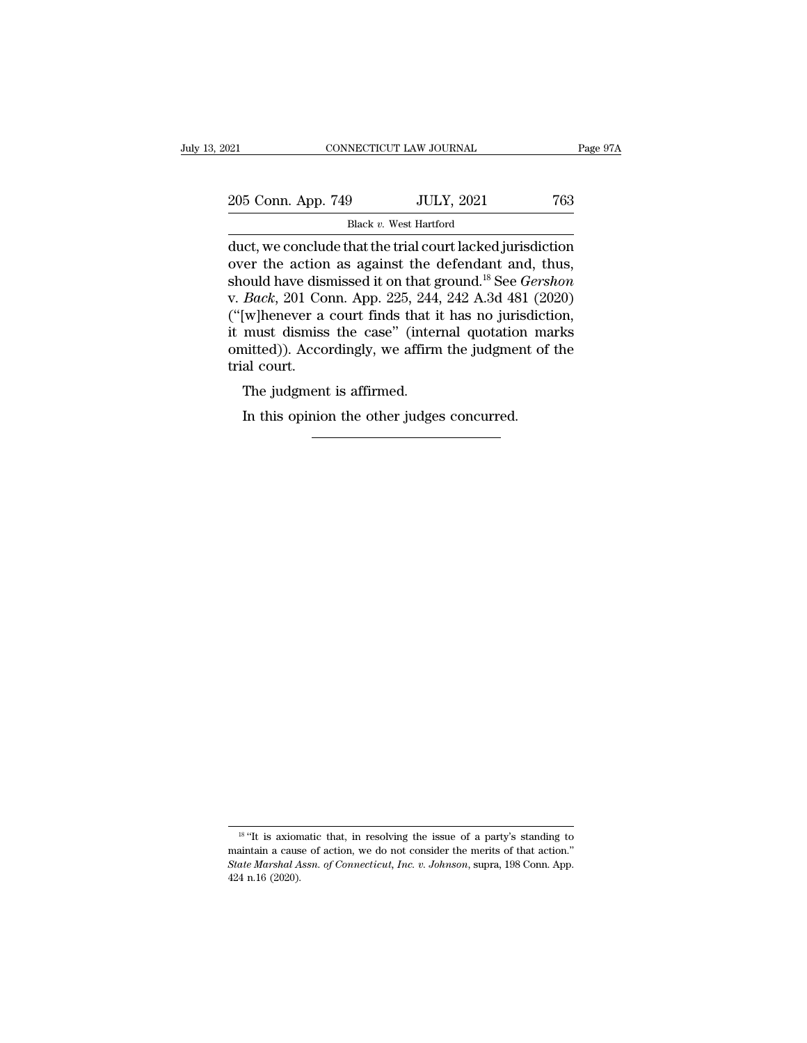duct, we conclude that the trial court lacked jurisdiction over the action as against the defendant and, thus, should have dismissed it on that ground.[18] See *Gershon* v. *Back*, 201 Conn. App. 225, 244, 242 A.3d 481 (2020) ("[w]henever a court finds that it has no jurisdiction, it must dismiss the case" (internal quotation marks omitted)). Accordingly, we affirm the judgment of the trial court.

The judgment is affirmed.

In this opinion the other judges concurred.

---

[18] "It is axiomatic that, in resolving the issue of a party's standing to maintain a cause of action, we do not consider the merits of that action." *State Marshal Assn. of Connecticut, Inc.* v. *Johnson*, supra, 198 Conn. App. 424 n.16 (2020).